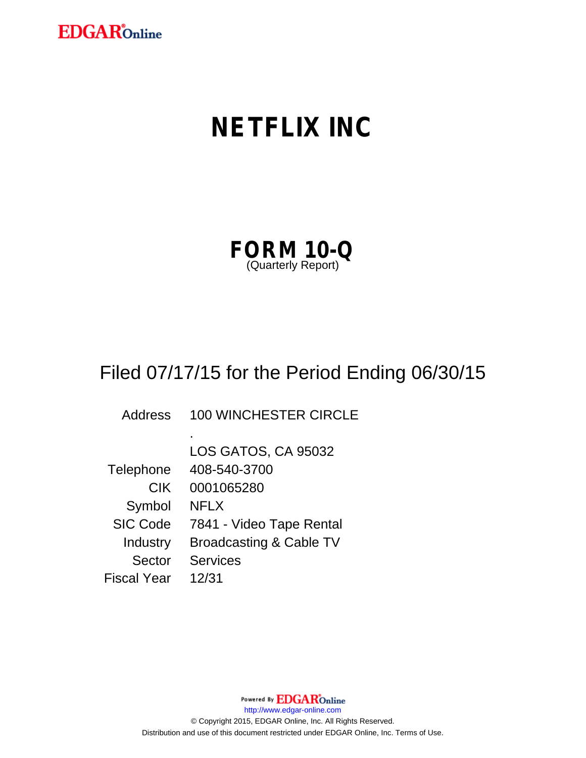EDGAR®Online

# NETFLIX INC

## FORM 10-Q
(Quarterly Report)

Filed 07/17/15 for the Period Ending 06/30/15

| | |
|---|---|
| Address | 100 WINCHESTER CIRCLE |
| | . |
| | LOS GATOS, CA 95032 |
| Telephone | 408-540-3700 |
| CIK | 0001065280 |
| Symbol | NFLX |
| SIC Code | 7841 - Video Tape Rental |
| Industry | Broadcasting & Cable TV |
| Sector | Services |
| Fiscal Year | 12/31 |

Powered By EDGAR®Online
http://www.edgar-online.com
© Copyright 2015, EDGAR Online, Inc. All Rights Reserved.
Distribution and use of this document restricted under EDGAR Online, Inc. Terms of Use.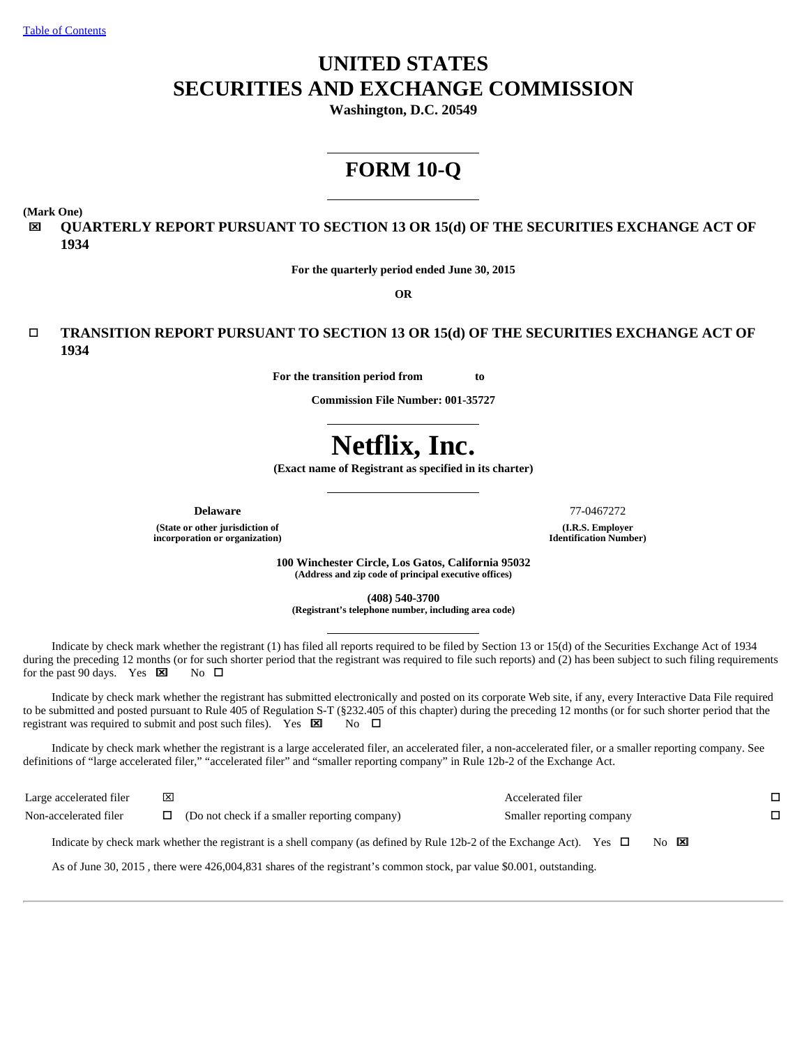[Table of Contents](#)

# UNITED STATES
# SECURITIES AND EXCHANGE COMMISSION

**Washington, D.C. 20549**

# FORM 10-Q

**(Mark One)**

☒ **QUARTERLY REPORT PURSUANT TO SECTION 13 OR 15(d) OF THE SECURITIES EXCHANGE ACT OF 1934**

**For the quarterly period ended June 30, 2015**

**OR**

☐ **TRANSITION REPORT PURSUANT TO SECTION 13 OR 15(d) OF THE SECURITIES EXCHANGE ACT OF 1934**

**For the transition period from to**

**Commission File Number: 001-35727**

# Netflix, Inc.

**(Exact name of Registrant as specified in its charter)**

| Delaware | 77-0467272 |
|---|---|
| **(State or other jurisdiction of incorporation or organization)** | **(I.R.S. Employer Identification Number)** |

**100 Winchester Circle, Los Gatos, California 95032**
**(Address and zip code of principal executive offices)**

**(408) 540-3700**
**(Registrant's telephone number, including area code)**

Indicate by check mark whether the registrant (1) has filed all reports required to be filed by Section 13 or 15(d) of the Securities Exchange Act of 1934 during the preceding 12 months (or for such shorter period that the registrant was required to file such reports) and (2) has been subject to such filing requirements for the past 90 days. Yes ☒ No ☐

Indicate by check mark whether the registrant has submitted electronically and posted on its corporate Web site, if any, every Interactive Data File required to be submitted and posted pursuant to Rule 405 of Regulation S-T (§232.405 of this chapter) during the preceding 12 months (or for such shorter period that the registrant was required to submit and post such files). Yes ☒ No ☐

Indicate by check mark whether the registrant is a large accelerated filer, an accelerated filer, a non-accelerated filer, or a smaller reporting company. See definitions of "large accelerated filer," "accelerated filer" and "smaller reporting company" in Rule 12b-2 of the Exchange Act.

| | | | |
|---|---|---|---|
| Large accelerated filer | ☒ | Accelerated filer | ☐ |
| Non-accelerated filer | ☐ (Do not check if a smaller reporting company) | Smaller reporting company | ☐ |

Indicate by check mark whether the registrant is a shell company (as defined by Rule 12b-2 of the Exchange Act). Yes ☐ No ☒

As of June 30, 2015 , there were 426,004,831 shares of the registrant's common stock, par value $0.001, outstanding.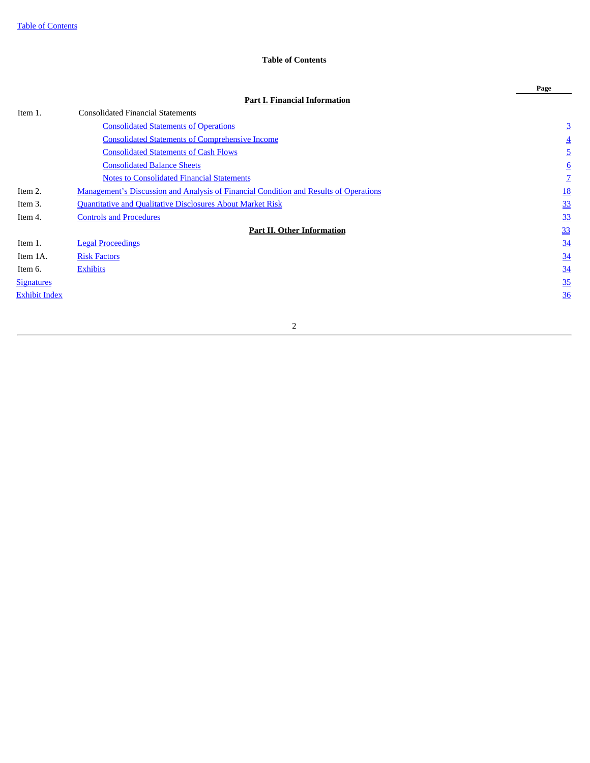## Table of Contents

| | | Page |
|---|---|---|
| | **Part I. Financial Information** | |
| Item 1. | Consolidated Financial Statements | |
| | Consolidated Statements of Operations | 3 |
| | Consolidated Statements of Comprehensive Income | 4 |
| | Consolidated Statements of Cash Flows | 5 |
| | Consolidated Balance Sheets | 6 |
| | Notes to Consolidated Financial Statements | 7 |
| Item 2. | Management's Discussion and Analysis of Financial Condition and Results of Operations | 18 |
| Item 3. | Quantitative and Qualitative Disclosures About Market Risk | 33 |
| Item 4. | Controls and Procedures | 33 |
| | **Part II. Other Information** | 33 |
| Item 1. | Legal Proceedings | 34 |
| Item 1A. | Risk Factors | 34 |
| Item 6. | Exhibits | 34 |
| Signatures | | 35 |
| Exhibit Index | | 36 |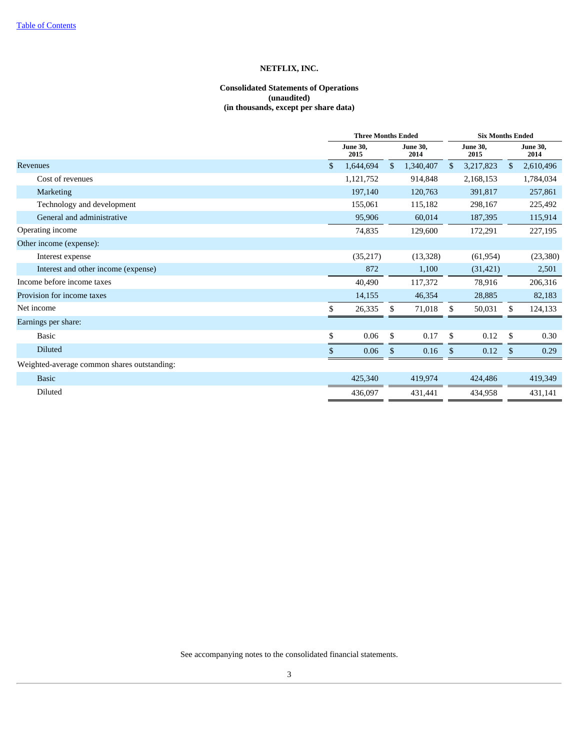# NETFLIX, INC.

## Consolidated Statements of Operations
**(unaudited)**
**(in thousands, except per share data)**

| | Three Months Ended | | Six Months Ended | |
|---|---|---|---|---|
| | June 30, 2015 | June 30, 2014 | June 30, 2015 | June 30, 2014 |
| Revenues | $ 1,644,694 | $ 1,340,407 | $ 3,217,823 | $ 2,610,496 |
| Cost of revenues | 1,121,752 | 914,848 | 2,168,153 | 1,784,034 |
| Marketing | 197,140 | 120,763 | 391,817 | 257,861 |
| Technology and development | 155,061 | 115,182 | 298,167 | 225,492 |
| General and administrative | 95,906 | 60,014 | 187,395 | 115,914 |
| Operating income | 74,835 | 129,600 | 172,291 | 227,195 |
| Other income (expense): | | | | |
| Interest expense | (35,217) | (13,328) | (61,954) | (23,380) |
| Interest and other income (expense) | 872 | 1,100 | (31,421) | 2,501 |
| Income before income taxes | 40,490 | 117,372 | 78,916 | 206,316 |
| Provision for income taxes | 14,155 | 46,354 | 28,885 | 82,183 |
| Net income | $ 26,335 | $ 71,018 | $ 50,031 | $ 124,133 |
| Earnings per share: | | | | |
| Basic | $ 0.06 | $ 0.17 | $ 0.12 | $ 0.30 |
| Diluted | $ 0.06 | $ 0.16 | $ 0.12 | $ 0.29 |
| Weighted-average common shares outstanding: | | | | |
| Basic | 425,340 | 419,974 | 424,486 | 419,349 |
| Diluted | 436,097 | 431,441 | 434,958 | 431,141 |

See accompanying notes to the consolidated financial statements.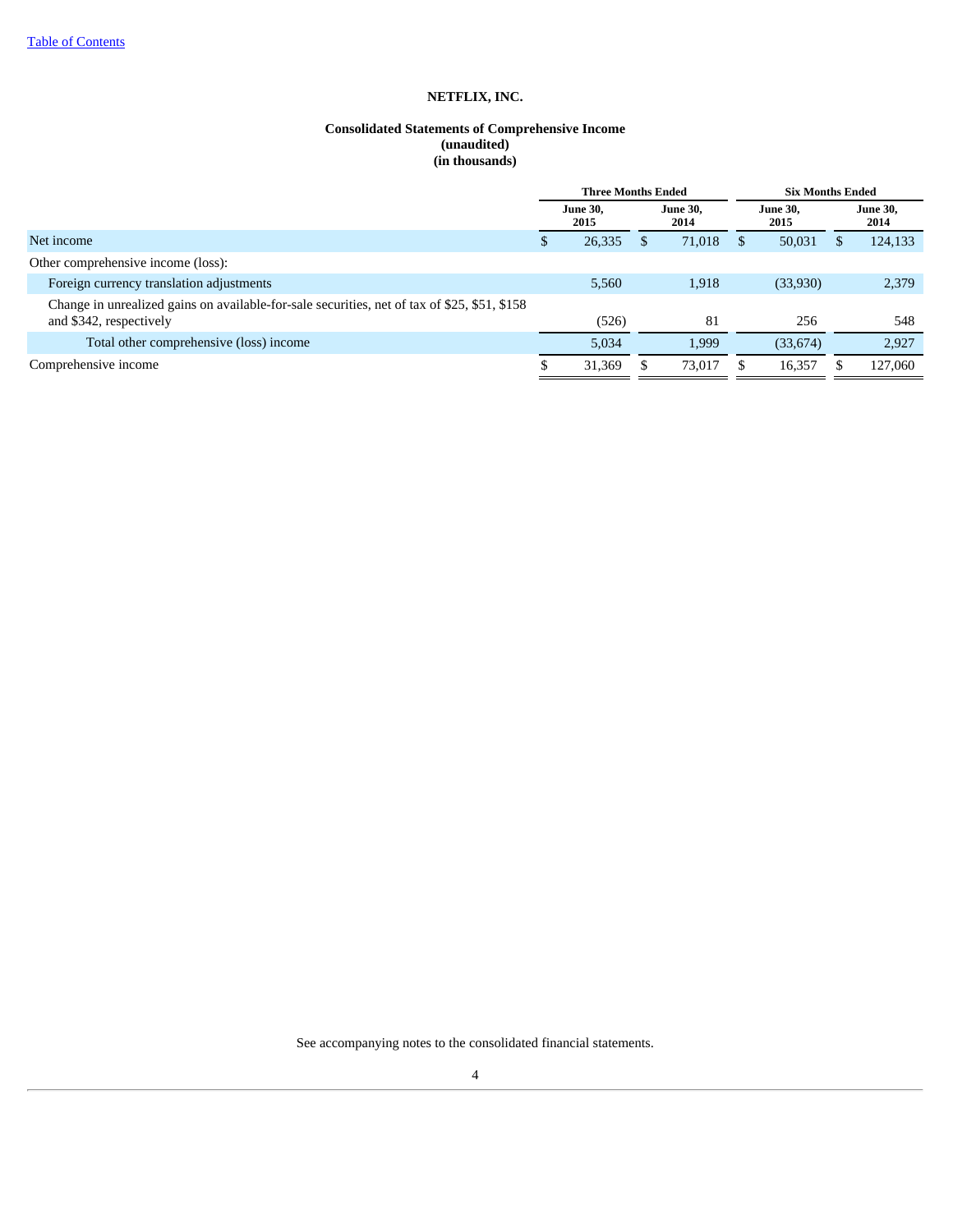[Table of Contents](#)

# NETFLIX, INC.

## Consolidated Statements of Comprehensive Income
**(unaudited)**
**(in thousands)**

| | Three Months Ended | | Six Months Ended | |
|---|---|---|---|---|
| | June 30, 2015 | June 30, 2014 | June 30, 2015 | June 30, 2014 |
| Net income | $ 26,335 | $ 71,018 | $ 50,031 | $ 124,133 |
| Other comprehensive income (loss): | | | | |
| Foreign currency translation adjustments | 5,560 | 1,918 | (33,930) | 2,379 |
| Change in unrealized gains on available-for-sale securities, net of tax of $25, $51, $158 and $342, respectively | (526) | 81 | 256 | 548 |
| Total other comprehensive (loss) income | 5,034 | 1,999 | (33,674) | 2,927 |
| Comprehensive income | $ 31,369 | $ 73,017 | $ 16,357 | $ 127,060 |

See accompanying notes to the consolidated financial statements.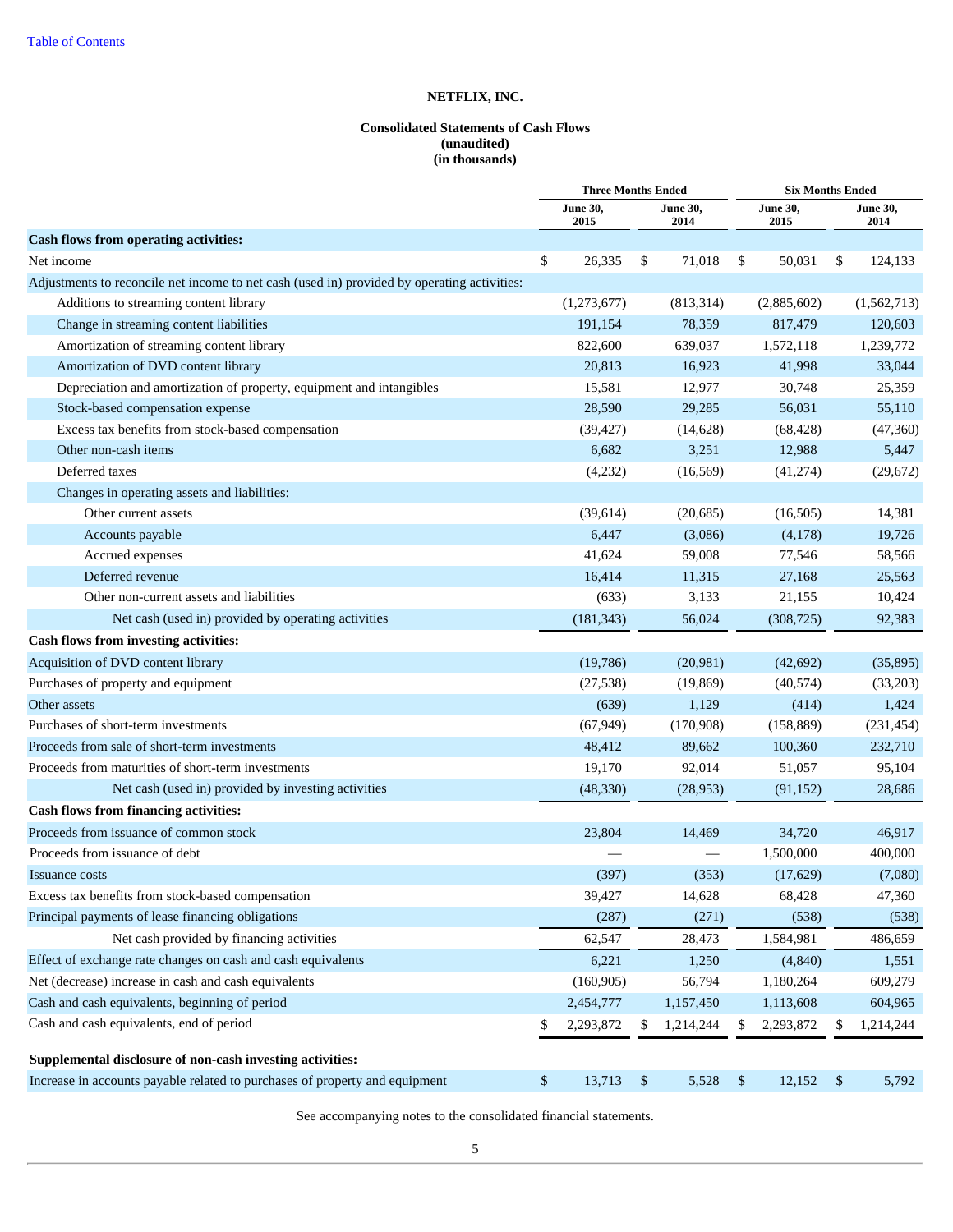[Table of Contents](#)

# NETFLIX, INC.

## Consolidated Statements of Cash Flows
**(unaudited)**
**(in thousands)**

| | Three Months Ended | | Six Months Ended | |
|---|---|---|---|---|
| | June 30, 2015 | June 30, 2014 | June 30, 2015 | June 30, 2014 |
| **Cash flows from operating activities:** | | | | |
| Net income | $ 26,335 | $ 71,018 | $ 50,031 | $ 124,133 |
| Adjustments to reconcile net income to net cash (used in) provided by operating activities: | | | | |
| Additions to streaming content library | (1,273,677) | (813,314) | (2,885,602) | (1,562,713) |
| Change in streaming content liabilities | 191,154 | 78,359 | 817,479 | 120,603 |
| Amortization of streaming content library | 822,600 | 639,037 | 1,572,118 | 1,239,772 |
| Amortization of DVD content library | 20,813 | 16,923 | 41,998 | 33,044 |
| Depreciation and amortization of property, equipment and intangibles | 15,581 | 12,977 | 30,748 | 25,359 |
| Stock-based compensation expense | 28,590 | 29,285 | 56,031 | 55,110 |
| Excess tax benefits from stock-based compensation | (39,427) | (14,628) | (68,428) | (47,360) |
| Other non-cash items | 6,682 | 3,251 | 12,988 | 5,447 |
| Deferred taxes | (4,232) | (16,569) | (41,274) | (29,672) |
| Changes in operating assets and liabilities: | | | | |
| Other current assets | (39,614) | (20,685) | (16,505) | 14,381 |
| Accounts payable | 6,447 | (3,086) | (4,178) | 19,726 |
| Accrued expenses | 41,624 | 59,008 | 77,546 | 58,566 |
| Deferred revenue | 16,414 | 11,315 | 27,168 | 25,563 |
| Other non-current assets and liabilities | (633) | 3,133 | 21,155 | 10,424 |
| Net cash (used in) provided by operating activities | (181,343) | 56,024 | (308,725) | 92,383 |
| **Cash flows from investing activities:** | | | | |
| Acquisition of DVD content library | (19,786) | (20,981) | (42,692) | (35,895) |
| Purchases of property and equipment | (27,538) | (19,869) | (40,574) | (33,203) |
| Other assets | (639) | 1,129 | (414) | 1,424 |
| Purchases of short-term investments | (67,949) | (170,908) | (158,889) | (231,454) |
| Proceeds from sale of short-term investments | 48,412 | 89,662 | 100,360 | 232,710 |
| Proceeds from maturities of short-term investments | 19,170 | 92,014 | 51,057 | 95,104 |
| Net cash (used in) provided by investing activities | (48,330) | (28,953) | (91,152) | 28,686 |
| **Cash flows from financing activities:** | | | | |
| Proceeds from issuance of common stock | 23,804 | 14,469 | 34,720 | 46,917 |
| Proceeds from issuance of debt | — | — | 1,500,000 | 400,000 |
| Issuance costs | (397) | (353) | (17,629) | (7,080) |
| Excess tax benefits from stock-based compensation | 39,427 | 14,628 | 68,428 | 47,360 |
| Principal payments of lease financing obligations | (287) | (271) | (538) | (538) |
| Net cash provided by financing activities | 62,547 | 28,473 | 1,584,981 | 486,659 |
| Effect of exchange rate changes on cash and cash equivalents | 6,221 | 1,250 | (4,840) | 1,551 |
| Net (decrease) increase in cash and cash equivalents | (160,905) | 56,794 | 1,180,264 | 609,279 |
| Cash and cash equivalents, beginning of period | 2,454,777 | 1,157,450 | 1,113,608 | 604,965 |
| Cash and cash equivalents, end of period | $ 2,293,872 | $ 1,214,244 | $ 2,293,872 | $ 1,214,244 |
| **Supplemental disclosure of non-cash investing activities:** | | | | |
| Increase in accounts payable related to purchases of property and equipment | $ 13,713 | $ 5,528 | $ 12,152 | $ 5,792 |

See accompanying notes to the consolidated financial statements.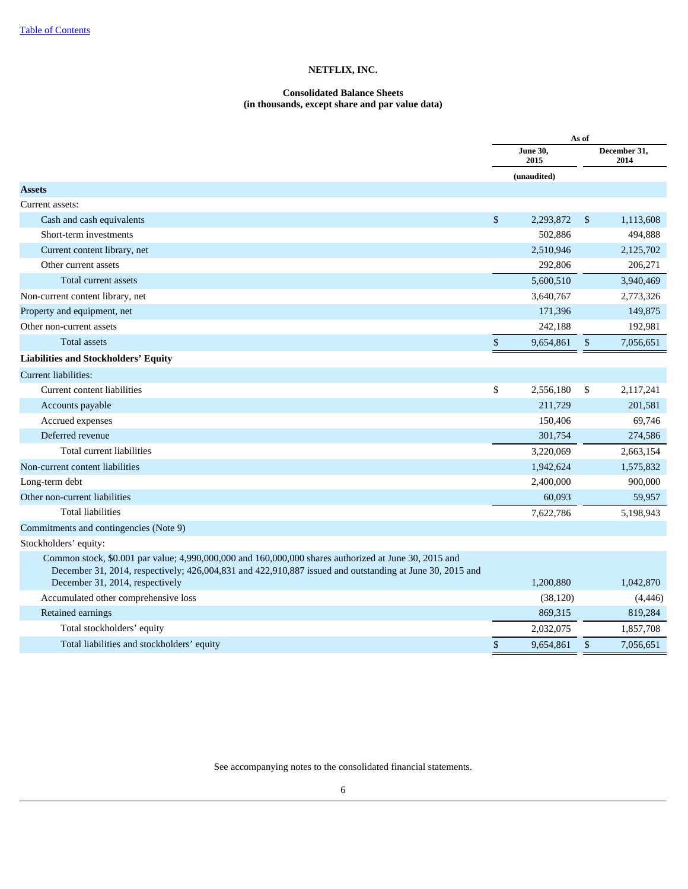[Table of Contents](#)

# NETFLIX, INC.

## Consolidated Balance Sheets
### (in thousands, except share and par value data)

| | As of | |
|---|---|---|
| | June 30, 2015 | December 31, 2014 |
| | (unaudited) | |
| **Assets** | | |
| Current assets: | | |
| Cash and cash equivalents | $ 2,293,872 | $ 1,113,608 |
| Short-term investments | 502,886 | 494,888 |
| Current content library, net | 2,510,946 | 2,125,702 |
| Other current assets | 292,806 | 206,271 |
| Total current assets | 5,600,510 | 3,940,469 |
| Non-current content library, net | 3,640,767 | 2,773,326 |
| Property and equipment, net | 171,396 | 149,875 |
| Other non-current assets | 242,188 | 192,981 |
| Total assets | $ 9,654,861 | $ 7,056,651 |
| **Liabilities and Stockholders' Equity** | | |
| Current liabilities: | | |
| Current content liabilities | $ 2,556,180 | $ 2,117,241 |
| Accounts payable | 211,729 | 201,581 |
| Accrued expenses | 150,406 | 69,746 |
| Deferred revenue | 301,754 | 274,586 |
| Total current liabilities | 3,220,069 | 2,663,154 |
| Non-current content liabilities | 1,942,624 | 1,575,832 |
| Long-term debt | 2,400,000 | 900,000 |
| Other non-current liabilities | 60,093 | 59,957 |
| Total liabilities | 7,622,786 | 5,198,943 |
| Commitments and contingencies (Note 9) | | |
| Stockholders' equity: | | |
| Common stock, $0.001 par value; 4,990,000,000 and 160,000,000 shares authorized at June 30, 2015 and December 31, 2014, respectively; 426,004,831 and 422,910,887 issued and outstanding at June 30, 2015 and December 31, 2014, respectively | 1,200,880 | 1,042,870 |
| Accumulated other comprehensive loss | (38,120) | (4,446) |
| Retained earnings | 869,315 | 819,284 |
| Total stockholders' equity | 2,032,075 | 1,857,708 |
| Total liabilities and stockholders' equity | $ 9,654,861 | $ 7,056,651 |

See accompanying notes to the consolidated financial statements.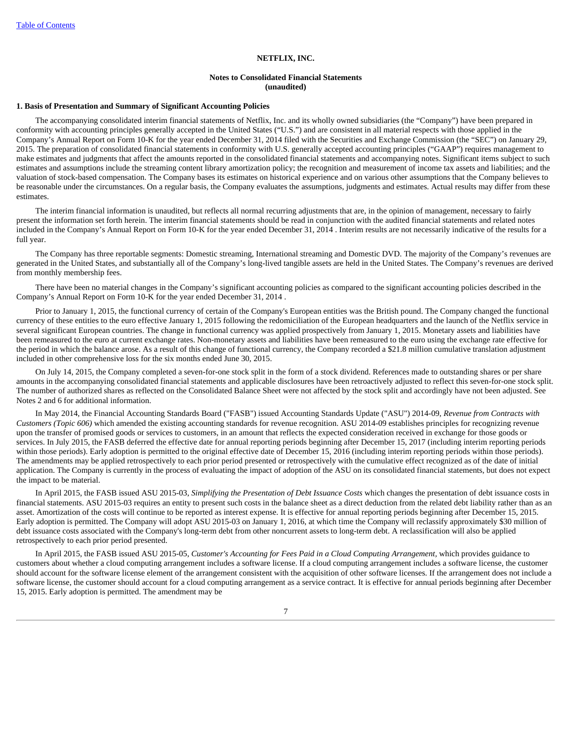**NETFLIX, INC.**

**Notes to Consolidated Financial Statements**
**(unaudited)**

**1. Basis of Presentation and Summary of Significant Accounting Policies**

The accompanying consolidated interim financial statements of Netflix, Inc. and its wholly owned subsidiaries (the "Company") have been prepared in conformity with accounting principles generally accepted in the United States ("U.S.") and are consistent in all material respects with those applied in the Company's Annual Report on Form 10-K for the year ended December 31, 2014 filed with the Securities and Exchange Commission (the "SEC") on January 29, 2015. The preparation of consolidated financial statements in conformity with U.S. generally accepted accounting principles ("GAAP") requires management to make estimates and judgments that affect the amounts reported in the consolidated financial statements and accompanying notes. Significant items subject to such estimates and assumptions include the streaming content library amortization policy; the recognition and measurement of income tax assets and liabilities; and the valuation of stock-based compensation. The Company bases its estimates on historical experience and on various other assumptions that the Company believes to be reasonable under the circumstances. On a regular basis, the Company evaluates the assumptions, judgments and estimates. Actual results may differ from these estimates.

The interim financial information is unaudited, but reflects all normal recurring adjustments that are, in the opinion of management, necessary to fairly present the information set forth herein. The interim financial statements should be read in conjunction with the audited financial statements and related notes included in the Company's Annual Report on Form 10-K for the year ended December 31, 2014 . Interim results are not necessarily indicative of the results for a full year.

The Company has three reportable segments: Domestic streaming, International streaming and Domestic DVD. The majority of the Company's revenues are generated in the United States, and substantially all of the Company's long-lived tangible assets are held in the United States. The Company's revenues are derived from monthly membership fees.

There have been no material changes in the Company's significant accounting policies as compared to the significant accounting policies described in the Company's Annual Report on Form 10-K for the year ended December 31, 2014 .

Prior to January 1, 2015, the functional currency of certain of the Company's European entities was the British pound. The Company changed the functional currency of these entities to the euro effective January 1, 2015 following the redomiciliation of the European headquarters and the launch of the Netflix service in several significant European countries. The change in functional currency was applied prospectively from January 1, 2015. Monetary assets and liabilities have been remeasured to the euro at current exchange rates. Non-monetary assets and liabilities have been remeasured to the euro using the exchange rate effective for the period in which the balance arose. As a result of this change of functional currency, the Company recorded a $21.8 million cumulative translation adjustment included in other comprehensive loss for the six months ended June 30, 2015.

On July 14, 2015, the Company completed a seven-for-one stock split in the form of a stock dividend. References made to outstanding shares or per share amounts in the accompanying consolidated financial statements and applicable disclosures have been retroactively adjusted to reflect this seven-for-one stock split. The number of authorized shares as reflected on the Consolidated Balance Sheet were not affected by the stock split and accordingly have not been adjusted. See Notes 2 and 6 for additional information.

In May 2014, the Financial Accounting Standards Board ("FASB") issued Accounting Standards Update ("ASU") 2014-09, *Revenue from Contracts with Customers (Topic 606)* which amended the existing accounting standards for revenue recognition. ASU 2014-09 establishes principles for recognizing revenue upon the transfer of promised goods or services to customers, in an amount that reflects the expected consideration received in exchange for those goods or services. In July 2015, the FASB deferred the effective date for annual reporting periods beginning after December 15, 2017 (including interim reporting periods within those periods). Early adoption is permitted to the original effective date of December 15, 2016 (including interim reporting periods within those periods). The amendments may be applied retrospectively to each prior period presented or retrospectively with the cumulative effect recognized as of the date of initial application. The Company is currently in the process of evaluating the impact of adoption of the ASU on its consolidated financial statements, but does not expect the impact to be material.

In April 2015, the FASB issued ASU 2015-03, *Simplifying the Presentation of Debt Issuance Costs* which changes the presentation of debt issuance costs in financial statements. ASU 2015-03 requires an entity to present such costs in the balance sheet as a direct deduction from the related debt liability rather than as an asset. Amortization of the costs will continue to be reported as interest expense. It is effective for annual reporting periods beginning after December 15, 2015. Early adoption is permitted. The Company will adopt ASU 2015-03 on January 1, 2016, at which time the Company will reclassify approximately $30 million of debt issuance costs associated with the Company's long-term debt from other noncurrent assets to long-term debt. A reclassification will also be applied retrospectively to each prior period presented.

In April 2015, the FASB issued ASU 2015-05, *Customer's Accounting for Fees Paid in a Cloud Computing Arrangement*, which provides guidance to customers about whether a cloud computing arrangement includes a software license. If a cloud computing arrangement includes a software license, the customer should account for the software license element of the arrangement consistent with the acquisition of other software licenses. If the arrangement does not include a software license, the customer should account for a cloud computing arrangement as a service contract. It is effective for annual periods beginning after December 15, 2015. Early adoption is permitted. The amendment may be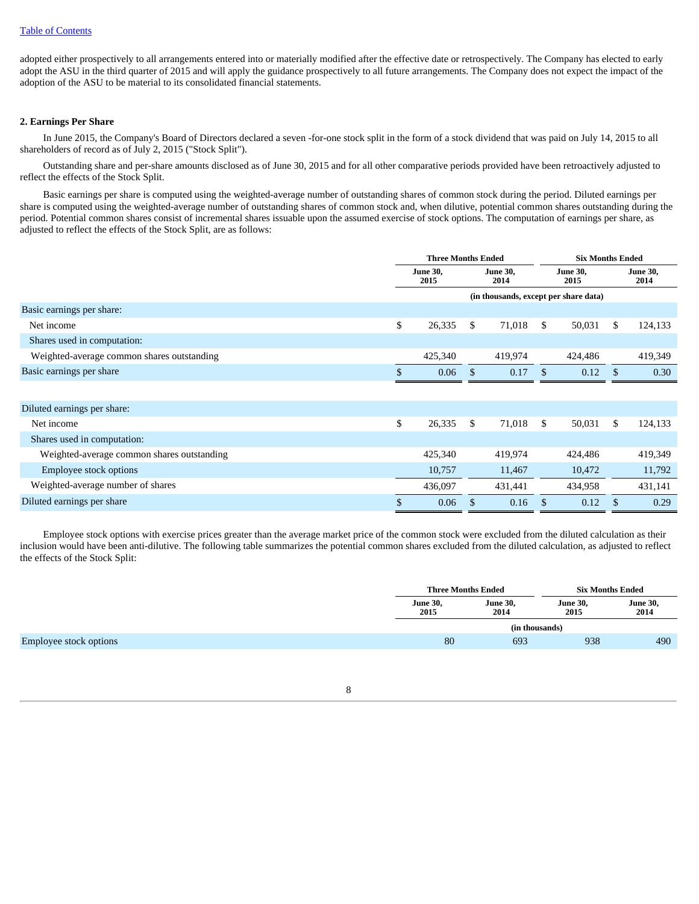adopted either prospectively to all arrangements entered into or materially modified after the effective date or retrospectively. The Company has elected to early adopt the ASU in the third quarter of 2015 and will apply the guidance prospectively to all future arrangements. The Company does not expect the impact of the adoption of the ASU to be material to its consolidated financial statements.

## 2. Earnings Per Share

In June 2015, the Company's Board of Directors declared a seven -for-one stock split in the form of a stock dividend that was paid on July 14, 2015 to all shareholders of record as of July 2, 2015 ("Stock Split").

Outstanding share and per-share amounts disclosed as of June 30, 2015 and for all other comparative periods provided have been retroactively adjusted to reflect the effects of the Stock Split.

Basic earnings per share is computed using the weighted-average number of outstanding shares of common stock during the period. Diluted earnings per share is computed using the weighted-average number of outstanding shares of common stock and, when dilutive, potential common shares outstanding during the period. Potential common shares consist of incremental shares issuable upon the assumed exercise of stock options. The computation of earnings per share, as adjusted to reflect the effects of the Stock Split, are as follows:

| | Three Months Ended | | Six Months Ended | |
|---|---|---|---|---|
| | June 30, 2015 | June 30, 2014 | June 30, 2015 | June 30, 2014 |
| | (in thousands, except per share data) | | | |
| Basic earnings per share: | | | | |
| Net income | $ 26,335 | $ 71,018 | $ 50,031 | $ 124,133 |
| Shares used in computation: | | | | |
| Weighted-average common shares outstanding | 425,340 | 419,974 | 424,486 | 419,349 |
| Basic earnings per share | $ 0.06 | $ 0.17 | $ 0.12 | $ 0.30 |
| | | | | |
| Diluted earnings per share: | | | | |
| Net income | $ 26,335 | $ 71,018 | $ 50,031 | $ 124,133 |
| Shares used in computation: | | | | |
| Weighted-average common shares outstanding | 425,340 | 419,974 | 424,486 | 419,349 |
| Employee stock options | 10,757 | 11,467 | 10,472 | 11,792 |
| Weighted-average number of shares | 436,097 | 431,441 | 434,958 | 431,141 |
| Diluted earnings per share | $ 0.06 | $ 0.16 | $ 0.12 | $ 0.29 |

Employee stock options with exercise prices greater than the average market price of the common stock were excluded from the diluted calculation as their inclusion would have been anti-dilutive. The following table summarizes the potential common shares excluded from the diluted calculation, as adjusted to reflect the effects of the Stock Split:

| | Three Months Ended | | Six Months Ended | |
|---|---|---|---|---|
| | June 30, 2015 | June 30, 2014 | June 30, 2015 | June 30, 2014 |
| | (in thousands) | | | |
| Employee stock options | 80 | 693 | 938 | 490 |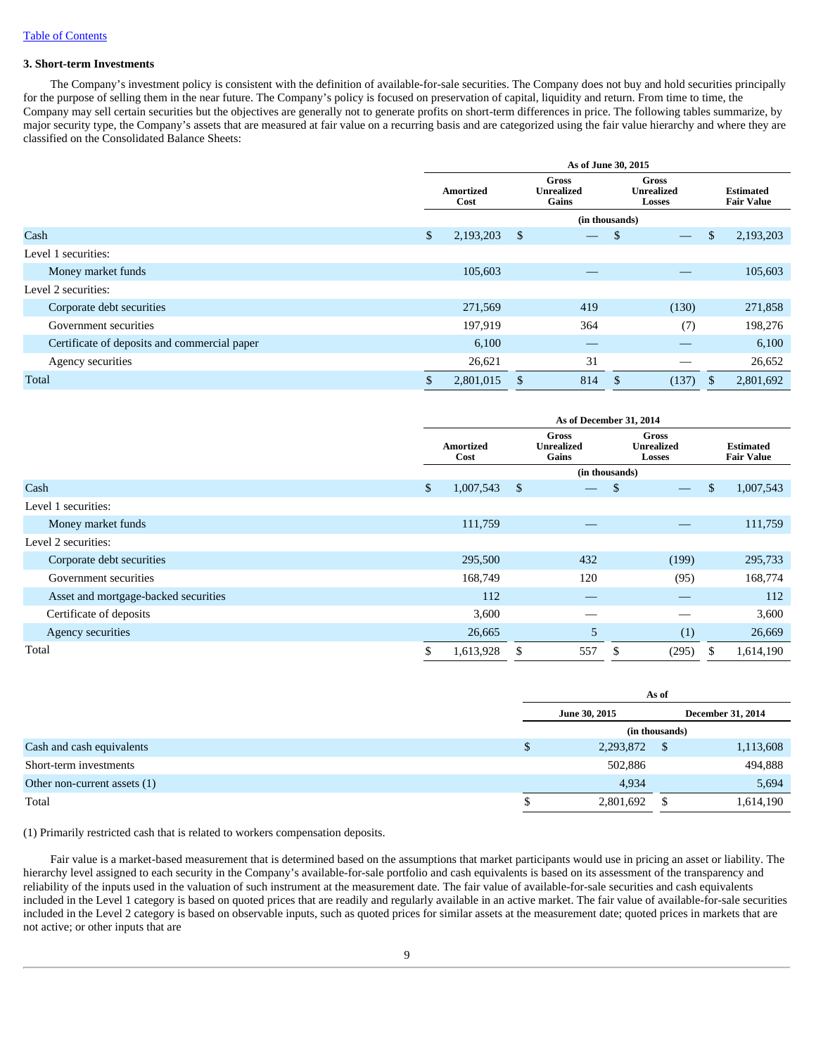[Table of Contents]

### 3. Short-term Investments

The Company's investment policy is consistent with the definition of available-for-sale securities. The Company does not buy and hold securities principally for the purpose of selling them in the near future. The Company's policy is focused on preservation of capital, liquidity and return. From time to time, the Company may sell certain securities but the objectives are generally not to generate profits on short-term differences in price. The following tables summarize, by major security type, the Company's assets that are measured at fair value on a recurring basis and are categorized using the fair value hierarchy and where they are classified on the Consolidated Balance Sheets:

| | As of June 30, 2015 | | | |
|---|---|---|---|---|
| | Amortized Cost | Gross Unrealized Gains | Gross Unrealized Losses | Estimated Fair Value |
| | (in thousands) | | | |
| Cash | $ 2,193,203 | $ — | $ — | $ 2,193,203 |
| Level 1 securities: | | | | |
| Money market funds | 105,603 | — | — | 105,603 |
| Level 2 securities: | | | | |
| Corporate debt securities | 271,569 | 419 | (130) | 271,858 |
| Government securities | 197,919 | 364 | (7) | 198,276 |
| Certificate of deposits and commercial paper | 6,100 | — | — | 6,100 |
| Agency securities | 26,621 | 31 | — | 26,652 |
| Total | $ 2,801,015 | $ 814 | $ (137) | $ 2,801,692 |

| | As of December 31, 2014 | | | |
|---|---|---|---|---|
| | Amortized Cost | Gross Unrealized Gains | Gross Unrealized Losses | Estimated Fair Value |
| | (in thousands) | | | |
| Cash | $ 1,007,543 | $ — | $ — | $ 1,007,543 |
| Level 1 securities: | | | | |
| Money market funds | 111,759 | — | — | 111,759 |
| Level 2 securities: | | | | |
| Corporate debt securities | 295,500 | 432 | (199) | 295,733 |
| Government securities | 168,749 | 120 | (95) | 168,774 |
| Asset and mortgage-backed securities | 112 | — | — | 112 |
| Certificate of deposits | 3,600 | — | — | 3,600 |
| Agency securities | 26,665 | 5 | (1) | 26,669 |
| Total | $ 1,613,928 | $ 557 | $ (295) | $ 1,614,190 |

| | As of | |
|---|---|---|
| | June 30, 2015 | December 31, 2014 |
| | (in thousands) | |
| Cash and cash equivalents | $ 2,293,872 | $ 1,113,608 |
| Short-term investments | 502,886 | 494,888 |
| Other non-current assets (1) | 4,934 | 5,694 |
| Total | $ 2,801,692 | $ 1,614,190 |

(1) Primarily restricted cash that is related to workers compensation deposits.

Fair value is a market-based measurement that is determined based on the assumptions that market participants would use in pricing an asset or liability. The hierarchy level assigned to each security in the Company's available-for-sale portfolio and cash equivalents is based on its assessment of the transparency and reliability of the inputs used in the valuation of such instrument at the measurement date. The fair value of available-for-sale securities and cash equivalents included in the Level 1 category is based on quoted prices that are readily and regularly available in an active market. The fair value of available-for-sale securities included in the Level 2 category is based on observable inputs, such as quoted prices for similar assets at the measurement date; quoted prices in markets that are not active; or other inputs that are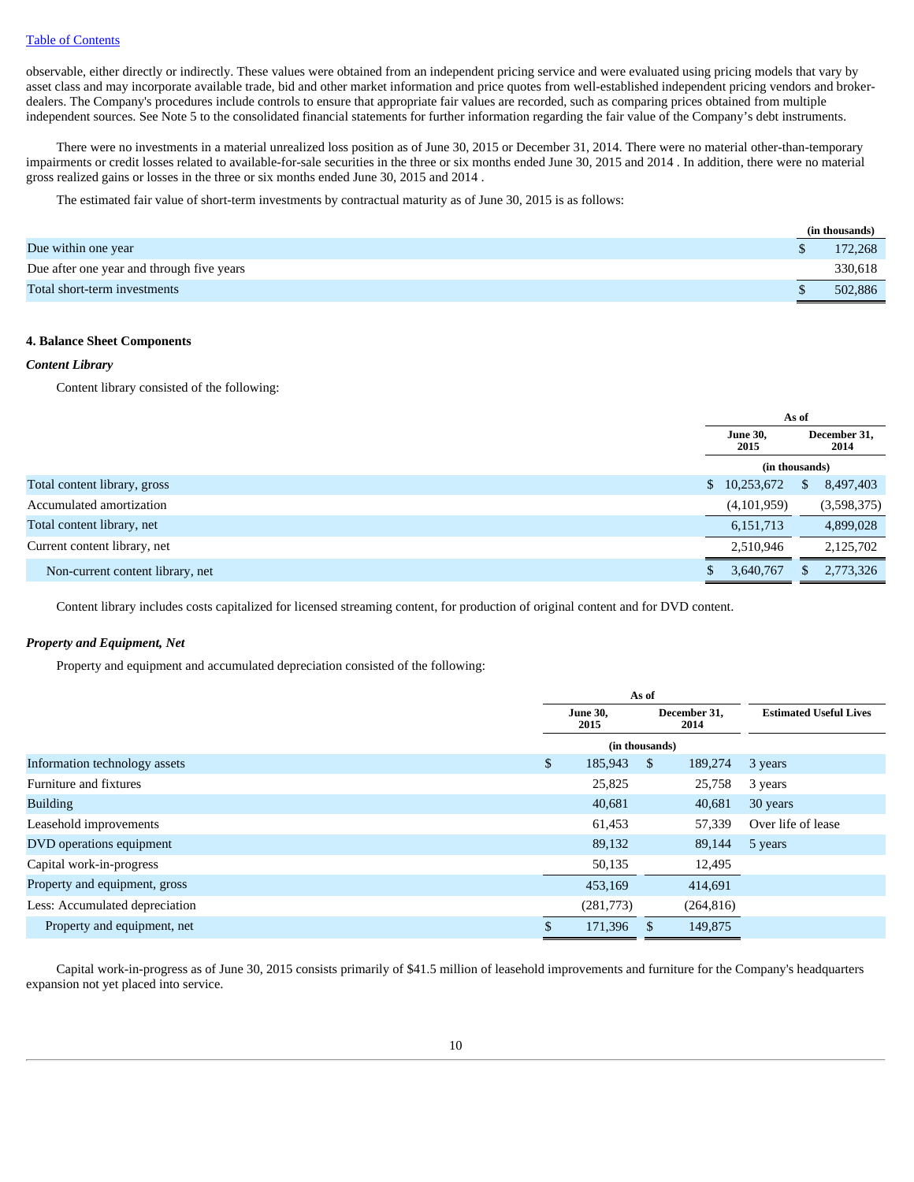observable, either directly or indirectly. These values were obtained from an independent pricing service and were evaluated using pricing models that vary by asset class and may incorporate available trade, bid and other market information and price quotes from well-established independent pricing vendors and broker-dealers. The Company's procedures include controls to ensure that appropriate fair values are recorded, such as comparing prices obtained from multiple independent sources. See Note 5 to the consolidated financial statements for further information regarding the fair value of the Company's debt instruments.

There were no investments in a material unrealized loss position as of June 30, 2015 or December 31, 2014. There were no material other-than-temporary impairments or credit losses related to available-for-sale securities in the three or six months ended June 30, 2015 and 2014 . In addition, there were no material gross realized gains or losses in the three or six months ended June 30, 2015 and 2014 .

The estimated fair value of short-term investments by contractual maturity as of June 30, 2015 is as follows:

| | (in thousands) |
|---|---|
| Due within one year | $ 172,268 |
| Due after one year and through five years | 330,618 |
| Total short-term investments | $ 502,886 |

### 4. Balance Sheet Components

***Content Library***

Content library consisted of the following:

| | As of | |
|---|---|---|
| | June 30, 2015 | December 31, 2014 |
| | (in thousands) | |
| Total content library, gross | $ 10,253,672 | $ 8,497,403 |
| Accumulated amortization | (4,101,959) | (3,598,375) |
| Total content library, net | 6,151,713 | 4,899,028 |
| Current content library, net | 2,510,946 | 2,125,702 |
| Non-current content library, net | $ 3,640,767 | $ 2,773,326 |

Content library includes costs capitalized for licensed streaming content, for production of original content and for DVD content.

***Property and Equipment, Net***

Property and equipment and accumulated depreciation consisted of the following:

| | As of | | |
|---|---|---|---|
| | June 30, 2015 | December 31, 2014 | Estimated Useful Lives |
| | (in thousands) | | |
| Information technology assets | $ 185,943 | $ 189,274 | 3 years |
| Furniture and fixtures | 25,825 | 25,758 | 3 years |
| Building | 40,681 | 40,681 | 30 years |
| Leasehold improvements | 61,453 | 57,339 | Over life of lease |
| DVD operations equipment | 89,132 | 89,144 | 5 years |
| Capital work-in-progress | 50,135 | 12,495 | |
| Property and equipment, gross | 453,169 | 414,691 | |
| Less: Accumulated depreciation | (281,773) | (264,816) | |
| Property and equipment, net | $ 171,396 | $ 149,875 | |

Capital work-in-progress as of June 30, 2015 consists primarily of $41.5 million of leasehold improvements and furniture for the Company's headquarters expansion not yet placed into service.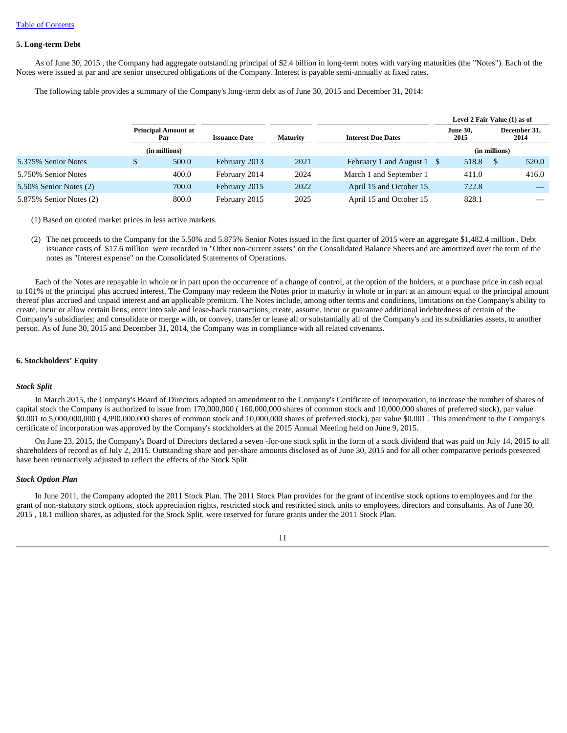[Table of Contents](#)

**5. Long-term Debt**

As of June 30, 2015 , the Company had aggregate outstanding principal of $2.4 billion in long-term notes with varying maturities (the "Notes"). Each of the Notes were issued at par and are senior unsecured obligations of the Company. Interest is payable semi-annually at fixed rates.

The following table provides a summary of the Company's long-term debt as of June 30, 2015 and December 31, 2014:

| | Principal Amount at Par | Issuance Date | Maturity | Interest Due Dates | Level 2 Fair Value (1) as of June 30, 2015 | Level 2 Fair Value (1) as of December 31, 2014 |
|---|---|---|---|---|---|---|
| | (in millions) | | | | (in millions) | |
| 5.375% Senior Notes | $ 500.0 | February 2013 | 2021 | February 1 and August 1 | $ 518.8 | $ 520.0 |
| 5.750% Senior Notes | 400.0 | February 2014 | 2024 | March 1 and September 1 | 411.0 | 416.0 |
| 5.50% Senior Notes (2) | 700.0 | February 2015 | 2022 | April 15 and October 15 | 722.8 | — |
| 5.875% Senior Notes (2) | 800.0 | February 2015 | 2025 | April 15 and October 15 | 828.1 | — |

(1) Based on quoted market prices in less active markets.

(2) The net proceeds to the Company for the 5.50% and 5.875% Senior Notes issued in the first quarter of 2015 were an aggregate $1,482.4 million . Debt issuance costs of $17.6 million were recorded in "Other non-current assets" on the Consolidated Balance Sheets and are amortized over the term of the notes as "Interest expense" on the Consolidated Statements of Operations.

Each of the Notes are repayable in whole or in part upon the occurrence of a change of control, at the option of the holders, at a purchase price in cash equal to 101% of the principal plus accrued interest. The Company may redeem the Notes prior to maturity in whole or in part at an amount equal to the principal amount thereof plus accrued and unpaid interest and an applicable premium. The Notes include, among other terms and conditions, limitations on the Company's ability to create, incur or allow certain liens; enter into sale and lease-back transactions; create, assume, incur or guarantee additional indebtedness of certain of the Company's subsidiaries; and consolidate or merge with, or convey, transfer or lease all or substantially all of the Company's and its subsidiaries assets, to another person. As of June 30, 2015 and December 31, 2014, the Company was in compliance with all related covenants.

**6. Stockholders' Equity**

***Stock Split***

In March 2015, the Company's Board of Directors adopted an amendment to the Company's Certificate of Incorporation, to increase the number of shares of capital stock the Company is authorized to issue from 170,000,000 ( 160,000,000 shares of common stock and 10,000,000 shares of preferred stock), par value $0.001 to 5,000,000,000 ( 4,990,000,000 shares of common stock and 10,000,000 shares of preferred stock), par value $0.001 . This amendment to the Company's certificate of incorporation was approved by the Company's stockholders at the 2015 Annual Meeting held on June 9, 2015.

On June 23, 2015, the Company's Board of Directors declared a seven -for-one stock split in the form of a stock dividend that was paid on July 14, 2015 to all shareholders of record as of July 2, 2015. Outstanding share and per-share amounts disclosed as of June 30, 2015 and for all other comparative periods presented have been retroactively adjusted to reflect the effects of the Stock Split.

***Stock Option Plan***

In June 2011, the Company adopted the 2011 Stock Plan. The 2011 Stock Plan provides for the grant of incentive stock options to employees and for the grant of non-statutory stock options, stock appreciation rights, restricted stock and restricted stock units to employees, directors and consultants. As of June 30, 2015 , 18.1 million shares, as adjusted for the Stock Split, were reserved for future grants under the 2011 Stock Plan.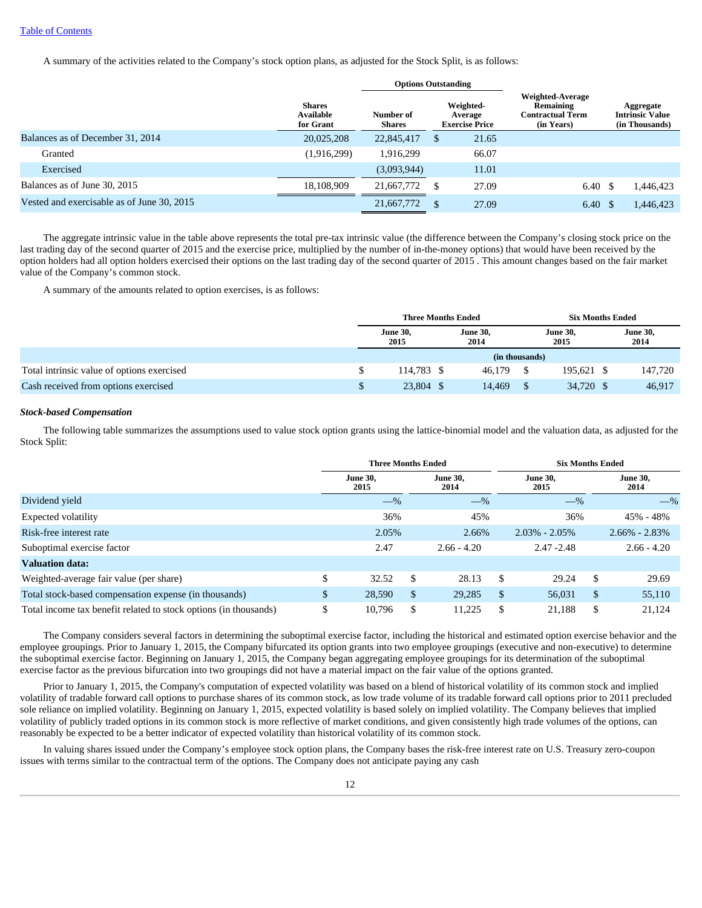A summary of the activities related to the Company's stock option plans, as adjusted for the Stock Split, is as follows:

| | Shares Available for Grant | Options Outstanding | | Weighted-Average Remaining Contractual Term (in Years) | Aggregate Intrinsic Value (in Thousands) |
|---|---|---|---|---|---|
| | | Number of Shares | Weighted-Average Exercise Price | | |
| Balances as of December 31, 2014 | 20,025,208 | 22,845,417 | $ 21.65 | | |
| Granted | (1,916,299) | 1,916,299 | 66.07 | | |
| Exercised | | (3,093,944) | 11.01 | | |
| Balances as of June 30, 2015 | 18,108,909 | 21,667,772 | $ 27.09 | 6.40 | $ 1,446,423 |
| Vested and exercisable as of June 30, 2015 | | 21,667,772 | $ 27.09 | 6.40 | $ 1,446,423 |

The aggregate intrinsic value in the table above represents the total pre-tax intrinsic value (the difference between the Company's closing stock price on the last trading day of the second quarter of 2015 and the exercise price, multiplied by the number of in-the-money options) that would have been received by the option holders had all option holders exercised their options on the last trading day of the second quarter of 2015 . This amount changes based on the fair market value of the Company's common stock.

A summary of the amounts related to option exercises, is as follows:

| | Three Months Ended | | Six Months Ended | |
|---|---|---|---|---|
| | June 30, 2015 | June 30, 2014 | June 30, 2015 | June 30, 2014 |
| | (in thousands) | | | |
| Total intrinsic value of options exercised | $ 114,783 | $ 46,179 | $ 195,621 | $ 147,720 |
| Cash received from options exercised | $ 23,804 | $ 14,469 | $ 34,720 | $ 46,917 |

***Stock-based Compensation***

The following table summarizes the assumptions used to value stock option grants using the lattice-binomial model and the valuation data, as adjusted for the Stock Split:

| | Three Months Ended | | Six Months Ended | |
|---|---|---|---|---|
| | June 30, 2015 | June 30, 2014 | June 30, 2015 | June 30, 2014 |
| Dividend yield | —% | —% | —% | —% |
| Expected volatility | 36% | 45% | 36% | 45% - 48% |
| Risk-free interest rate | 2.05% | 2.66% | 2.03% - 2.05% | 2.66% - 2.83% |
| Suboptimal exercise factor | 2.47 | 2.66 - 4.20 | 2.47 -2.48 | 2.66 - 4.20 |
| **Valuation data:** | | | | |
| Weighted-average fair value (per share) | $ 32.52 | $ 28.13 | $ 29.24 | $ 29.69 |
| Total stock-based compensation expense (in thousands) | $ 28,590 | $ 29,285 | $ 56,031 | $ 55,110 |
| Total income tax benefit related to stock options (in thousands) | $ 10,796 | $ 11,225 | $ 21,188 | $ 21,124 |

The Company considers several factors in determining the suboptimal exercise factor, including the historical and estimated option exercise behavior and the employee groupings. Prior to January 1, 2015, the Company bifurcated its option grants into two employee groupings (executive and non-executive) to determine the suboptimal exercise factor. Beginning on January 1, 2015, the Company began aggregating employee groupings for its determination of the suboptimal exercise factor as the previous bifurcation into two groupings did not have a material impact on the fair value of the options granted.

Prior to January 1, 2015, the Company's computation of expected volatility was based on a blend of historical volatility of its common stock and implied volatility of tradable forward call options to purchase shares of its common stock, as low trade volume of its tradable forward call options prior to 2011 precluded sole reliance on implied volatility. Beginning on January 1, 2015, expected volatility is based solely on implied volatility. The Company believes that implied volatility of publicly traded options in its common stock is more reflective of market conditions, and given consistently high trade volumes of the options, can reasonably be expected to be a better indicator of expected volatility than historical volatility of its common stock.

In valuing shares issued under the Company's employee stock option plans, the Company bases the risk-free interest rate on U.S. Treasury zero-coupon issues with terms similar to the contractual term of the options. The Company does not anticipate paying any cash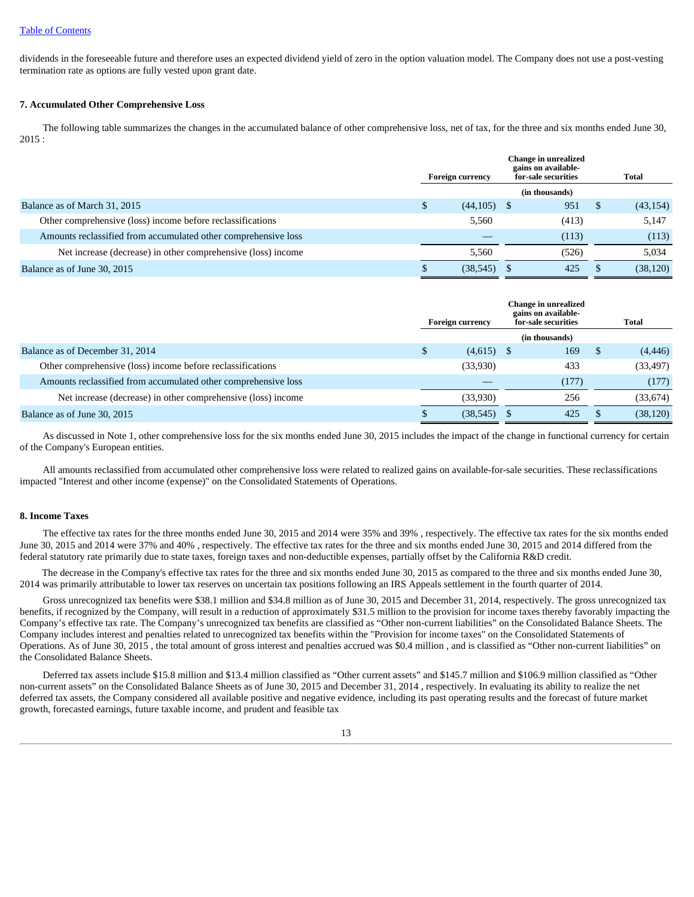dividends in the foreseeable future and therefore uses an expected dividend yield of zero in the option valuation model. The Company does not use a post-vesting termination rate as options are fully vested upon grant date.

**7. Accumulated Other Comprehensive Loss**

The following table summarizes the changes in the accumulated balance of other comprehensive loss, net of tax, for the three and six months ended June 30, 2015 :

| | Foreign currency | Change in unrealized gains on available-for-sale securities | Total |
|---|---|---|---|
| | | (in thousands) | |
| Balance as of March 31, 2015 | $ (44,105) | $ 951 | $ (43,154) |
| Other comprehensive (loss) income before reclassifications | 5,560 | (413) | 5,147 |
| Amounts reclassified from accumulated other comprehensive loss | — | (113) | (113) |
| Net increase (decrease) in other comprehensive (loss) income | 5,560 | (526) | 5,034 |
| Balance as of June 30, 2015 | $ (38,545) | $ 425 | $ (38,120) |

| | Foreign currency | Change in unrealized gains on available-for-sale securities | Total |
|---|---|---|---|
| | | (in thousands) | |
| Balance as of December 31, 2014 | $ (4,615) | $ 169 | $ (4,446) |
| Other comprehensive (loss) income before reclassifications | (33,930) | 433 | (33,497) |
| Amounts reclassified from accumulated other comprehensive loss | — | (177) | (177) |
| Net increase (decrease) in other comprehensive (loss) income | (33,930) | 256 | (33,674) |
| Balance as of June 30, 2015 | $ (38,545) | $ 425 | $ (38,120) |

As discussed in Note 1, other comprehensive loss for the six months ended June 30, 2015 includes the impact of the change in functional currency for certain of the Company's European entities.

All amounts reclassified from accumulated other comprehensive loss were related to realized gains on available-for-sale securities. These reclassifications impacted "Interest and other income (expense)" on the Consolidated Statements of Operations.

**8. Income Taxes**

The effective tax rates for the three months ended June 30, 2015 and 2014 were 35% and 39% , respectively. The effective tax rates for the six months ended June 30, 2015 and 2014 were 37% and 40% , respectively. The effective tax rates for the three and six months ended June 30, 2015 and 2014 differed from the federal statutory rate primarily due to state taxes, foreign taxes and non-deductible expenses, partially offset by the California R&D credit.

The decrease in the Company's effective tax rates for the three and six months ended June 30, 2015 as compared to the three and six months ended June 30, 2014 was primarily attributable to lower tax reserves on uncertain tax positions following an IRS Appeals settlement in the fourth quarter of 2014.

Gross unrecognized tax benefits were $38.1 million and $34.8 million as of June 30, 2015 and December 31, 2014, respectively. The gross unrecognized tax benefits, if recognized by the Company, will result in a reduction of approximately $31.5 million to the provision for income taxes thereby favorably impacting the Company's effective tax rate. The Company's unrecognized tax benefits are classified as "Other non-current liabilities" on the Consolidated Balance Sheets. The Company includes interest and penalties related to unrecognized tax benefits within the "Provision for income taxes" on the Consolidated Statements of Operations. As of June 30, 2015 , the total amount of gross interest and penalties accrued was $0.4 million , and is classified as "Other non-current liabilities" on the Consolidated Balance Sheets.

Deferred tax assets include $15.8 million and $13.4 million classified as "Other current assets" and $145.7 million and $106.9 million classified as "Other non-current assets" on the Consolidated Balance Sheets as of June 30, 2015 and December 31, 2014 , respectively. In evaluating its ability to realize the net deferred tax assets, the Company considered all available positive and negative evidence, including its past operating results and the forecast of future market growth, forecasted earnings, future taxable income, and prudent and feasible tax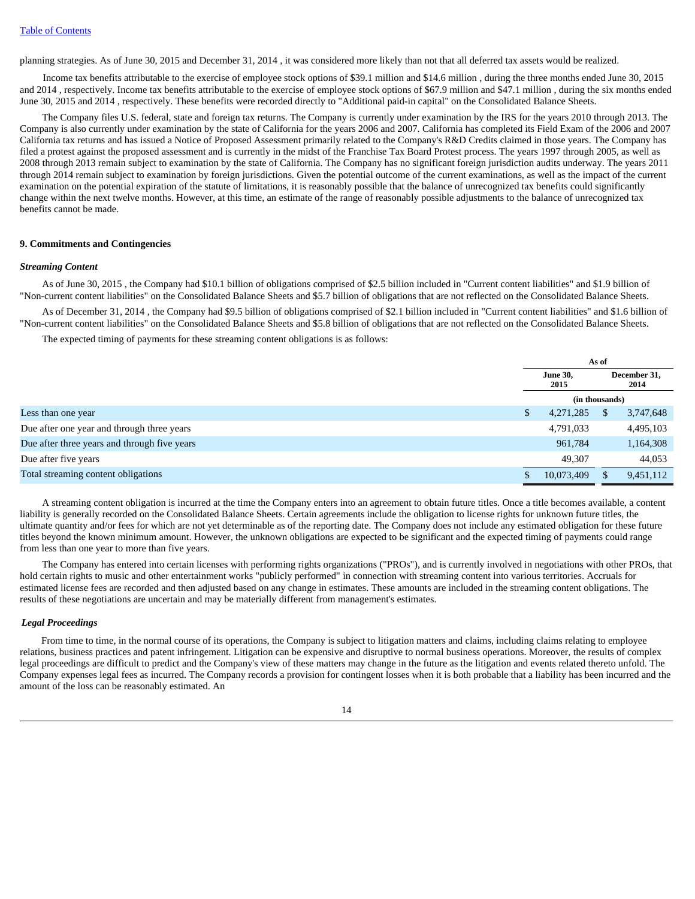planning strategies. As of June 30, 2015 and December 31, 2014 , it was considered more likely than not that all deferred tax assets would be realized.

Income tax benefits attributable to the exercise of employee stock options of $39.1 million and $14.6 million , during the three months ended June 30, 2015 and 2014 , respectively. Income tax benefits attributable to the exercise of employee stock options of $67.9 million and $47.1 million , during the six months ended June 30, 2015 and 2014 , respectively. These benefits were recorded directly to "Additional paid-in capital" on the Consolidated Balance Sheets.

The Company files U.S. federal, state and foreign tax returns. The Company is currently under examination by the IRS for the years 2010 through 2013. The Company is also currently under examination by the state of California for the years 2006 and 2007. California has completed its Field Exam of the 2006 and 2007 California tax returns and has issued a Notice of Proposed Assessment primarily related to the Company's R&D Credits claimed in those years. The Company has filed a protest against the proposed assessment and is currently in the midst of the Franchise Tax Board Protest process. The years 1997 through 2005, as well as 2008 through 2013 remain subject to examination by the state of California. The Company has no significant foreign jurisdiction audits underway. The years 2011 through 2014 remain subject to examination by foreign jurisdictions. Given the potential outcome of the current examinations, as well as the impact of the current examination on the potential expiration of the statute of limitations, it is reasonably possible that the balance of unrecognized tax benefits could significantly change within the next twelve months. However, at this time, an estimate of the range of reasonably possible adjustments to the balance of unrecognized tax benefits cannot be made.

**9. Commitments and Contingencies**

***Streaming Content***

As of June 30, 2015 , the Company had $10.1 billion of obligations comprised of $2.5 billion included in "Current content liabilities" and $1.9 billion of "Non-current content liabilities" on the Consolidated Balance Sheets and $5.7 billion of obligations that are not reflected on the Consolidated Balance Sheets.

As of December 31, 2014 , the Company had $9.5 billion of obligations comprised of $2.1 billion included in "Current content liabilities" and $1.6 billion of "Non-current content liabilities" on the Consolidated Balance Sheets and $5.8 billion of obligations that are not reflected on the Consolidated Balance Sheets.

The expected timing of payments for these streaming content obligations is as follows:

| | As of | |
|---|---|---|
| | June 30, 2015 | December 31, 2014 |
| | (in thousands) | |
| Less than one year | $ 4,271,285 | $ 3,747,648 |
| Due after one year and through three years | 4,791,033 | 4,495,103 |
| Due after three years and through five years | 961,784 | 1,164,308 |
| Due after five years | 49,307 | 44,053 |
| Total streaming content obligations | $ 10,073,409 | $ 9,451,112 |

A streaming content obligation is incurred at the time the Company enters into an agreement to obtain future titles. Once a title becomes available, a content liability is generally recorded on the Consolidated Balance Sheets. Certain agreements include the obligation to license rights for unknown future titles, the ultimate quantity and/or fees for which are not yet determinable as of the reporting date. The Company does not include any estimated obligation for these future titles beyond the known minimum amount. However, the unknown obligations are expected to be significant and the expected timing of payments could range from less than one year to more than five years.

The Company has entered into certain licenses with performing rights organizations ("PROs"), and is currently involved in negotiations with other PROs, that hold certain rights to music and other entertainment works "publicly performed" in connection with streaming content into various territories. Accruals for estimated license fees are recorded and then adjusted based on any change in estimates. These amounts are included in the streaming content obligations. The results of these negotiations are uncertain and may be materially different from management's estimates.

***Legal Proceedings***

From time to time, in the normal course of its operations, the Company is subject to litigation matters and claims, including claims relating to employee relations, business practices and patent infringement. Litigation can be expensive and disruptive to normal business operations. Moreover, the results of complex legal proceedings are difficult to predict and the Company's view of these matters may change in the future as the litigation and events related thereto unfold. The Company expenses legal fees as incurred. The Company records a provision for contingent losses when it is both probable that a liability has been incurred and the amount of the loss can be reasonably estimated. An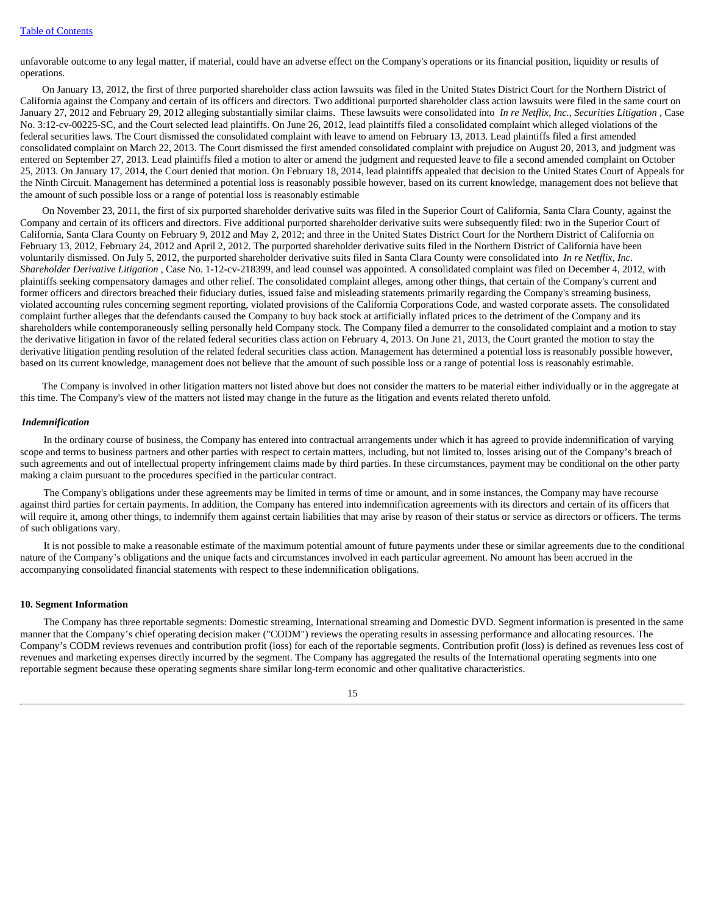unfavorable outcome to any legal matter, if material, could have an adverse effect on the Company's operations or its financial position, liquidity or results of operations.

On January 13, 2012, the first of three purported shareholder class action lawsuits was filed in the United States District Court for the Northern District of California against the Company and certain of its officers and directors. Two additional purported shareholder class action lawsuits were filed in the same court on January 27, 2012 and February 29, 2012 alleging substantially similar claims. These lawsuits were consolidated into *In re Netflix, Inc., Securities Litigation* , Case No. 3:12-cv-00225-SC, and the Court selected lead plaintiffs. On June 26, 2012, lead plaintiffs filed a consolidated complaint which alleged violations of the federal securities laws. The Court dismissed the consolidated complaint with leave to amend on February 13, 2013. Lead plaintiffs filed a first amended consolidated complaint on March 22, 2013. The Court dismissed the first amended consolidated complaint with prejudice on August 20, 2013, and judgment was entered on September 27, 2013. Lead plaintiffs filed a motion to alter or amend the judgment and requested leave to file a second amended complaint on October 25, 2013. On January 17, 2014, the Court denied that motion. On February 18, 2014, lead plaintiffs appealed that decision to the United States Court of Appeals for the Ninth Circuit. Management has determined a potential loss is reasonably possible however, based on its current knowledge, management does not believe that the amount of such possible loss or a range of potential loss is reasonably estimable

On November 23, 2011, the first of six purported shareholder derivative suits was filed in the Superior Court of California, Santa Clara County, against the Company and certain of its officers and directors. Five additional purported shareholder derivative suits were subsequently filed: two in the Superior Court of California, Santa Clara County on February 9, 2012 and May 2, 2012; and three in the United States District Court for the Northern District of California on February 13, 2012, February 24, 2012 and April 2, 2012. The purported shareholder derivative suits filed in the Northern District of California have been voluntarily dismissed. On July 5, 2012, the purported shareholder derivative suits filed in Santa Clara County were consolidated into *In re Netflix, Inc. Shareholder Derivative Litigation* , Case No. 1-12-cv-218399, and lead counsel was appointed. A consolidated complaint was filed on December 4, 2012, with plaintiffs seeking compensatory damages and other relief. The consolidated complaint alleges, among other things, that certain of the Company's current and former officers and directors breached their fiduciary duties, issued false and misleading statements primarily regarding the Company's streaming business, violated accounting rules concerning segment reporting, violated provisions of the California Corporations Code, and wasted corporate assets. The consolidated complaint further alleges that the defendants caused the Company to buy back stock at artificially inflated prices to the detriment of the Company and its shareholders while contemporaneously selling personally held Company stock. The Company filed a demurrer to the consolidated complaint and a motion to stay the derivative litigation in favor of the related federal securities class action on February 4, 2013. On June 21, 2013, the Court granted the motion to stay the derivative litigation pending resolution of the related federal securities class action. Management has determined a potential loss is reasonably possible however, based on its current knowledge, management does not believe that the amount of such possible loss or a range of potential loss is reasonably estimable.

The Company is involved in other litigation matters not listed above but does not consider the matters to be material either individually or in the aggregate at this time. The Company's view of the matters not listed may change in the future as the litigation and events related thereto unfold.

***Indemnification***

In the ordinary course of business, the Company has entered into contractual arrangements under which it has agreed to provide indemnification of varying scope and terms to business partners and other parties with respect to certain matters, including, but not limited to, losses arising out of the Company's breach of such agreements and out of intellectual property infringement claims made by third parties. In these circumstances, payment may be conditional on the other party making a claim pursuant to the procedures specified in the particular contract.

The Company's obligations under these agreements may be limited in terms of time or amount, and in some instances, the Company may have recourse against third parties for certain payments. In addition, the Company has entered into indemnification agreements with its directors and certain of its officers that will require it, among other things, to indemnify them against certain liabilities that may arise by reason of their status or service as directors or officers. The terms of such obligations vary.

It is not possible to make a reasonable estimate of the maximum potential amount of future payments under these or similar agreements due to the conditional nature of the Company's obligations and the unique facts and circumstances involved in each particular agreement. No amount has been accrued in the accompanying consolidated financial statements with respect to these indemnification obligations.

**10. Segment Information**

The Company has three reportable segments: Domestic streaming, International streaming and Domestic DVD. Segment information is presented in the same manner that the Company's chief operating decision maker ("CODM") reviews the operating results in assessing performance and allocating resources. The Company's CODM reviews revenues and contribution profit (loss) for each of the reportable segments. Contribution profit (loss) is defined as revenues less cost of revenues and marketing expenses directly incurred by the segment. The Company has aggregated the results of the International operating segments into one reportable segment because these operating segments share similar long-term economic and other qualitative characteristics.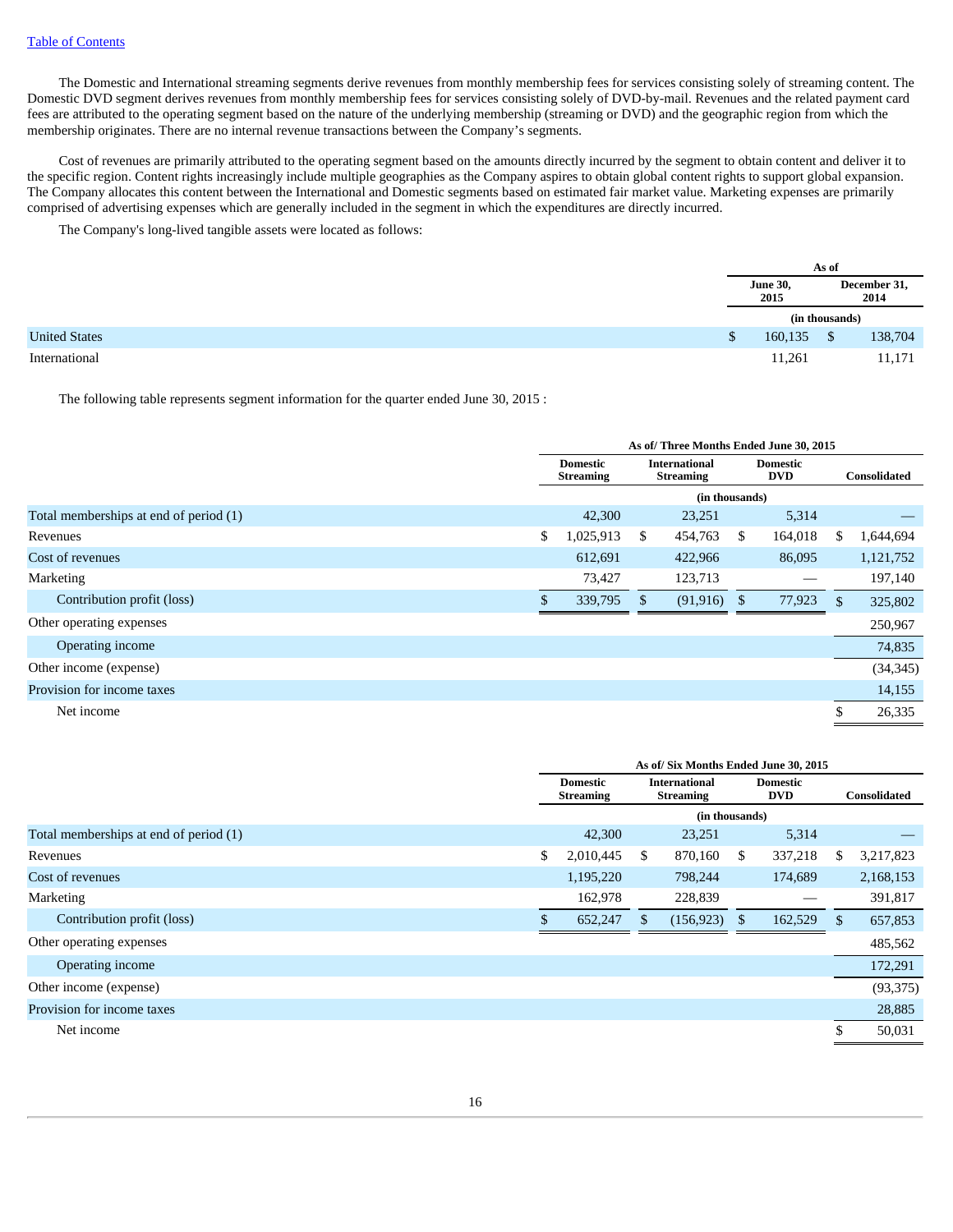The Domestic and International streaming segments derive revenues from monthly membership fees for services consisting solely of streaming content. The Domestic DVD segment derives revenues from monthly membership fees for services consisting solely of DVD-by-mail. Revenues and the related payment card fees are attributed to the operating segment based on the nature of the underlying membership (streaming or DVD) and the geographic region from which the membership originates. There are no internal revenue transactions between the Company's segments.

Cost of revenues are primarily attributed to the operating segment based on the amounts directly incurred by the segment to obtain content and deliver it to the specific region. Content rights increasingly include multiple geographies as the Company aspires to obtain global content rights to support global expansion. The Company allocates this content between the International and Domestic segments based on estimated fair market value. Marketing expenses are primarily comprised of advertising expenses which are generally included in the segment in which the expenditures are directly incurred.

The Company's long-lived tangible assets were located as follows:

| | As of | |
|---|---|---|
| | June 30, 2015 | December 31, 2014 |
| | (in thousands) | |
| United States | $ 160,135 | $ 138,704 |
| International | 11,261 | 11,171 |

The following table represents segment information for the quarter ended June 30, 2015 :

| | As of/ Three Months Ended June 30, 2015 | | | |
|---|---|---|---|---|
| | Domestic Streaming | International Streaming | Domestic DVD | Consolidated |
| | (in thousands) | | | |
| Total memberships at end of period (1) | 42,300 | 23,251 | 5,314 | — |
| Revenues | $ 1,025,913 | $ 454,763 | $ 164,018 | $ 1,644,694 |
| Cost of revenues | 612,691 | 422,966 | 86,095 | 1,121,752 |
| Marketing | 73,427 | 123,713 | — | 197,140 |
| Contribution profit (loss) | $ 339,795 | $ (91,916) | $ 77,923 | $ 325,802 |
| Other operating expenses | | | | 250,967 |
| Operating income | | | | 74,835 |
| Other income (expense) | | | | (34,345) |
| Provision for income taxes | | | | 14,155 |
| Net income | | | | $ 26,335 |

| | As of/ Six Months Ended June 30, 2015 | | | |
|---|---|---|---|---|
| | Domestic Streaming | International Streaming | Domestic DVD | Consolidated |
| | (in thousands) | | | |
| Total memberships at end of period (1) | 42,300 | 23,251 | 5,314 | — |
| Revenues | $ 2,010,445 | $ 870,160 | $ 337,218 | $ 3,217,823 |
| Cost of revenues | 1,195,220 | 798,244 | 174,689 | 2,168,153 |
| Marketing | 162,978 | 228,839 | — | 391,817 |
| Contribution profit (loss) | $ 652,247 | $ (156,923) | $ 162,529 | $ 657,853 |
| Other operating expenses | | | | 485,562 |
| Operating income | | | | 172,291 |
| Other income (expense) | | | | (93,375) |
| Provision for income taxes | | | | 28,885 |
| Net income | | | | $ 50,031 |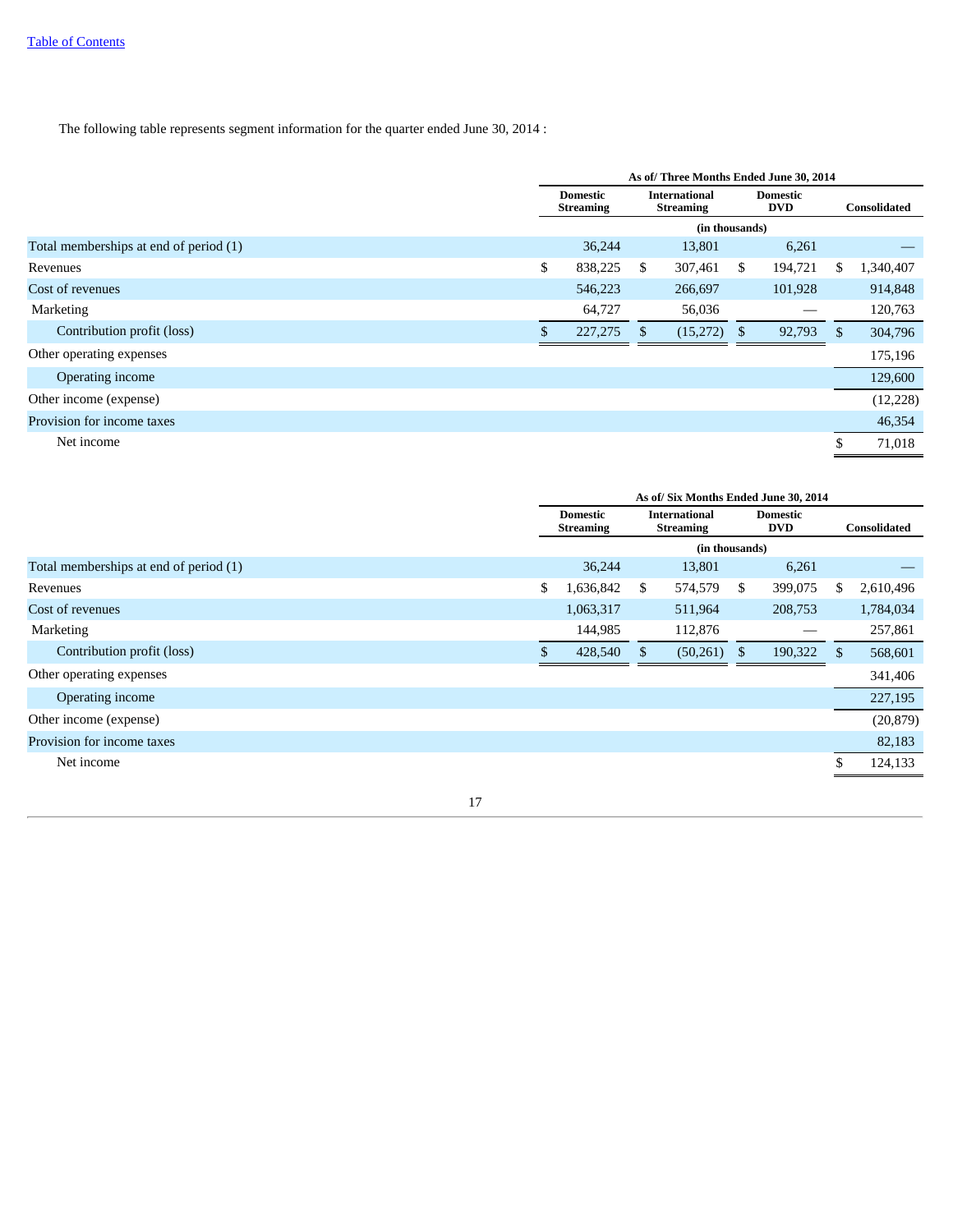Table of Contents

The following table represents segment information for the quarter ended June 30, 2014 :

| | As of/ Three Months Ended June 30, 2014 | | | |
|---|---|---|---|---|
| | Domestic Streaming | International Streaming | Domestic DVD | Consolidated |
| | (in thousands) | | | |
| Total memberships at end of period (1) | 36,244 | 13,801 | 6,261 | — |
| Revenues | $ 838,225 | $ 307,461 | $ 194,721 | $ 1,340,407 |
| Cost of revenues | 546,223 | 266,697 | 101,928 | 914,848 |
| Marketing | 64,727 | 56,036 | — | 120,763 |
| Contribution profit (loss) | $ 227,275 | $ (15,272) | $ 92,793 | $ 304,796 |
| Other operating expenses | | | | 175,196 |
| Operating income | | | | 129,600 |
| Other income (expense) | | | | (12,228) |
| Provision for income taxes | | | | 46,354 |
| Net income | | | | $ 71,018 |

| | As of/ Six Months Ended June 30, 2014 | | | |
|---|---|---|---|---|
| | Domestic Streaming | International Streaming | Domestic DVD | Consolidated |
| | (in thousands) | | | |
| Total memberships at end of period (1) | 36,244 | 13,801 | 6,261 | — |
| Revenues | $ 1,636,842 | $ 574,579 | $ 399,075 | $ 2,610,496 |
| Cost of revenues | 1,063,317 | 511,964 | 208,753 | 1,784,034 |
| Marketing | 144,985 | 112,876 | — | 257,861 |
| Contribution profit (loss) | $ 428,540 | $ (50,261) | $ 190,322 | $ 568,601 |
| Other operating expenses | | | | 341,406 |
| Operating income | | | | 227,195 |
| Other income (expense) | | | | (20,879) |
| Provision for income taxes | | | | 82,183 |
| Net income | | | | $ 124,133 |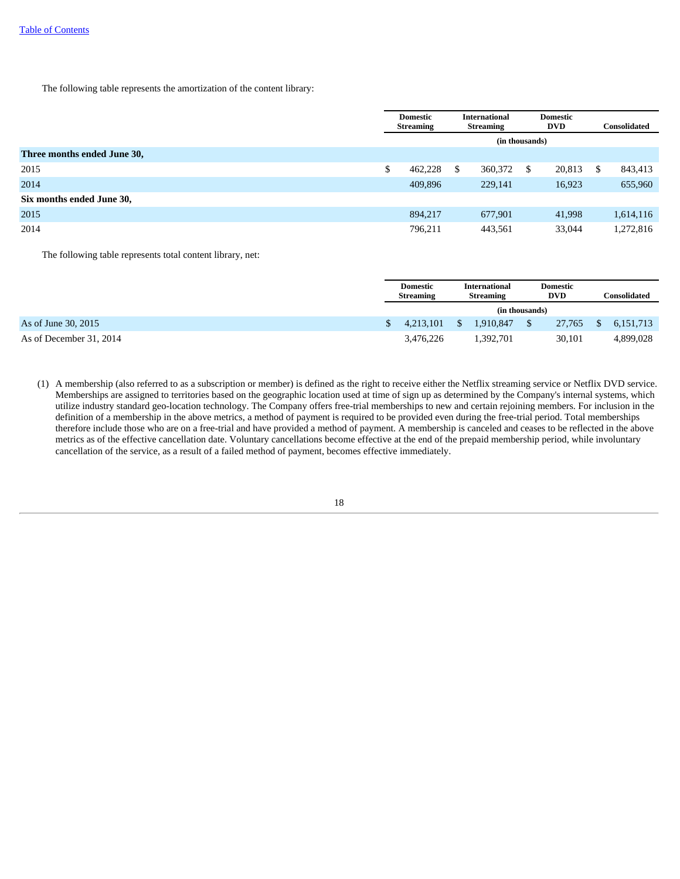The following table represents the amortization of the content library:

| | Domestic Streaming | International Streaming | Domestic DVD | Consolidated |
|---|---|---|---|---|
| | | (in thousands) | | |
| **Three months ended June 30,** | | | | |
| 2015 | $ 462,228 | $ 360,372 | $ 20,813 | $ 843,413 |
| 2014 | 409,896 | 229,141 | 16,923 | 655,960 |
| **Six months ended June 30,** | | | | |
| 2015 | 894,217 | 677,901 | 41,998 | 1,614,116 |
| 2014 | 796,211 | 443,561 | 33,044 | 1,272,816 |

The following table represents total content library, net:

| | Domestic Streaming | International Streaming | Domestic DVD | Consolidated |
|---|---|---|---|---|
| | | (in thousands) | | |
| As of June 30, 2015 | $ 4,213,101 | $ 1,910,847 | $ 27,765 | $ 6,151,713 |
| As of December 31, 2014 | 3,476,226 | 1,392,701 | 30,101 | 4,899,028 |

(1) A membership (also referred to as a subscription or member) is defined as the right to receive either the Netflix streaming service or Netflix DVD service. Memberships are assigned to territories based on the geographic location used at time of sign up as determined by the Company's internal systems, which utilize industry standard geo-location technology. The Company offers free-trial memberships to new and certain rejoining members. For inclusion in the definition of a membership in the above metrics, a method of payment is required to be provided even during the free-trial period. Total memberships therefore include those who are on a free-trial and have provided a method of payment. A membership is canceled and ceases to be reflected in the above metrics as of the effective cancellation date. Voluntary cancellations become effective at the end of the prepaid membership period, while involuntary cancellation of the service, as a result of a failed method of payment, becomes effective immediately.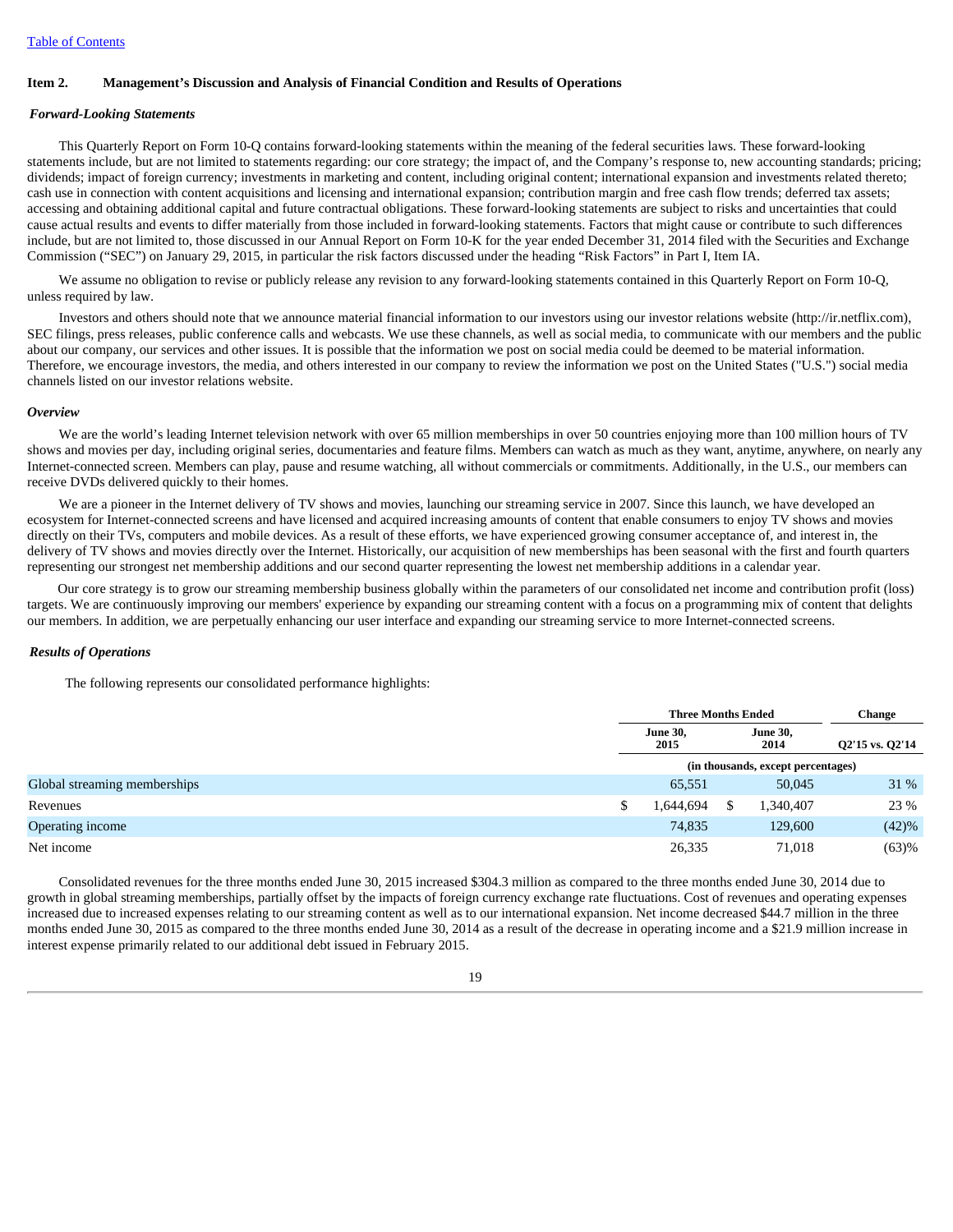[Table of Contents](#)

**Item 2. Management's Discussion and Analysis of Financial Condition and Results of Operations**

***Forward-Looking Statements***

This Quarterly Report on Form 10-Q contains forward-looking statements within the meaning of the federal securities laws. These forward-looking statements include, but are not limited to, statements regarding: our core strategy; the impact of, and the Company's response to, new accounting standards; pricing; dividends; impact of foreign currency; investments in marketing and content, including original content; international expansion and investments related thereto; cash use in connection with content acquisitions and licensing and international expansion; contribution margin and free cash flow trends; deferred tax assets; accessing and obtaining additional capital and future contractual obligations. These forward-looking statements are subject to risks and uncertainties that could cause actual results and events to differ materially from those included in forward-looking statements. Factors that might cause or contribute to such differences include, but are not limited to, those discussed in our Annual Report on Form 10-K for the year ended December 31, 2014 filed with the Securities and Exchange Commission ("SEC") on January 29, 2015, in particular the risk factors discussed under the heading "Risk Factors" in Part I, Item IA.

We assume no obligation to revise or publicly release any revision to any forward-looking statements contained in this Quarterly Report on Form 10-Q, unless required by law.

Investors and others should note that we announce material financial information to our investors using our investor relations website (http://ir.netflix.com), SEC filings, press releases, public conference calls and webcasts. We use these channels, as well as social media, to communicate with our members and the public about our company, our services and other issues. It is possible that the information we post on social media could be deemed to be material information. Therefore, we encourage investors, the media, and others interested in our company to review the information we post on the United States ("U.S.") social media channels listed on our investor relations website.

***Overview***

We are the world's leading Internet television network with over 65 million memberships in over 50 countries enjoying more than 100 million hours of TV shows and movies per day, including original series, documentaries and feature films. Members can watch as much as they want, anytime, anywhere, on nearly any Internet-connected screen. Members can play, pause and resume watching, all without commercials or commitments. Additionally, in the U.S., our members can receive DVDs delivered quickly to their homes.

We are a pioneer in the Internet delivery of TV shows and movies, launching our streaming service in 2007. Since this launch, we have developed an ecosystem for Internet-connected screens and have licensed and acquired increasing amounts of content that enable consumers to enjoy TV shows and movies directly on their TVs, computers and mobile devices. As a result of these efforts, we have experienced growing consumer acceptance of, and interest in, the delivery of TV shows and movies directly over the Internet. Historically, our acquisition of new memberships has been seasonal with the first and fourth quarters representing our strongest net membership additions and our second quarter representing the lowest net membership additions in a calendar year.

Our core strategy is to grow our streaming membership business globally within the parameters of our consolidated net income and contribution profit (loss) targets. We are continuously improving our members' experience by expanding our streaming content with a focus on a programming mix of content that delights our members. In addition, we are perpetually enhancing our user interface and expanding our streaming service to more Internet-connected screens.

***Results of Operations***

The following represents our consolidated performance highlights:

| | Three Months Ended | | Change |
|---|---|---|---|
| | June 30, 2015 | June 30, 2014 | Q2'15 vs. Q2'14 |
| | (in thousands, except percentages) | | |
| Global streaming memberships | 65,551 | 50,045 | 31 % |
| Revenues | $ 1,644,694 | $ 1,340,407 | 23 % |
| Operating income | 74,835 | 129,600 | (42)% |
| Net income | 26,335 | 71,018 | (63)% |

Consolidated revenues for the three months ended June 30, 2015 increased $304.3 million as compared to the three months ended June 30, 2014 due to growth in global streaming memberships, partially offset by the impacts of foreign currency exchange rate fluctuations. Cost of revenues and operating expenses increased due to increased expenses relating to our streaming content as well as to our international expansion. Net income decreased $44.7 million in the three months ended June 30, 2015 as compared to the three months ended June 30, 2014 as a result of the decrease in operating income and a $21.9 million increase in interest expense primarily related to our additional debt issued in February 2015.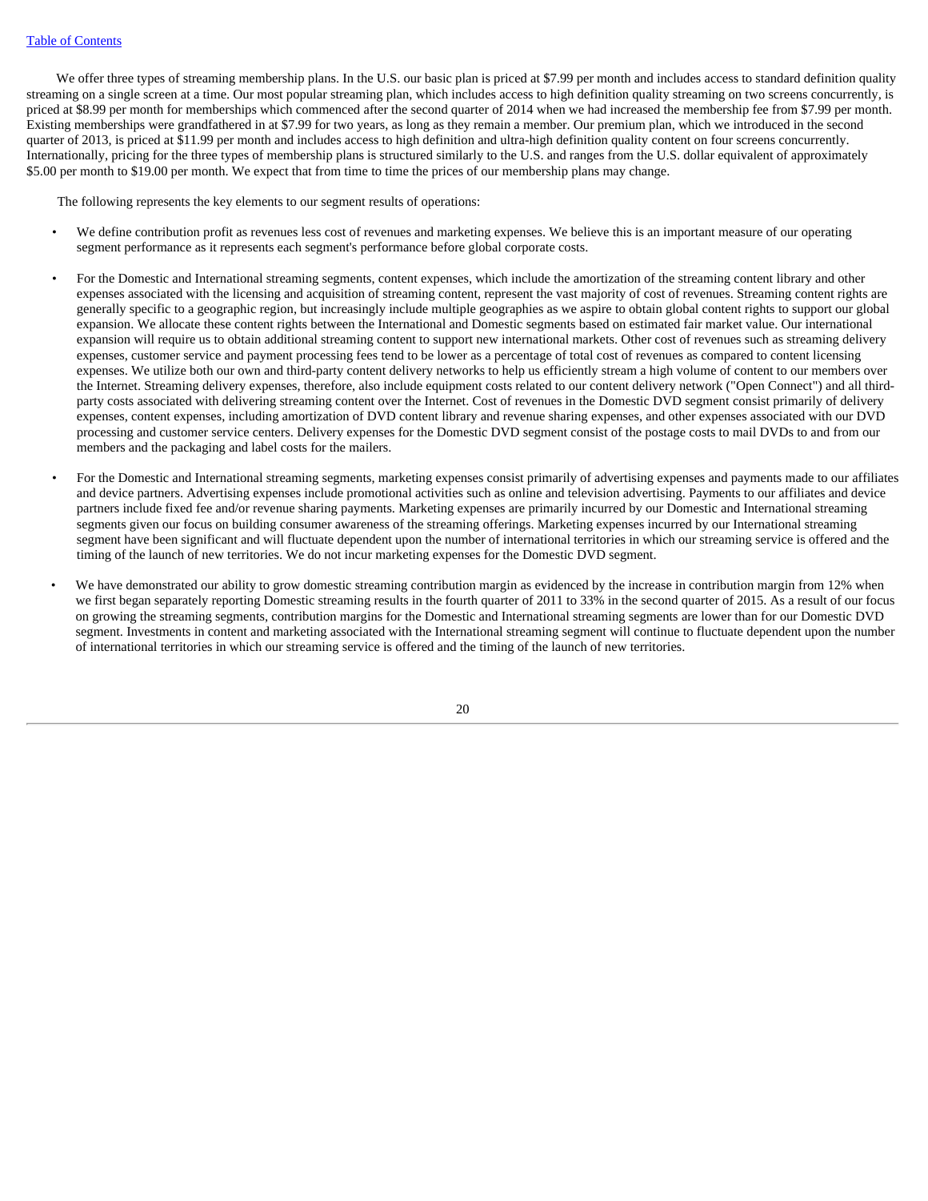We offer three types of streaming membership plans. In the U.S. our basic plan is priced at $7.99 per month and includes access to standard definition quality streaming on a single screen at a time. Our most popular streaming plan, which includes access to high definition quality streaming on two screens concurrently, is priced at $8.99 per month for memberships which commenced after the second quarter of 2014 when we had increased the membership fee from $7.99 per month. Existing memberships were grandfathered in at $7.99 for two years, as long as they remain a member. Our premium plan, which we introduced in the second quarter of 2013, is priced at $11.99 per month and includes access to high definition and ultra-high definition quality content on four screens concurrently. Internationally, pricing for the three types of membership plans is structured similarly to the U.S. and ranges from the U.S. dollar equivalent of approximately $5.00 per month to $19.00 per month. We expect that from time to time the prices of our membership plans may change.

The following represents the key elements to our segment results of operations:

- We define contribution profit as revenues less cost of revenues and marketing expenses. We believe this is an important measure of our operating segment performance as it represents each segment's performance before global corporate costs.
- For the Domestic and International streaming segments, content expenses, which include the amortization of the streaming content library and other expenses associated with the licensing and acquisition of streaming content, represent the vast majority of cost of revenues. Streaming content rights are generally specific to a geographic region, but increasingly include multiple geographies as we aspire to obtain global content rights to support our global expansion. We allocate these content rights between the International and Domestic segments based on estimated fair market value. Our international expansion will require us to obtain additional streaming content to support new international markets. Other cost of revenues such as streaming delivery expenses, customer service and payment processing fees tend to be lower as a percentage of total cost of revenues as compared to content licensing expenses. We utilize both our own and third-party content delivery networks to help us efficiently stream a high volume of content to our members over the Internet. Streaming delivery expenses, therefore, also include equipment costs related to our content delivery network ("Open Connect") and all third-party costs associated with delivering streaming content over the Internet. Cost of revenues in the Domestic DVD segment consist primarily of delivery expenses, content expenses, including amortization of DVD content library and revenue sharing expenses, and other expenses associated with our DVD processing and customer service centers. Delivery expenses for the Domestic DVD segment consist of the postage costs to mail DVDs to and from our members and the packaging and label costs for the mailers.
- For the Domestic and International streaming segments, marketing expenses consist primarily of advertising expenses and payments made to our affiliates and device partners. Advertising expenses include promotional activities such as online and television advertising. Payments to our affiliates and device partners include fixed fee and/or revenue sharing payments. Marketing expenses are primarily incurred by our Domestic and International streaming segments given our focus on building consumer awareness of the streaming offerings. Marketing expenses incurred by our International streaming segment have been significant and will fluctuate dependent upon the number of international territories in which our streaming service is offered and the timing of the launch of new territories. We do not incur marketing expenses for the Domestic DVD segment.
- We have demonstrated our ability to grow domestic streaming contribution margin as evidenced by the increase in contribution margin from 12% when we first began separately reporting Domestic streaming results in the fourth quarter of 2011 to 33% in the second quarter of 2015. As a result of our focus on growing the streaming segments, contribution margins for the Domestic and International streaming segments are lower than for our Domestic DVD segment. Investments in content and marketing associated with the International streaming segment will continue to fluctuate dependent upon the number of international territories in which our streaming service is offered and the timing of the launch of new territories.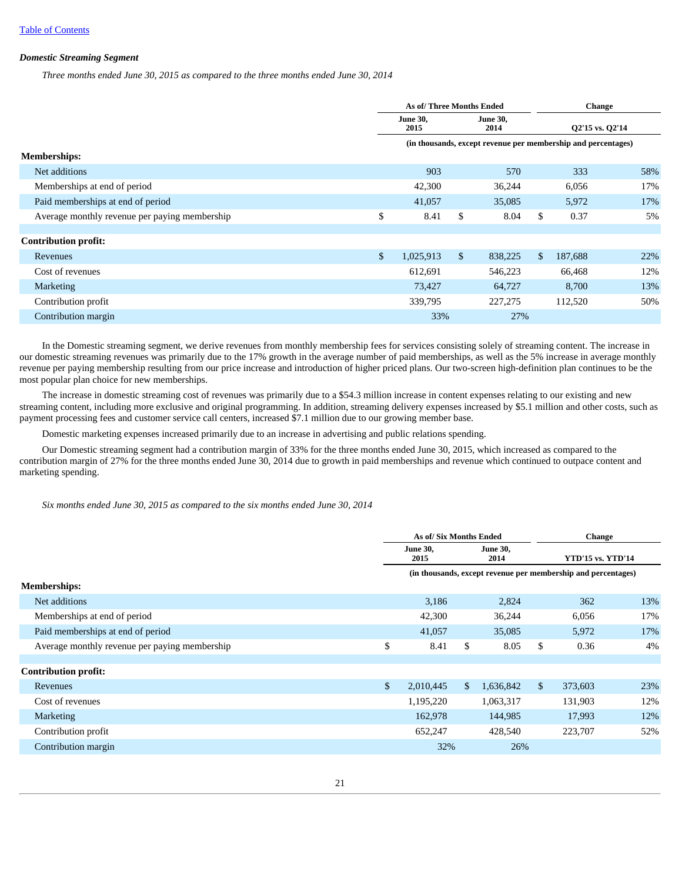[Table of Contents](#)

***Domestic Streaming Segment***

*Three months ended June 30, 2015 as compared to the three months ended June 30, 2014*

| | As of/ Three Months Ended | | Change | |
|---|---|---|---|---|
| | June 30, 2015 | June 30, 2014 | Q2'15 vs. Q2'14 | |
| | (in thousands, except revenue per membership and percentages) | | | |
| **Memberships:** | | | | |
| Net additions | 903 | 570 | 333 | 58% |
| Memberships at end of period | 42,300 | 36,244 | 6,056 | 17% |
| Paid memberships at end of period | 41,057 | 35,085 | 5,972 | 17% |
| Average monthly revenue per paying membership | $ 8.41 | $ 8.04 | $ 0.37 | 5% |
| **Contribution profit:** | | | | |
| Revenues | $ 1,025,913 | $ 838,225 | $ 187,688 | 22% |
| Cost of revenues | 612,691 | 546,223 | 66,468 | 12% |
| Marketing | 73,427 | 64,727 | 8,700 | 13% |
| Contribution profit | 339,795 | 227,275 | 112,520 | 50% |
| Contribution margin | 33% | 27% | | |

In the Domestic streaming segment, we derive revenues from monthly membership fees for services consisting solely of streaming content. The increase in our domestic streaming revenues was primarily due to the 17% growth in the average number of paid memberships, as well as the 5% increase in average monthly revenue per paying membership resulting from our price increase and introduction of higher priced plans. Our two-screen high-definition plan continues to be the most popular plan choice for new memberships.

The increase in domestic streaming cost of revenues was primarily due to a $54.3 million increase in content expenses relating to our existing and new streaming content, including more exclusive and original programming. In addition, streaming delivery expenses increased by $5.1 million and other costs, such as payment processing fees and customer service call centers, increased $7.1 million due to our growing member base.

Domestic marketing expenses increased primarily due to an increase in advertising and public relations spending.

Our Domestic streaming segment had a contribution margin of 33% for the three months ended June 30, 2015, which increased as compared to the contribution margin of 27% for the three months ended June 30, 2014 due to growth in paid memberships and revenue which continued to outpace content and marketing spending.

*Six months ended June 30, 2015 as compared to the six months ended June 30, 2014*

| | As of/ Six Months Ended | | Change | |
|---|---|---|---|---|
| | June 30, 2015 | June 30, 2014 | YTD'15 vs. YTD'14 | |
| | (in thousands, except revenue per membership and percentages) | | | |
| **Memberships:** | | | | |
| Net additions | 3,186 | 2,824 | 362 | 13% |
| Memberships at end of period | 42,300 | 36,244 | 6,056 | 17% |
| Paid memberships at end of period | 41,057 | 35,085 | 5,972 | 17% |
| Average monthly revenue per paying membership | $ 8.41 | $ 8.05 | $ 0.36 | 4% |
| **Contribution profit:** | | | | |
| Revenues | $ 2,010,445 | $ 1,636,842 | $ 373,603 | 23% |
| Cost of revenues | 1,195,220 | 1,063,317 | 131,903 | 12% |
| Marketing | 162,978 | 144,985 | 17,993 | 12% |
| Contribution profit | 652,247 | 428,540 | 223,707 | 52% |
| Contribution margin | 32% | 26% | | |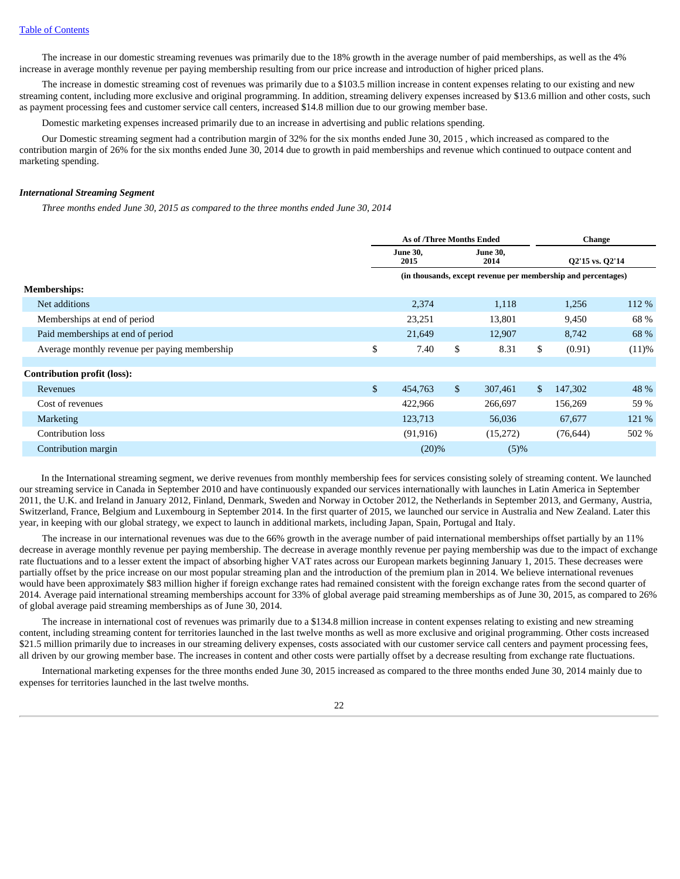The increase in our domestic streaming revenues was primarily due to the 18% growth in the average number of paid memberships, as well as the 4% increase in average monthly revenue per paying membership resulting from our price increase and introduction of higher priced plans.

The increase in domestic streaming cost of revenues was primarily due to a $103.5 million increase in content expenses relating to our existing and new streaming content, including more exclusive and original programming. In addition, streaming delivery expenses increased by $13.6 million and other costs, such as payment processing fees and customer service call centers, increased $14.8 million due to our growing member base.

Domestic marketing expenses increased primarily due to an increase in advertising and public relations spending.

Our Domestic streaming segment had a contribution margin of 32% for the six months ended June 30, 2015 , which increased as compared to the contribution margin of 26% for the six months ended June 30, 2014 due to growth in paid memberships and revenue which continued to outpace content and marketing spending.

***International Streaming Segment***

*Three months ended June 30, 2015 as compared to the three months ended June 30, 2014*

| | As of /Three Months Ended | | Change | |
|---|---|---|---|---|
| | June 30, 2015 | June 30, 2014 | Q2'15 vs. Q2'14 | |
| | (in thousands, except revenue per membership and percentages) | | | |
| **Memberships:** | | | | |
| Net additions | 2,374 | 1,118 | 1,256 | 112 % |
| Memberships at end of period | 23,251 | 13,801 | 9,450 | 68 % |
| Paid memberships at end of period | 21,649 | 12,907 | 8,742 | 68 % |
| Average monthly revenue per paying membership | $ 7.40 | $ 8.31 | $ (0.91) | (11)% |
| **Contribution profit (loss):** | | | | |
| Revenues | $ 454,763 | $ 307,461 | $ 147,302 | 48 % |
| Cost of revenues | 422,966 | 266,697 | 156,269 | 59 % |
| Marketing | 123,713 | 56,036 | 67,677 | 121 % |
| Contribution loss | (91,916) | (15,272) | (76,644) | 502 % |
| Contribution margin | (20)% | (5)% | | |

In the International streaming segment, we derive revenues from monthly membership fees for services consisting solely of streaming content. We launched our streaming service in Canada in September 2010 and have continuously expanded our services internationally with launches in Latin America in September 2011, the U.K. and Ireland in January 2012, Finland, Denmark, Sweden and Norway in October 2012, the Netherlands in September 2013, and Germany, Austria, Switzerland, France, Belgium and Luxembourg in September 2014. In the first quarter of 2015, we launched our service in Australia and New Zealand. Later this year, in keeping with our global strategy, we expect to launch in additional markets, including Japan, Spain, Portugal and Italy.

The increase in our international revenues was due to the 66% growth in the average number of paid international memberships offset partially by an 11% decrease in average monthly revenue per paying membership. The decrease in average monthly revenue per paying membership was due to the impact of exchange rate fluctuations and to a lesser extent the impact of absorbing higher VAT rates across our European markets beginning January 1, 2015. These decreases were partially offset by the price increase on our most popular streaming plan and the introduction of the premium plan in 2014. We believe international revenues would have been approximately $83 million higher if foreign exchange rates had remained consistent with the foreign exchange rates from the second quarter of 2014. Average paid international streaming memberships account for 33% of global average paid streaming memberships as of June 30, 2015, as compared to 26% of global average paid streaming memberships as of June 30, 2014.

The increase in international cost of revenues was primarily due to a $134.8 million increase in content expenses relating to existing and new streaming content, including streaming content for territories launched in the last twelve months as well as more exclusive and original programming. Other costs increased $21.5 million primarily due to increases in our streaming delivery expenses, costs associated with our customer service call centers and payment processing fees, all driven by our growing member base. The increases in content and other costs were partially offset by a decrease resulting from exchange rate fluctuations.

International marketing expenses for the three months ended June 30, 2015 increased as compared to the three months ended June 30, 2014 mainly due to expenses for territories launched in the last twelve months.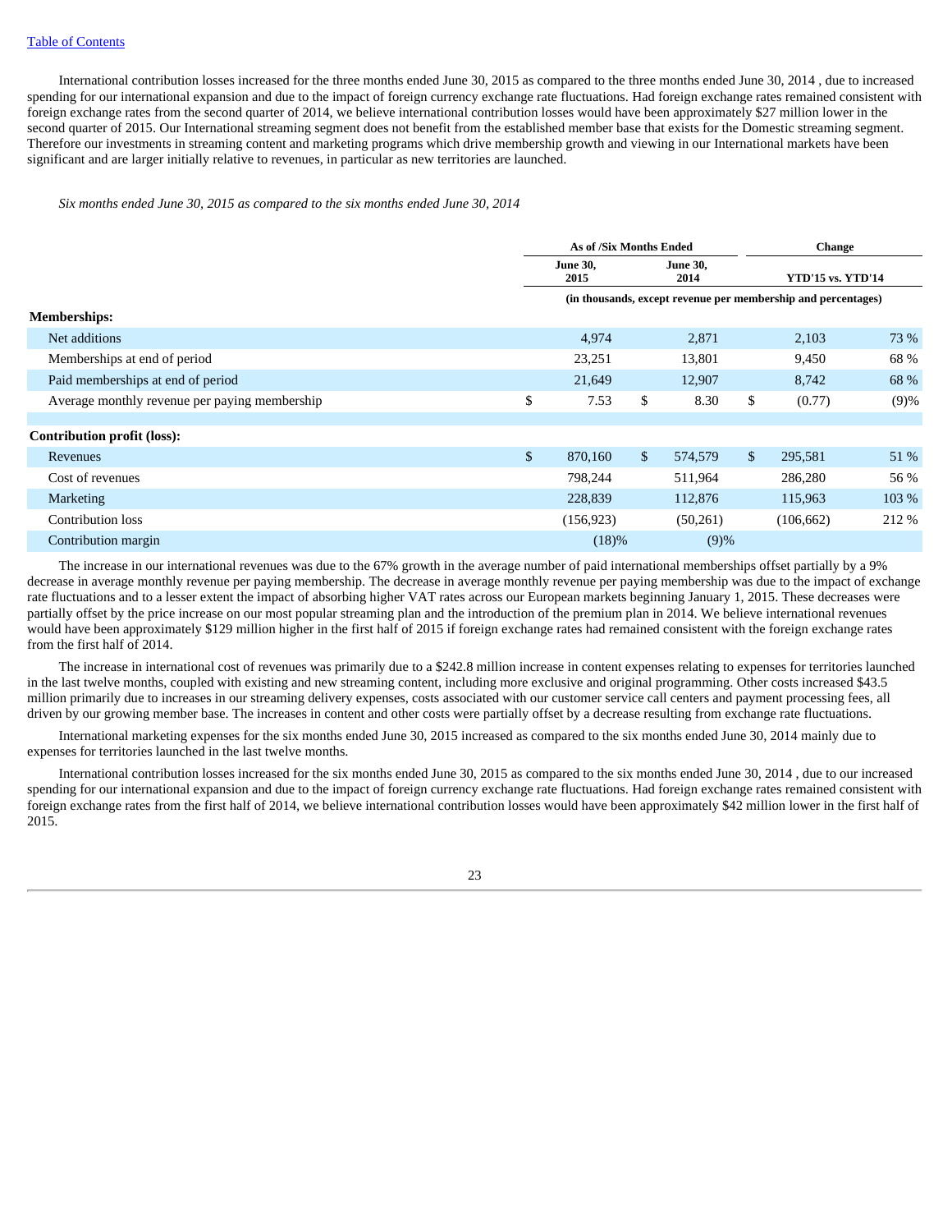International contribution losses increased for the three months ended June 30, 2015 as compared to the three months ended June 30, 2014 , due to increased spending for our international expansion and due to the impact of foreign currency exchange rate fluctuations. Had foreign exchange rates remained consistent with foreign exchange rates from the second quarter of 2014, we believe international contribution losses would have been approximately $27 million lower in the second quarter of 2015. Our International streaming segment does not benefit from the established member base that exists for the Domestic streaming segment. Therefore our investments in streaming content and marketing programs which drive membership growth and viewing in our International markets have been significant and are larger initially relative to revenues, in particular as new territories are launched.

*Six months ended June 30, 2015 as compared to the six months ended June 30, 2014*

| | As of /Six Months Ended | | Change | |
|---|---|---|---|---|
| | June 30, 2015 | June 30, 2014 | YTD'15 vs. YTD'14 | |
| | (in thousands, except revenue per membership and percentages) | | | |
| **Memberships:** | | | | |
| Net additions | 4,974 | 2,871 | 2,103 | 73 % |
| Memberships at end of period | 23,251 | 13,801 | 9,450 | 68 % |
| Paid memberships at end of period | 21,649 | 12,907 | 8,742 | 68 % |
| Average monthly revenue per paying membership | $ 7.53 | $ 8.30 | $ (0.77) | (9)% |
| **Contribution profit (loss):** | | | | |
| Revenues | $ 870,160 | $ 574,579 | $ 295,581 | 51 % |
| Cost of revenues | 798,244 | 511,964 | 286,280 | 56 % |
| Marketing | 228,839 | 112,876 | 115,963 | 103 % |
| Contribution loss | (156,923) | (50,261) | (106,662) | 212 % |
| Contribution margin | (18)% | (9)% | | |

The increase in our international revenues was due to the 67% growth in the average number of paid international memberships offset partially by a 9% decrease in average monthly revenue per paying membership. The decrease in average monthly revenue per paying membership was due to the impact of exchange rate fluctuations and to a lesser extent the impact of absorbing higher VAT rates across our European markets beginning January 1, 2015. These decreases were partially offset by the price increase on our most popular streaming plan and the introduction of the premium plan in 2014. We believe international revenues would have been approximately $129 million higher in the first half of 2015 if foreign exchange rates had remained consistent with the foreign exchange rates from the first half of 2014.

The increase in international cost of revenues was primarily due to a $242.8 million increase in content expenses relating to expenses for territories launched in the last twelve months, coupled with existing and new streaming content, including more exclusive and original programming. Other costs increased $43.5 million primarily due to increases in our streaming delivery expenses, costs associated with our customer service call centers and payment processing fees, all driven by our growing member base. The increases in content and other costs were partially offset by a decrease resulting from exchange rate fluctuations.

International marketing expenses for the six months ended June 30, 2015 increased as compared to the six months ended June 30, 2014 mainly due to expenses for territories launched in the last twelve months.

International contribution losses increased for the six months ended June 30, 2015 as compared to the six months ended June 30, 2014 , due to our increased spending for our international expansion and due to the impact of foreign currency exchange rate fluctuations. Had foreign exchange rates remained consistent with foreign exchange rates from the first half of 2014, we believe international contribution losses would have been approximately $42 million lower in the first half of 2015.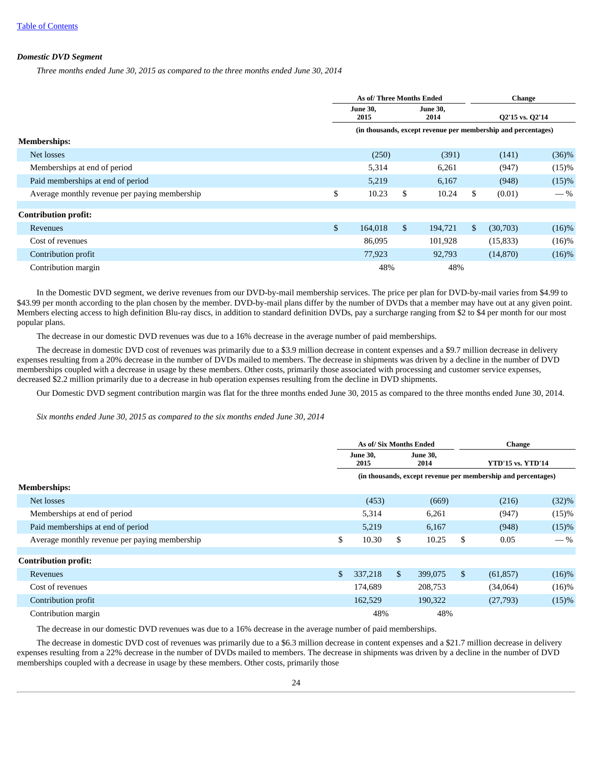[Table of Contents](#)

***Domestic DVD Segment***

*Three months ended June 30, 2015 as compared to the three months ended June 30, 2014*

| | As of/ Three Months Ended | | Change | |
|---|---|---|---|---|
| | June 30, 2015 | June 30, 2014 | Q2'15 vs. Q2'14 | |
| | (in thousands, except revenue per membership and percentages) | | | |
| **Memberships:** | | | | |
| Net losses | (250) | (391) | (141) | (36)% |
| Memberships at end of period | 5,314 | 6,261 | (947) | (15)% |
| Paid memberships at end of period | 5,219 | 6,167 | (948) | (15)% |
| Average monthly revenue per paying membership | $ 10.23 | $ 10.24 | $ (0.01) | — % |
| **Contribution profit:** | | | | |
| Revenues | $ 164,018 | $ 194,721 | $ (30,703) | (16)% |
| Cost of revenues | 86,095 | 101,928 | (15,833) | (16)% |
| Contribution profit | 77,923 | 92,793 | (14,870) | (16)% |
| Contribution margin | 48% | 48% | | |

In the Domestic DVD segment, we derive revenues from our DVD-by-mail membership services. The price per plan for DVD-by-mail varies from $4.99 to $43.99 per month according to the plan chosen by the member. DVD-by-mail plans differ by the number of DVDs that a member may have out at any given point. Members electing access to high definition Blu-ray discs, in addition to standard definition DVDs, pay a surcharge ranging from $2 to $4 per month for our most popular plans.

The decrease in our domestic DVD revenues was due to a 16% decrease in the average number of paid memberships.

The decrease in domestic DVD cost of revenues was primarily due to a $3.9 million decrease in content expenses and a $9.7 million decrease in delivery expenses resulting from a 20% decrease in the number of DVDs mailed to members. The decrease in shipments was driven by a decline in the number of DVD memberships coupled with a decrease in usage by these members. Other costs, primarily those associated with processing and customer service expenses, decreased $2.2 million primarily due to a decrease in hub operation expenses resulting from the decline in DVD shipments.

Our Domestic DVD segment contribution margin was flat for the three months ended June 30, 2015 as compared to the three months ended June 30, 2014.

*Six months ended June 30, 2015 as compared to the six months ended June 30, 2014*

| | As of/ Six Months Ended | | Change | |
|---|---|---|---|---|
| | June 30, 2015 | June 30, 2014 | YTD'15 vs. YTD'14 | |
| | (in thousands, except revenue per membership and percentages) | | | |
| **Memberships:** | | | | |
| Net losses | (453) | (669) | (216) | (32)% |
| Memberships at end of period | 5,314 | 6,261 | (947) | (15)% |
| Paid memberships at end of period | 5,219 | 6,167 | (948) | (15)% |
| Average monthly revenue per paying membership | $ 10.30 | $ 10.25 | $ 0.05 | — % |
| **Contribution profit:** | | | | |
| Revenues | $ 337,218 | $ 399,075 | $ (61,857) | (16)% |
| Cost of revenues | 174,689 | 208,753 | (34,064) | (16)% |
| Contribution profit | 162,529 | 190,322 | (27,793) | (15)% |
| Contribution margin | 48% | 48% | | |

The decrease in our domestic DVD revenues was due to a 16% decrease in the average number of paid memberships.

The decrease in domestic DVD cost of revenues was primarily due to a $6.3 million decrease in content expenses and a $21.7 million decrease in delivery expenses resulting from a 22% decrease in the number of DVDs mailed to members. The decrease in shipments was driven by a decline in the number of DVD memberships coupled with a decrease in usage by these members. Other costs, primarily those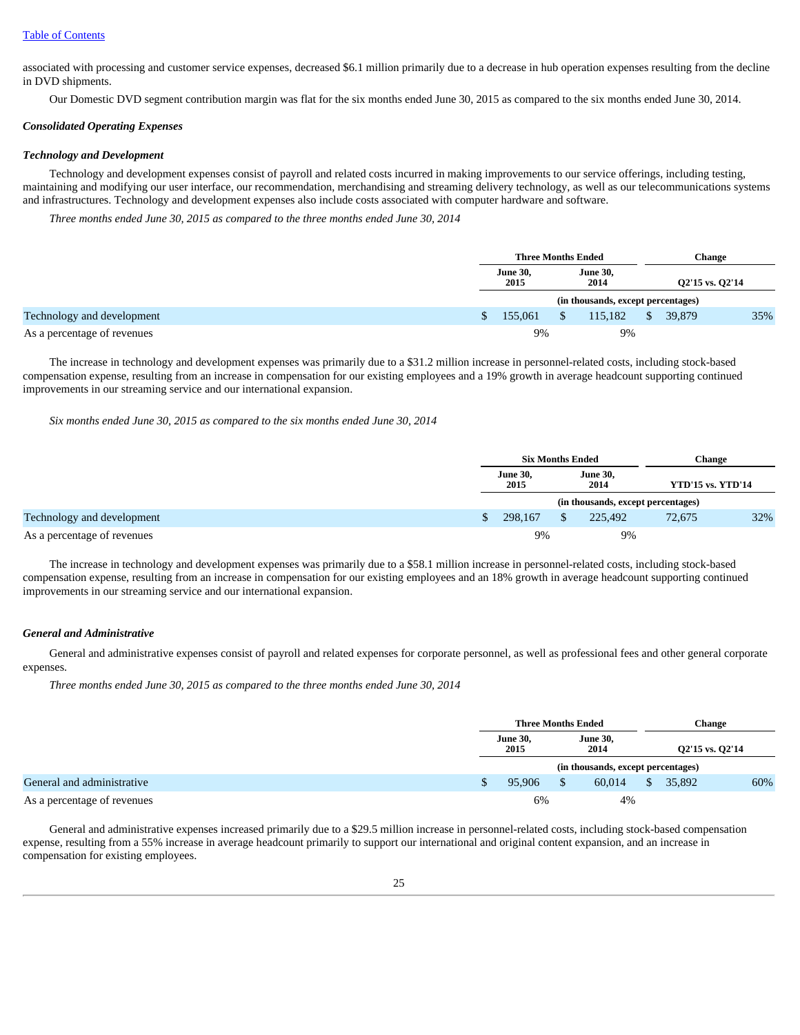associated with processing and customer service expenses, decreased $6.1 million primarily due to a decrease in hub operation expenses resulting from the decline in DVD shipments.

Our Domestic DVD segment contribution margin was flat for the six months ended June 30, 2015 as compared to the six months ended June 30, 2014.

***Consolidated Operating Expenses***

***Technology and Development***

Technology and development expenses consist of payroll and related costs incurred in making improvements to our service offerings, including testing, maintaining and modifying our user interface, our recommendation, merchandising and streaming delivery technology, as well as our telecommunications systems and infrastructures. Technology and development expenses also include costs associated with computer hardware and software.

*Three months ended June 30, 2015 as compared to the three months ended June 30, 2014*

| | Three Months Ended | | Change | |
|---|---|---|---|---|
| | June 30, 2015 | June 30, 2014 | Q2'15 vs. Q2'14 | |
| | (in thousands, except percentages) | | | |
| Technology and development | $ 155,061 | $ 115,182 | $ 39,879 | 35% |
| As a percentage of revenues | 9% | 9% | | |

The increase in technology and development expenses was primarily due to a $31.2 million increase in personnel-related costs, including stock-based compensation expense, resulting from an increase in compensation for our existing employees and a 19% growth in average headcount supporting continued improvements in our streaming service and our international expansion.

*Six months ended June 30, 2015 as compared to the six months ended June 30, 2014*

| | Six Months Ended | | Change | |
|---|---|---|---|---|
| | June 30, 2015 | June 30, 2014 | YTD'15 vs. YTD'14 | |
| | (in thousands, except percentages) | | | |
| Technology and development | $ 298,167 | $ 225,492 | 72,675 | 32% |
| As a percentage of revenues | 9% | 9% | | |

The increase in technology and development expenses was primarily due to a $58.1 million increase in personnel-related costs, including stock-based compensation expense, resulting from an increase in compensation for our existing employees and an 18% growth in average headcount supporting continued improvements in our streaming service and our international expansion.

***General and Administrative***

General and administrative expenses consist of payroll and related expenses for corporate personnel, as well as professional fees and other general corporate expenses.

*Three months ended June 30, 2015 as compared to the three months ended June 30, 2014*

| | Three Months Ended | | Change | |
|---|---|---|---|---|
| | June 30, 2015 | June 30, 2014 | Q2'15 vs. Q2'14 | |
| | (in thousands, except percentages) | | | |
| General and administrative | $ 95,906 | $ 60,014 | $ 35,892 | 60% |
| As a percentage of revenues | 6% | 4% | | |

General and administrative expenses increased primarily due to a $29.5 million increase in personnel-related costs, including stock-based compensation expense, resulting from a 55% increase in average headcount primarily to support our international and original content expansion, and an increase in compensation for existing employees.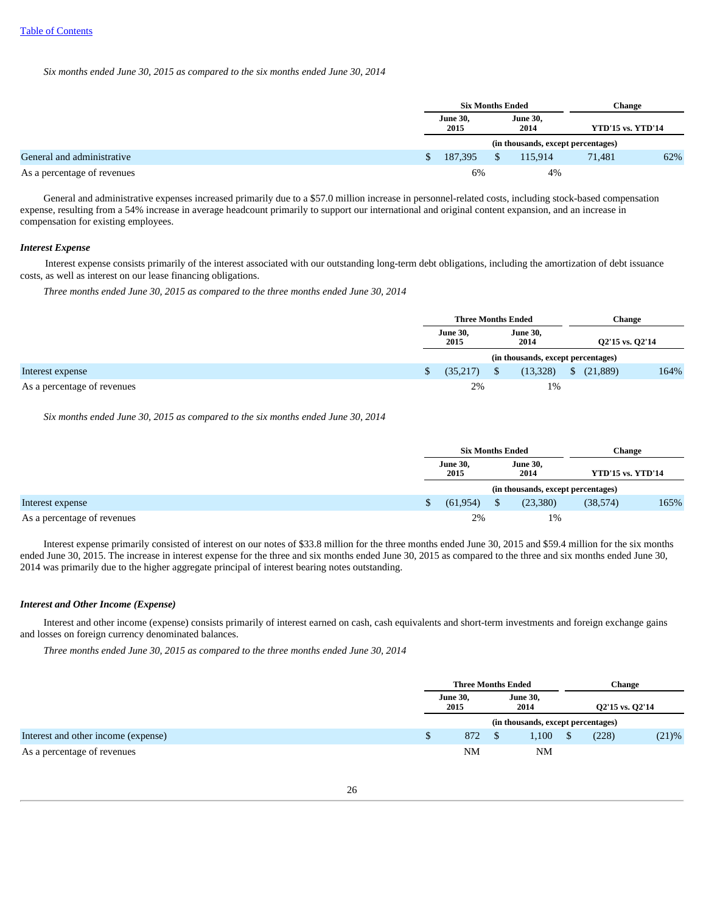*Six months ended June 30, 2015 as compared to the six months ended June 30, 2014*

| | Six Months Ended | | Change | |
|---|---|---|---|---|
| | June 30, 2015 | June 30, 2014 | YTD'15 vs. YTD'14 | |
| | (in thousands, except percentages) | | | |
| General and administrative | $ 187,395 | $ 115,914 | 71,481 | 62% |
| As a percentage of revenues | 6% | 4% | | |

General and administrative expenses increased primarily due to a $57.0 million increase in personnel-related costs, including stock-based compensation expense, resulting from a 54% increase in average headcount primarily to support our international and original content expansion, and an increase in compensation for existing employees.

### *Interest Expense*

Interest expense consists primarily of the interest associated with our outstanding long-term debt obligations, including the amortization of debt issuance costs, as well as interest on our lease financing obligations.

*Three months ended June 30, 2015 as compared to the three months ended June 30, 2014*

| | Three Months Ended | | Change | |
|---|---|---|---|---|
| | June 30, 2015 | June 30, 2014 | Q2'15 vs. Q2'14 | |
| | (in thousands, except percentages) | | | |
| Interest expense | $ (35,217) | $ (13,328) | $ (21,889) | 164% |
| As a percentage of revenues | 2% | 1% | | |

*Six months ended June 30, 2015 as compared to the six months ended June 30, 2014*

| | Six Months Ended | | Change | |
|---|---|---|---|---|
| | June 30, 2015 | June 30, 2014 | YTD'15 vs. YTD'14 | |
| | (in thousands, except percentages) | | | |
| Interest expense | $ (61,954) | $ (23,380) | (38,574) | 165% |
| As a percentage of revenues | 2% | 1% | | |

Interest expense primarily consisted of interest on our notes of $33.8 million for the three months ended June 30, 2015 and $59.4 million for the six months ended June 30, 2015. The increase in interest expense for the three and six months ended June 30, 2015 as compared to the three and six months ended June 30, 2014 was primarily due to the higher aggregate principal of interest bearing notes outstanding.

### *Interest and Other Income (Expense)*

Interest and other income (expense) consists primarily of interest earned on cash, cash equivalents and short-term investments and foreign exchange gains and losses on foreign currency denominated balances.

*Three months ended June 30, 2015 as compared to the three months ended June 30, 2014*

| | Three Months Ended | | Change | |
|---|---|---|---|---|
| | June 30, 2015 | June 30, 2014 | Q2'15 vs. Q2'14 | |
| | (in thousands, except percentages) | | | |
| Interest and other income (expense) | $ 872 | $ 1,100 | $ (228) | (21)% |
| As a percentage of revenues | NM | NM | | |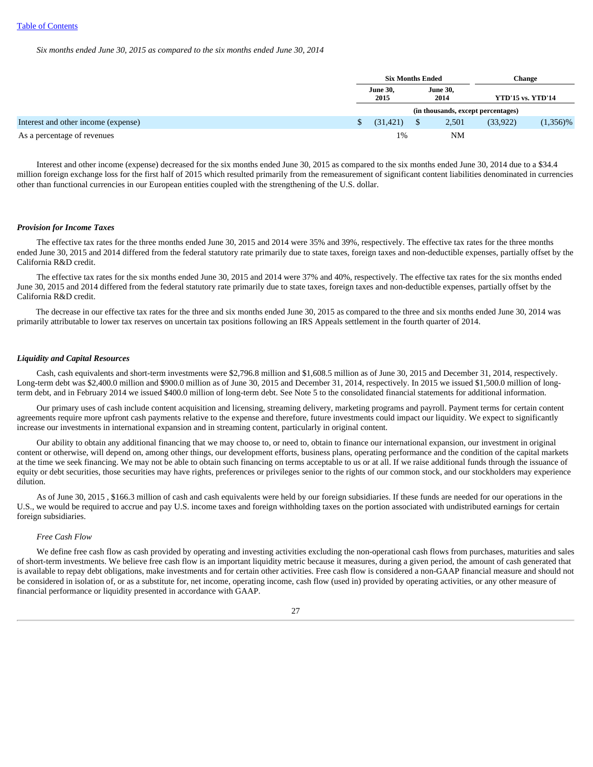[Table of Contents](#)

*Six months ended June 30, 2015 as compared to the six months ended June 30, 2014*

| | Six Months Ended | | Change | |
|---|---|---|---|---|
| | June 30, 2015 | June 30, 2014 | YTD'15 vs. YTD'14 | |
| | (in thousands, except percentages) | | | |
| Interest and other income (expense) | $ (31,421) | $ 2,501 | (33,922) | (1,356)% |
| As a percentage of revenues | 1% | NM | | |

Interest and other income (expense) decreased for the six months ended June 30, 2015 as compared to the six months ended June 30, 2014 due to a $34.4 million foreign exchange loss for the first half of 2015 which resulted primarily from the remeasurement of significant content liabilities denominated in currencies other than functional currencies in our European entities coupled with the strengthening of the U.S. dollar.

### *Provision for Income Taxes*

The effective tax rates for the three months ended June 30, 2015 and 2014 were 35% and 39%, respectively. The effective tax rates for the three months ended June 30, 2015 and 2014 differed from the federal statutory rate primarily due to state taxes, foreign taxes and non-deductible expenses, partially offset by the California R&D credit.

The effective tax rates for the six months ended June 30, 2015 and 2014 were 37% and 40%, respectively. The effective tax rates for the six months ended June 30, 2015 and 2014 differed from the federal statutory rate primarily due to state taxes, foreign taxes and non-deductible expenses, partially offset by the California R&D credit.

The decrease in our effective tax rates for the three and six months ended June 30, 2015 as compared to the three and six months ended June 30, 2014 was primarily attributable to lower tax reserves on uncertain tax positions following an IRS Appeals settlement in the fourth quarter of 2014.

### *Liquidity and Capital Resources*

Cash, cash equivalents and short-term investments were $2,796.8 million and $1,608.5 million as of June 30, 2015 and December 31, 2014, respectively. Long-term debt was $2,400.0 million and $900.0 million as of June 30, 2015 and December 31, 2014, respectively. In 2015 we issued $1,500.0 million of long-term debt, and in February 2014 we issued $400.0 million of long-term debt. See Note 5 to the consolidated financial statements for additional information.

Our primary uses of cash include content acquisition and licensing, streaming delivery, marketing programs and payroll. Payment terms for certain content agreements require more upfront cash payments relative to the expense and therefore, future investments could impact our liquidity. We expect to significantly increase our investments in international expansion and in streaming content, particularly in original content.

Our ability to obtain any additional financing that we may choose to, or need to, obtain to finance our international expansion, our investment in original content or otherwise, will depend on, among other things, our development efforts, business plans, operating performance and the condition of the capital markets at the time we seek financing. We may not be able to obtain such financing on terms acceptable to us or at all. If we raise additional funds through the issuance of equity or debt securities, those securities may have rights, preferences or privileges senior to the rights of our common stock, and our stockholders may experience dilution.

As of June 30, 2015 , $166.3 million of cash and cash equivalents were held by our foreign subsidiaries. If these funds are needed for our operations in the U.S., we would be required to accrue and pay U.S. income taxes and foreign withholding taxes on the portion associated with undistributed earnings for certain foreign subsidiaries.

*Free Cash Flow*

We define free cash flow as cash provided by operating and investing activities excluding the non-operational cash flows from purchases, maturities and sales of short-term investments. We believe free cash flow is an important liquidity metric because it measures, during a given period, the amount of cash generated that is available to repay debt obligations, make investments and for certain other activities. Free cash flow is considered a non-GAAP financial measure and should not be considered in isolation of, or as a substitute for, net income, operating income, cash flow (used in) provided by operating activities, or any other measure of financial performance or liquidity presented in accordance with GAAP.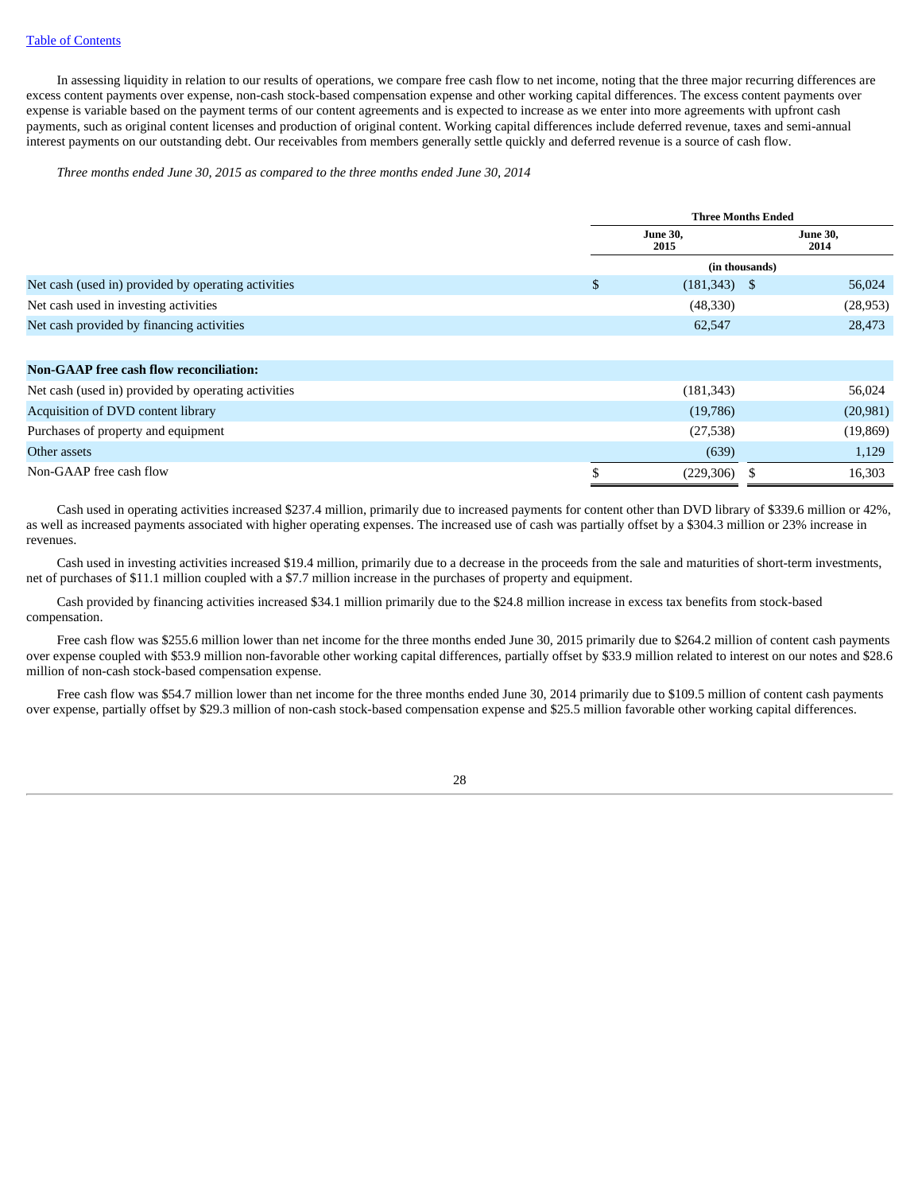In assessing liquidity in relation to our results of operations, we compare free cash flow to net income, noting that the three major recurring differences are excess content payments over expense, non-cash stock-based compensation expense and other working capital differences. The excess content payments over expense is variable based on the payment terms of our content agreements and is expected to increase as we enter into more agreements with upfront cash payments, such as original content licenses and production of original content. Working capital differences include deferred revenue, taxes and semi-annual interest payments on our outstanding debt. Our receivables from members generally settle quickly and deferred revenue is a source of cash flow.

*Three months ended June 30, 2015 as compared to the three months ended June 30, 2014*

| | Three Months Ended | |
|---|---|---|
| | June 30, 2015 | June 30, 2014 |
| | (in thousands) | |
| Net cash (used in) provided by operating activities | $ (181,343) | $ 56,024 |
| Net cash used in investing activities | (48,330) | (28,953) |
| Net cash provided by financing activities | 62,547 | 28,473 |
| | | |
| **Non-GAAP free cash flow reconciliation:** | | |
| Net cash (used in) provided by operating activities | (181,343) | 56,024 |
| Acquisition of DVD content library | (19,786) | (20,981) |
| Purchases of property and equipment | (27,538) | (19,869) |
| Other assets | (639) | 1,129 |
| Non-GAAP free cash flow | $ (229,306) | $ 16,303 |

Cash used in operating activities increased $237.4 million, primarily due to increased payments for content other than DVD library of $339.6 million or 42%, as well as increased payments associated with higher operating expenses. The increased use of cash was partially offset by a $304.3 million or 23% increase in revenues.

Cash used in investing activities increased $19.4 million, primarily due to a decrease in the proceeds from the sale and maturities of short-term investments, net of purchases of $11.1 million coupled with a $7.7 million increase in the purchases of property and equipment.

Cash provided by financing activities increased $34.1 million primarily due to the $24.8 million increase in excess tax benefits from stock-based compensation.

Free cash flow was $255.6 million lower than net income for the three months ended June 30, 2015 primarily due to $264.2 million of content cash payments over expense coupled with $53.9 million non-favorable other working capital differences, partially offset by $33.9 million related to interest on our notes and $28.6 million of non-cash stock-based compensation expense.

Free cash flow was $54.7 million lower than net income for the three months ended June 30, 2014 primarily due to $109.5 million of content cash payments over expense, partially offset by $29.3 million of non-cash stock-based compensation expense and $25.5 million favorable other working capital differences.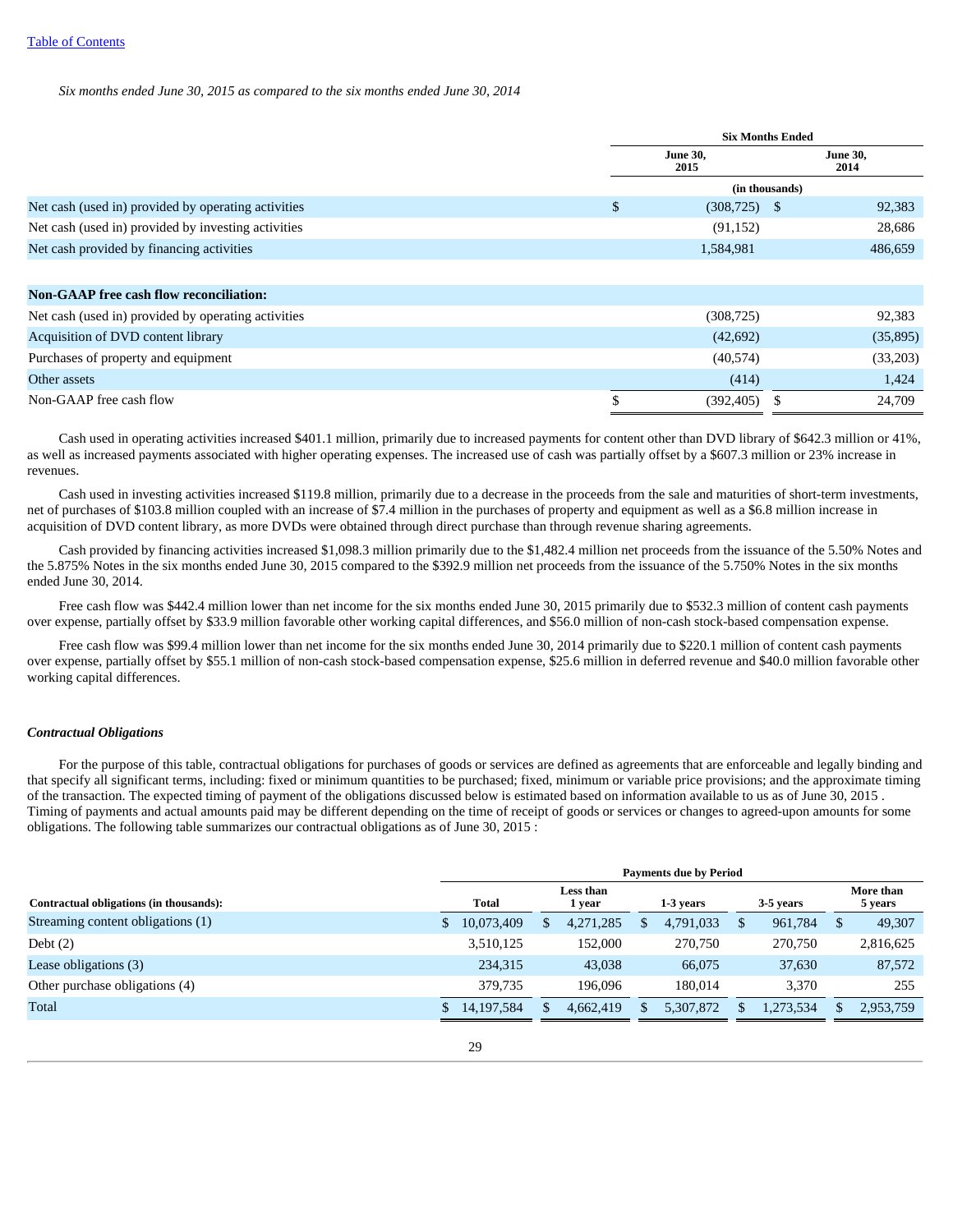*Six months ended June 30, 2015 as compared to the six months ended June 30, 2014*

| | Six Months Ended | |
|---|---|---|
| | June 30, 2015 | June 30, 2014 |
| | (in thousands) | |
| Net cash (used in) provided by operating activities | $ (308,725) | $ 92,383 |
| Net cash (used in) provided by investing activities | (91,152) | 28,686 |
| Net cash provided by financing activities | 1,584,981 | 486,659 |
| | | |
| **Non-GAAP free cash flow reconciliation:** | | |
| Net cash (used in) provided by operating activities | (308,725) | 92,383 |
| Acquisition of DVD content library | (42,692) | (35,895) |
| Purchases of property and equipment | (40,574) | (33,203) |
| Other assets | (414) | 1,424 |
| Non-GAAP free cash flow | $ (392,405) | $ 24,709 |

Cash used in operating activities increased $401.1 million, primarily due to increased payments for content other than DVD library of $642.3 million or 41%, as well as increased payments associated with higher operating expenses. The increased use of cash was partially offset by a $607.3 million or 23% increase in revenues.

Cash used in investing activities increased $119.8 million, primarily due to a decrease in the proceeds from the sale and maturities of short-term investments, net of purchases of $103.8 million coupled with an increase of $7.4 million in the purchases of property and equipment as well as a $6.8 million increase in acquisition of DVD content library, as more DVDs were obtained through direct purchase than through revenue sharing agreements.

Cash provided by financing activities increased $1,098.3 million primarily due to the $1,482.4 million net proceeds from the issuance of the 5.50% Notes and the 5.875% Notes in the six months ended June 30, 2015 compared to the $392.9 million net proceeds from the issuance of the 5.750% Notes in the six months ended June 30, 2014.

Free cash flow was $442.4 million lower than net income for the six months ended June 30, 2015 primarily due to $532.3 million of content cash payments over expense, partially offset by $33.9 million favorable other working capital differences, and $56.0 million of non-cash stock-based compensation expense.

Free cash flow was $99.4 million lower than net income for the six months ended June 30, 2014 primarily due to $220.1 million of content cash payments over expense, partially offset by $55.1 million of non-cash stock-based compensation expense, $25.6 million in deferred revenue and $40.0 million favorable other working capital differences.

### *Contractual Obligations*

For the purpose of this table, contractual obligations for purchases of goods or services are defined as agreements that are enforceable and legally binding and that specify all significant terms, including: fixed or minimum quantities to be purchased; fixed, minimum or variable price provisions; and the approximate timing of the transaction. The expected timing of payment of the obligations discussed below is estimated based on information available to us as of June 30, 2015 . Timing of payments and actual amounts paid may be different depending on the time of receipt of goods or services or changes to agreed-upon amounts for some obligations. The following table summarizes our contractual obligations as of June 30, 2015 :

| | Payments due by Period | | | | |
|---|---|---|---|---|---|
| Contractual obligations (in thousands): | Total | Less than 1 year | 1-3 years | 3-5 years | More than 5 years |
| Streaming content obligations (1) | $ 10,073,409 | $ 4,271,285 | $ 4,791,033 | $ 961,784 | $ 49,307 |
| Debt (2) | 3,510,125 | 152,000 | 270,750 | 270,750 | 2,816,625 |
| Lease obligations (3) | 234,315 | 43,038 | 66,075 | 37,630 | 87,572 |
| Other purchase obligations (4) | 379,735 | 196,096 | 180,014 | 3,370 | 255 |
| Total | $ 14,197,584 | $ 4,662,419 | $ 5,307,872 | $ 1,273,534 | $ 2,953,759 |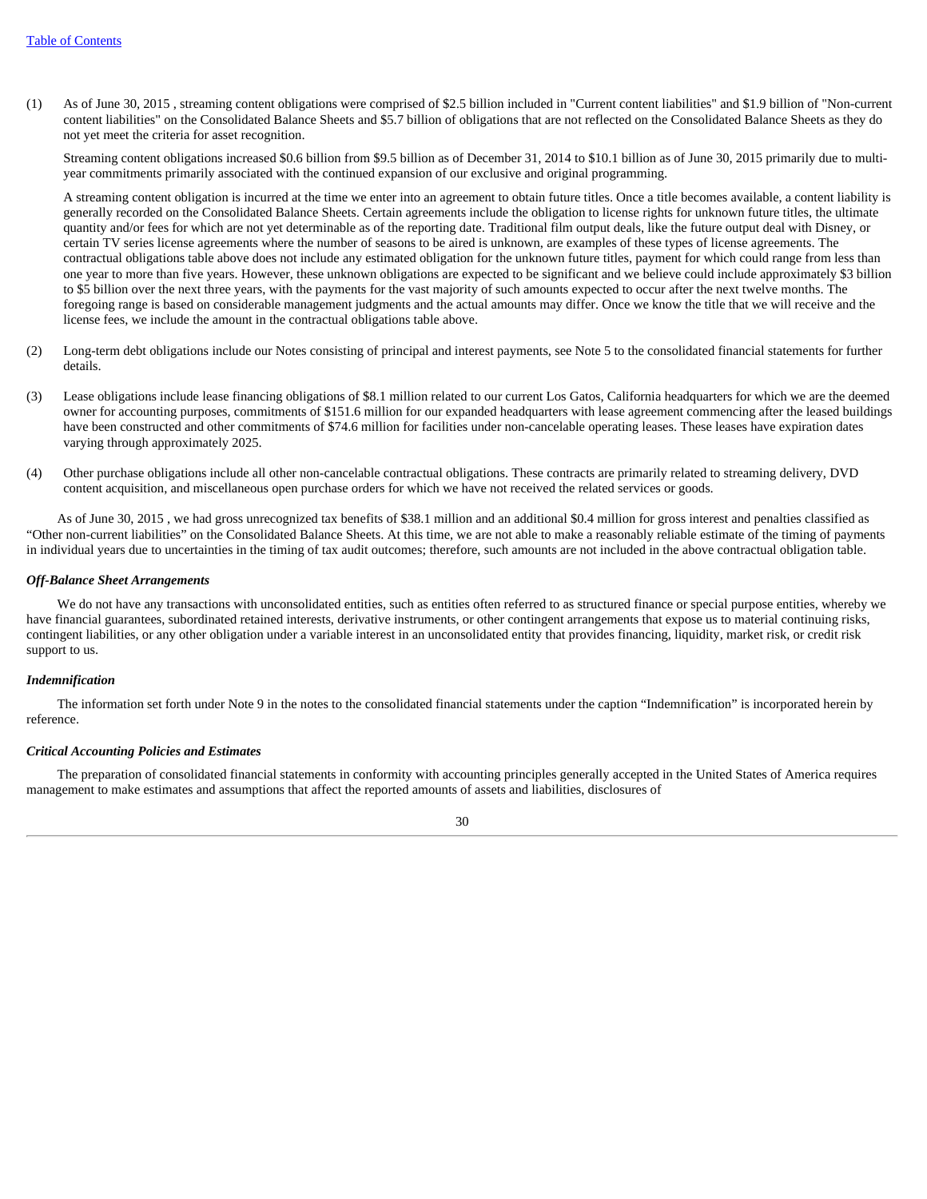(1) As of June 30, 2015 , streaming content obligations were comprised of $2.5 billion included in "Current content liabilities" and $1.9 billion of "Non-current content liabilities" on the Consolidated Balance Sheets and $5.7 billion of obligations that are not reflected on the Consolidated Balance Sheets as they do not yet meet the criteria for asset recognition.

Streaming content obligations increased $0.6 billion from $9.5 billion as of December 31, 2014 to $10.1 billion as of June 30, 2015 primarily due to multi-year commitments primarily associated with the continued expansion of our exclusive and original programming.

A streaming content obligation is incurred at the time we enter into an agreement to obtain future titles. Once a title becomes available, a content liability is generally recorded on the Consolidated Balance Sheets. Certain agreements include the obligation to license rights for unknown future titles, the ultimate quantity and/or fees for which are not yet determinable as of the reporting date. Traditional film output deals, like the future output deal with Disney, or certain TV series license agreements where the number of seasons to be aired is unknown, are examples of these types of license agreements. The contractual obligations table above does not include any estimated obligation for the unknown future titles, payment for which could range from less than one year to more than five years. However, these unknown obligations are expected to be significant and we believe could include approximately $3 billion to $5 billion over the next three years, with the payments for the vast majority of such amounts expected to occur after the next twelve months. The foregoing range is based on considerable management judgments and the actual amounts may differ. Once we know the title that we will receive and the license fees, we include the amount in the contractual obligations table above.

(2) Long-term debt obligations include our Notes consisting of principal and interest payments, see Note 5 to the consolidated financial statements for further details.

(3) Lease obligations include lease financing obligations of $8.1 million related to our current Los Gatos, California headquarters for which we are the deemed owner for accounting purposes, commitments of $151.6 million for our expanded headquarters with lease agreement commencing after the leased buildings have been constructed and other commitments of $74.6 million for facilities under non-cancelable operating leases. These leases have expiration dates varying through approximately 2025.

(4) Other purchase obligations include all other non-cancelable contractual obligations. These contracts are primarily related to streaming delivery, DVD content acquisition, and miscellaneous open purchase orders for which we have not received the related services or goods.

As of June 30, 2015 , we had gross unrecognized tax benefits of $38.1 million and an additional $0.4 million for gross interest and penalties classified as “Other non-current liabilities” on the Consolidated Balance Sheets. At this time, we are not able to make a reasonably reliable estimate of the timing of payments in individual years due to uncertainties in the timing of tax audit outcomes; therefore, such amounts are not included in the above contractual obligation table.

### *Off-Balance Sheet Arrangements*

We do not have any transactions with unconsolidated entities, such as entities often referred to as structured finance or special purpose entities, whereby we have financial guarantees, subordinated retained interests, derivative instruments, or other contingent arrangements that expose us to material continuing risks, contingent liabilities, or any other obligation under a variable interest in an unconsolidated entity that provides financing, liquidity, market risk, or credit risk support to us.

### *Indemnification*

The information set forth under Note 9 in the notes to the consolidated financial statements under the caption “Indemnification” is incorporated herein by reference.

### *Critical Accounting Policies and Estimates*

The preparation of consolidated financial statements in conformity with accounting principles generally accepted in the United States of America requires management to make estimates and assumptions that affect the reported amounts of assets and liabilities, disclosures of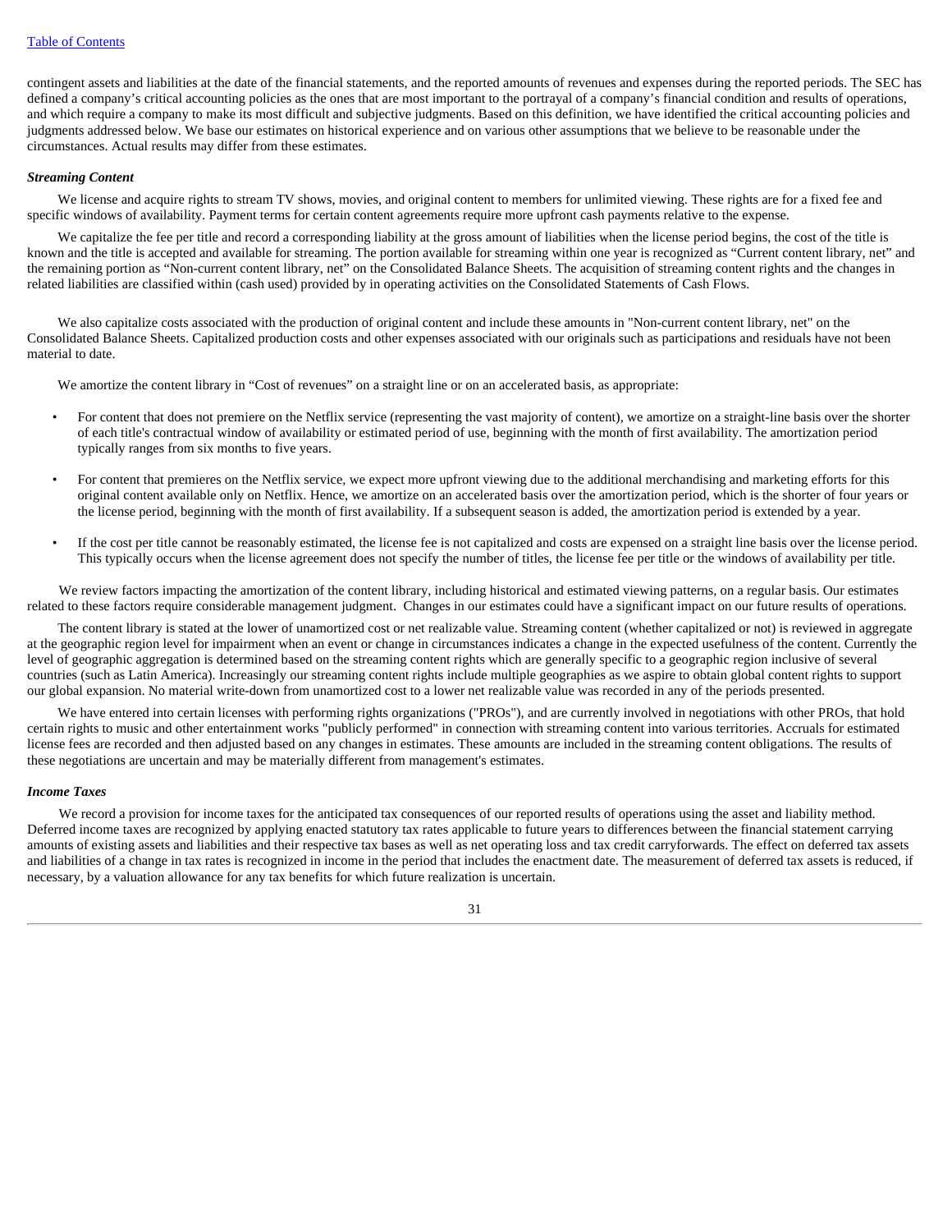contingent assets and liabilities at the date of the financial statements, and the reported amounts of revenues and expenses during the reported periods. The SEC has defined a company's critical accounting policies as the ones that are most important to the portrayal of a company's financial condition and results of operations, and which require a company to make its most difficult and subjective judgments. Based on this definition, we have identified the critical accounting policies and judgments addressed below. We base our estimates on historical experience and on various other assumptions that we believe to be reasonable under the circumstances. Actual results may differ from these estimates.

***Streaming Content***

We license and acquire rights to stream TV shows, movies, and original content to members for unlimited viewing. These rights are for a fixed fee and specific windows of availability. Payment terms for certain content agreements require more upfront cash payments relative to the expense.

We capitalize the fee per title and record a corresponding liability at the gross amount of liabilities when the license period begins, the cost of the title is known and the title is accepted and available for streaming. The portion available for streaming within one year is recognized as "Current content library, net" and the remaining portion as "Non-current content library, net" on the Consolidated Balance Sheets. The acquisition of streaming content rights and the changes in related liabilities are classified within (cash used) provided by in operating activities on the Consolidated Statements of Cash Flows.

We also capitalize costs associated with the production of original content and include these amounts in "Non-current content library, net" on the Consolidated Balance Sheets. Capitalized production costs and other expenses associated with our originals such as participations and residuals have not been material to date.

We amortize the content library in "Cost of revenues" on a straight line or on an accelerated basis, as appropriate:

- For content that does not premiere on the Netflix service (representing the vast majority of content), we amortize on a straight-line basis over the shorter of each title's contractual window of availability or estimated period of use, beginning with the month of first availability. The amortization period typically ranges from six months to five years.
- For content that premieres on the Netflix service, we expect more upfront viewing due to the additional merchandising and marketing efforts for this original content available only on Netflix. Hence, we amortize on an accelerated basis over the amortization period, which is the shorter of four years or the license period, beginning with the month of first availability. If a subsequent season is added, the amortization period is extended by a year.
- If the cost per title cannot be reasonably estimated, the license fee is not capitalized and costs are expensed on a straight line basis over the license period. This typically occurs when the license agreement does not specify the number of titles, the license fee per title or the windows of availability per title.

We review factors impacting the amortization of the content library, including historical and estimated viewing patterns, on a regular basis. Our estimates related to these factors require considerable management judgment. Changes in our estimates could have a significant impact on our future results of operations.

The content library is stated at the lower of unamortized cost or net realizable value. Streaming content (whether capitalized or not) is reviewed in aggregate at the geographic region level for impairment when an event or change in circumstances indicates a change in the expected usefulness of the content. Currently the level of geographic aggregation is determined based on the streaming content rights which are generally specific to a geographic region inclusive of several countries (such as Latin America). Increasingly our streaming content rights include multiple geographies as we aspire to obtain global content rights to support our global expansion. No material write-down from unamortized cost to a lower net realizable value was recorded in any of the periods presented.

We have entered into certain licenses with performing rights organizations ("PROs"), and are currently involved in negotiations with other PROs, that hold certain rights to music and other entertainment works "publicly performed" in connection with streaming content into various territories. Accruals for estimated license fees are recorded and then adjusted based on any changes in estimates. These amounts are included in the streaming content obligations. The results of these negotiations are uncertain and may be materially different from management's estimates.

***Income Taxes***

We record a provision for income taxes for the anticipated tax consequences of our reported results of operations using the asset and liability method. Deferred income taxes are recognized by applying enacted statutory tax rates applicable to future years to differences between the financial statement carrying amounts of existing assets and liabilities and their respective tax bases as well as net operating loss and tax credit carryforwards. The effect on deferred tax assets and liabilities of a change in tax rates is recognized in income in the period that includes the enactment date. The measurement of deferred tax assets is reduced, if necessary, by a valuation allowance for any tax benefits for which future realization is uncertain.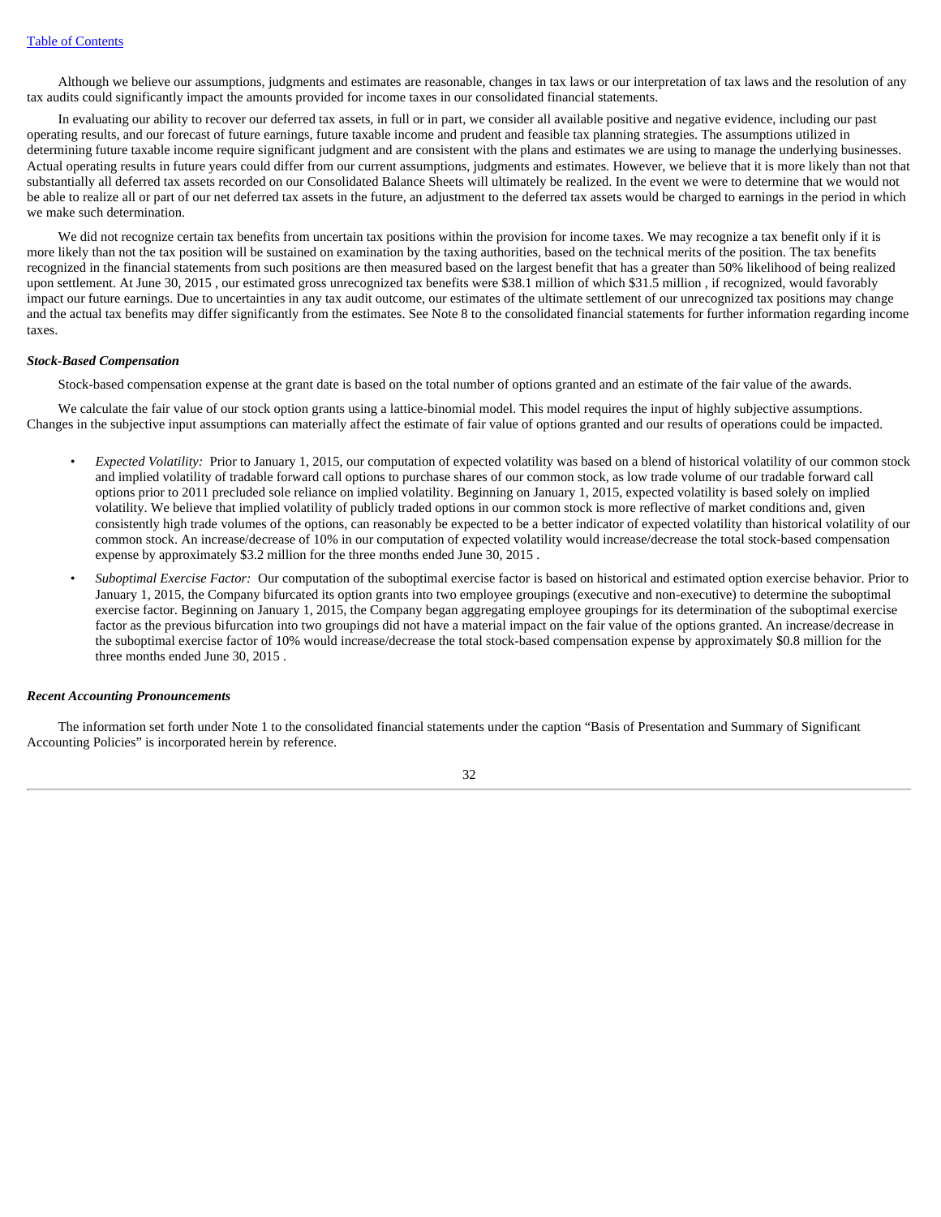Although we believe our assumptions, judgments and estimates are reasonable, changes in tax laws or our interpretation of tax laws and the resolution of any tax audits could significantly impact the amounts provided for income taxes in our consolidated financial statements.

In evaluating our ability to recover our deferred tax assets, in full or in part, we consider all available positive and negative evidence, including our past operating results, and our forecast of future earnings, future taxable income and prudent and feasible tax planning strategies. The assumptions utilized in determining future taxable income require significant judgment and are consistent with the plans and estimates we are using to manage the underlying businesses. Actual operating results in future years could differ from our current assumptions, judgments and estimates. However, we believe that it is more likely than not that substantially all deferred tax assets recorded on our Consolidated Balance Sheets will ultimately be realized. In the event we were to determine that we would not be able to realize all or part of our net deferred tax assets in the future, an adjustment to the deferred tax assets would be charged to earnings in the period in which we make such determination.

We did not recognize certain tax benefits from uncertain tax positions within the provision for income taxes. We may recognize a tax benefit only if it is more likely than not the tax position will be sustained on examination by the taxing authorities, based on the technical merits of the position. The tax benefits recognized in the financial statements from such positions are then measured based on the largest benefit that has a greater than 50% likelihood of being realized upon settlement. At June 30, 2015 , our estimated gross unrecognized tax benefits were $38.1 million of which $31.5 million , if recognized, would favorably impact our future earnings. Due to uncertainties in any tax audit outcome, our estimates of the ultimate settlement of our unrecognized tax positions may change and the actual tax benefits may differ significantly from the estimates. See Note 8 to the consolidated financial statements for further information regarding income taxes.

***Stock-Based Compensation***

Stock-based compensation expense at the grant date is based on the total number of options granted and an estimate of the fair value of the awards.

We calculate the fair value of our stock option grants using a lattice-binomial model. This model requires the input of highly subjective assumptions. Changes in the subjective input assumptions can materially affect the estimate of fair value of options granted and our results of operations could be impacted.

- *Expected Volatility:* Prior to January 1, 2015, our computation of expected volatility was based on a blend of historical volatility of our common stock and implied volatility of tradable forward call options to purchase shares of our common stock, as low trade volume of our tradable forward call options prior to 2011 precluded sole reliance on implied volatility. Beginning on January 1, 2015, expected volatility is based solely on implied volatility. We believe that implied volatility of publicly traded options in our common stock is more reflective of market conditions and, given consistently high trade volumes of the options, can reasonably be expected to be a better indicator of expected volatility than historical volatility of our common stock. An increase/decrease of 10% in our computation of expected volatility would increase/decrease the total stock-based compensation expense by approximately $3.2 million for the three months ended June 30, 2015 .
- *Suboptimal Exercise Factor:* Our computation of the suboptimal exercise factor is based on historical and estimated option exercise behavior. Prior to January 1, 2015, the Company bifurcated its option grants into two employee groupings (executive and non-executive) to determine the suboptimal exercise factor. Beginning on January 1, 2015, the Company began aggregating employee groupings for its determination of the suboptimal exercise factor as the previous bifurcation into two groupings did not have a material impact on the fair value of the options granted. An increase/decrease in the suboptimal exercise factor of 10% would increase/decrease the total stock-based compensation expense by approximately $0.8 million for the three months ended June 30, 2015 .

***Recent Accounting Pronouncements***

The information set forth under Note 1 to the consolidated financial statements under the caption "Basis of Presentation and Summary of Significant Accounting Policies" is incorporated herein by reference.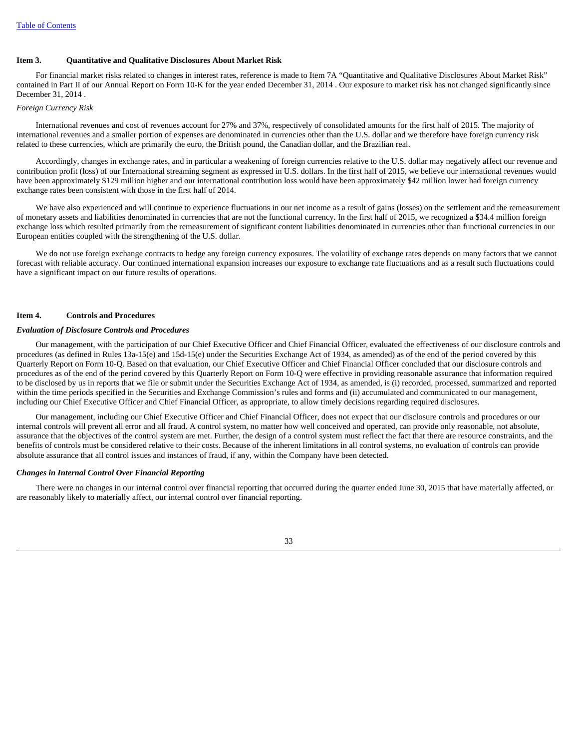## Item 3. Quantitative and Qualitative Disclosures About Market Risk

For financial market risks related to changes in interest rates, reference is made to Item 7A "Quantitative and Qualitative Disclosures About Market Risk" contained in Part II of our Annual Report on Form 10-K for the year ended December 31, 2014 . Our exposure to market risk has not changed significantly since December 31, 2014 .

*Foreign Currency Risk*

International revenues and cost of revenues account for 27% and 37%, respectively of consolidated amounts for the first half of 2015. The majority of international revenues and a smaller portion of expenses are denominated in currencies other than the U.S. dollar and we therefore have foreign currency risk related to these currencies, which are primarily the euro, the British pound, the Canadian dollar, and the Brazilian real.

Accordingly, changes in exchange rates, and in particular a weakening of foreign currencies relative to the U.S. dollar may negatively affect our revenue and contribution profit (loss) of our International streaming segment as expressed in U.S. dollars. In the first half of 2015, we believe our international revenues would have been approximately $129 million higher and our international contribution loss would have been approximately $42 million lower had foreign currency exchange rates been consistent with those in the first half of 2014.

We have also experienced and will continue to experience fluctuations in our net income as a result of gains (losses) on the settlement and the remeasurement of monetary assets and liabilities denominated in currencies that are not the functional currency. In the first half of 2015, we recognized a $34.4 million foreign exchange loss which resulted primarily from the remeasurement of significant content liabilities denominated in currencies other than functional currencies in our European entities coupled with the strengthening of the U.S. dollar.

We do not use foreign exchange contracts to hedge any foreign currency exposures. The volatility of exchange rates depends on many factors that we cannot forecast with reliable accuracy. Our continued international expansion increases our exposure to exchange rate fluctuations and as a result such fluctuations could have a significant impact on our future results of operations.

## Item 4. Controls and Procedures

***Evaluation of Disclosure Controls and Procedures***

Our management, with the participation of our Chief Executive Officer and Chief Financial Officer, evaluated the effectiveness of our disclosure controls and procedures (as defined in Rules 13a-15(e) and 15d-15(e) under the Securities Exchange Act of 1934, as amended) as of the end of the period covered by this Quarterly Report on Form 10-Q. Based on that evaluation, our Chief Executive Officer and Chief Financial Officer concluded that our disclosure controls and procedures as of the end of the period covered by this Quarterly Report on Form 10-Q were effective in providing reasonable assurance that information required to be disclosed by us in reports that we file or submit under the Securities Exchange Act of 1934, as amended, is (i) recorded, processed, summarized and reported within the time periods specified in the Securities and Exchange Commission's rules and forms and (ii) accumulated and communicated to our management, including our Chief Executive Officer and Chief Financial Officer, as appropriate, to allow timely decisions regarding required disclosures.

Our management, including our Chief Executive Officer and Chief Financial Officer, does not expect that our disclosure controls and procedures or our internal controls will prevent all error and all fraud. A control system, no matter how well conceived and operated, can provide only reasonable, not absolute, assurance that the objectives of the control system are met. Further, the design of a control system must reflect the fact that there are resource constraints, and the benefits of controls must be considered relative to their costs. Because of the inherent limitations in all control systems, no evaluation of controls can provide absolute assurance that all control issues and instances of fraud, if any, within the Company have been detected.

***Changes in Internal Control Over Financial Reporting***

There were no changes in our internal control over financial reporting that occurred during the quarter ended June 30, 2015 that have materially affected, or are reasonably likely to materially affect, our internal control over financial reporting.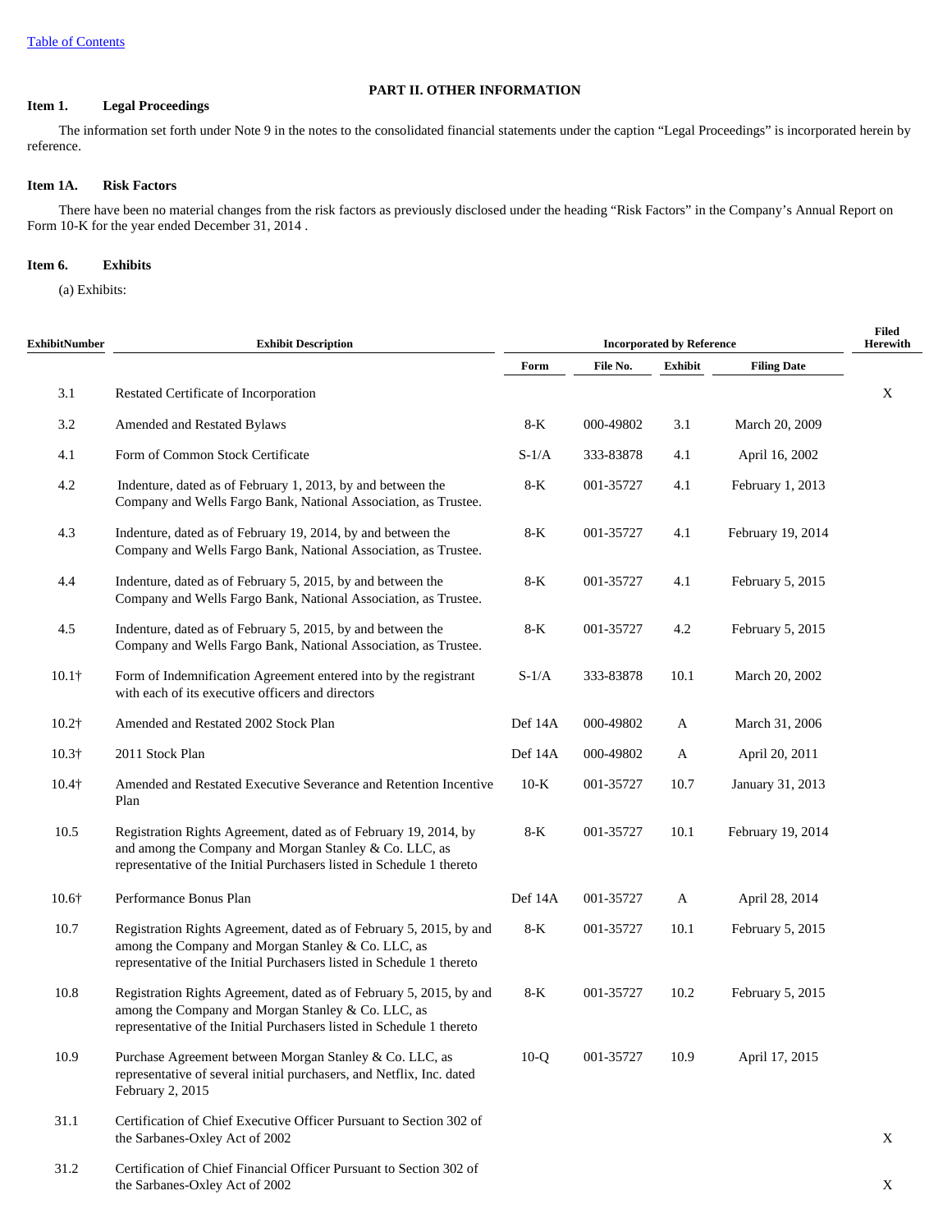[Table of Contents](#)

## PART II. OTHER INFORMATION

### Item 1. Legal Proceedings

The information set forth under Note 9 in the notes to the consolidated financial statements under the caption "Legal Proceedings" is incorporated herein by reference.

### Item 1A. Risk Factors

There have been no material changes from the risk factors as previously disclosed under the heading "Risk Factors" in the Company's Annual Report on Form 10-K for the year ended December 31, 2014 .

### Item 6. Exhibits

(a) Exhibits:

| ExhibitNumber | Exhibit Description | Incorporated by Reference | | | | Filed Herewith |
|---|---|---|---|---|---|---|
| | | Form | File No. | Exhibit | Filing Date | |
| 3.1 | Restated Certificate of Incorporation | | | | | X |
| 3.2 | Amended and Restated Bylaws | 8-K | 000-49802 | 3.1 | March 20, 2009 | |
| 4.1 | Form of Common Stock Certificate | S-1/A | 333-83878 | 4.1 | April 16, 2002 | |
| 4.2 | Indenture, dated as of February 1, 2013, by and between the Company and Wells Fargo Bank, National Association, as Trustee. | 8-K | 001-35727 | 4.1 | February 1, 2013 | |
| 4.3 | Indenture, dated as of February 19, 2014, by and between the Company and Wells Fargo Bank, National Association, as Trustee. | 8-K | 001-35727 | 4.1 | February 19, 2014 | |
| 4.4 | Indenture, dated as of February 5, 2015, by and between the Company and Wells Fargo Bank, National Association, as Trustee. | 8-K | 001-35727 | 4.1 | February 5, 2015 | |
| 4.5 | Indenture, dated as of February 5, 2015, by and between the Company and Wells Fargo Bank, National Association, as Trustee. | 8-K | 001-35727 | 4.2 | February 5, 2015 | |
| 10.1† | Form of Indemnification Agreement entered into by the registrant with each of its executive officers and directors | S-1/A | 333-83878 | 10.1 | March 20, 2002 | |
| 10.2† | Amended and Restated 2002 Stock Plan | Def 14A | 000-49802 | A | March 31, 2006 | |
| 10.3† | 2011 Stock Plan | Def 14A | 000-49802 | A | April 20, 2011 | |
| 10.4† | Amended and Restated Executive Severance and Retention Incentive Plan | 10-K | 001-35727 | 10.7 | January 31, 2013 | |
| 10.5 | Registration Rights Agreement, dated as of February 19, 2014, by and among the Company and Morgan Stanley & Co. LLC, as representative of the Initial Purchasers listed in Schedule 1 thereto | 8-K | 001-35727 | 10.1 | February 19, 2014 | |
| 10.6† | Performance Bonus Plan | Def 14A | 001-35727 | A | April 28, 2014 | |
| 10.7 | Registration Rights Agreement, dated as of February 5, 2015, by and among the Company and Morgan Stanley & Co. LLC, as representative of the Initial Purchasers listed in Schedule 1 thereto | 8-K | 001-35727 | 10.1 | February 5, 2015 | |
| 10.8 | Registration Rights Agreement, dated as of February 5, 2015, by and among the Company and Morgan Stanley & Co. LLC, as representative of the Initial Purchasers listed in Schedule 1 thereto | 8-K | 001-35727 | 10.2 | February 5, 2015 | |
| 10.9 | Purchase Agreement between Morgan Stanley & Co. LLC, as representative of several initial purchasers, and Netflix, Inc. dated February 2, 2015 | 10-Q | 001-35727 | 10.9 | April 17, 2015 | |
| 31.1 | Certification of Chief Executive Officer Pursuant to Section 302 of the Sarbanes-Oxley Act of 2002 | | | | | X |
| 31.2 | Certification of Chief Financial Officer Pursuant to Section 302 of the Sarbanes-Oxley Act of 2002 | | | | | X |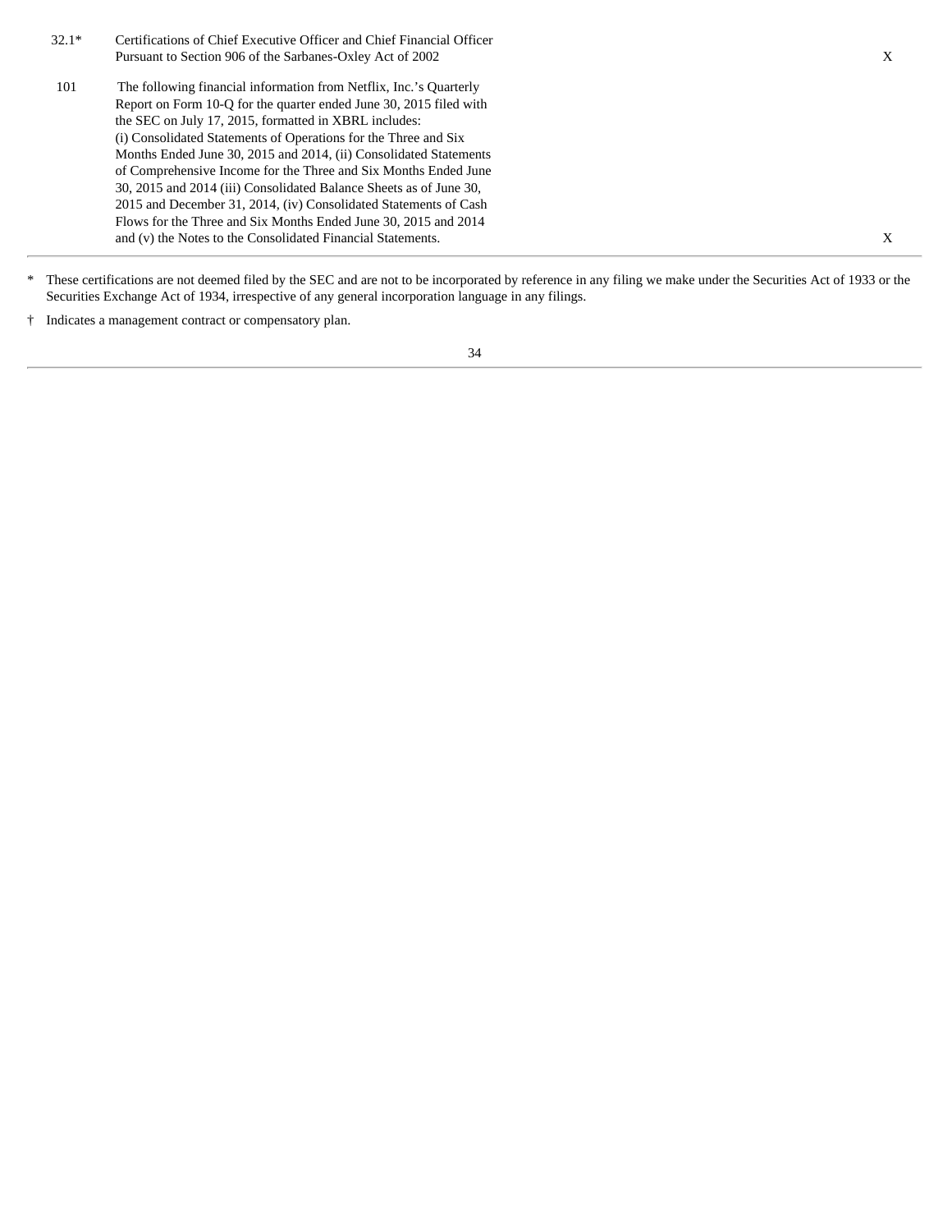| | | |
|---|---|---|
| 32.1* | Certifications of Chief Executive Officer and Chief Financial Officer Pursuant to Section 906 of the Sarbanes-Oxley Act of 2002 | X |
| 101 | The following financial information from Netflix, Inc.'s Quarterly Report on Form 10-Q for the quarter ended June 30, 2015 filed with the SEC on July 17, 2015, formatted in XBRL includes: (i) Consolidated Statements of Operations for the Three and Six Months Ended June 30, 2015 and 2014, (ii) Consolidated Statements of Comprehensive Income for the Three and Six Months Ended June 30, 2015 and 2014 (iii) Consolidated Balance Sheets as of June 30, 2015 and December 31, 2014, (iv) Consolidated Statements of Cash Flows for the Three and Six Months Ended June 30, 2015 and 2014 and (v) the Notes to the Consolidated Financial Statements. | X |

\* These certifications are not deemed filed by the SEC and are not to be incorporated by reference in any filing we make under the Securities Act of 1933 or the Securities Exchange Act of 1934, irrespective of any general incorporation language in any filings.

† Indicates a management contract or compensatory plan.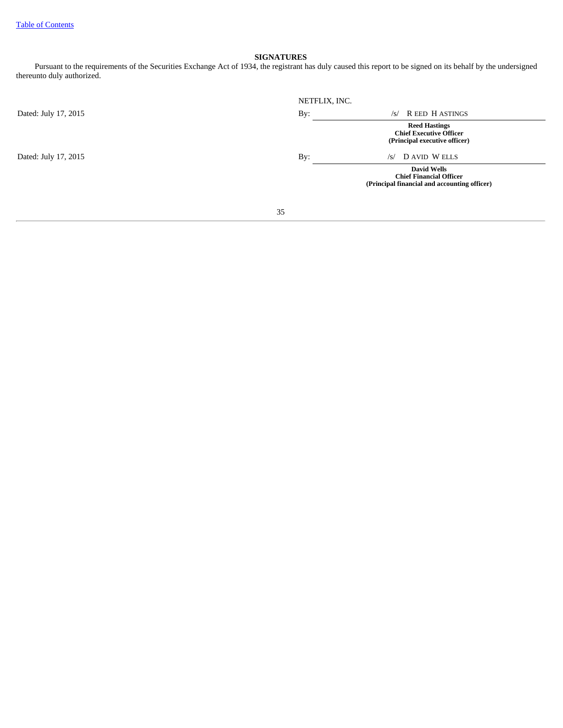[Table of Contents]

## SIGNATURES

Pursuant to the requirements of the Securities Exchange Act of 1934, the registrant has duly caused this report to be signed on its behalf by the undersigned thereunto duly authorized.

| | NETFLIX, INC. | |
|---|---|---|
| Dated: July 17, 2015 | By: | /s/ REED HASTINGS |
| | | **Reed Hastings**<br>**Chief Executive Officer**<br>**(Principal executive officer)** |
| Dated: July 17, 2015 | By: | /s/ DAVID WELLS |
| | | **David Wells**<br>**Chief Financial Officer**<br>**(Principal financial and accounting officer)** |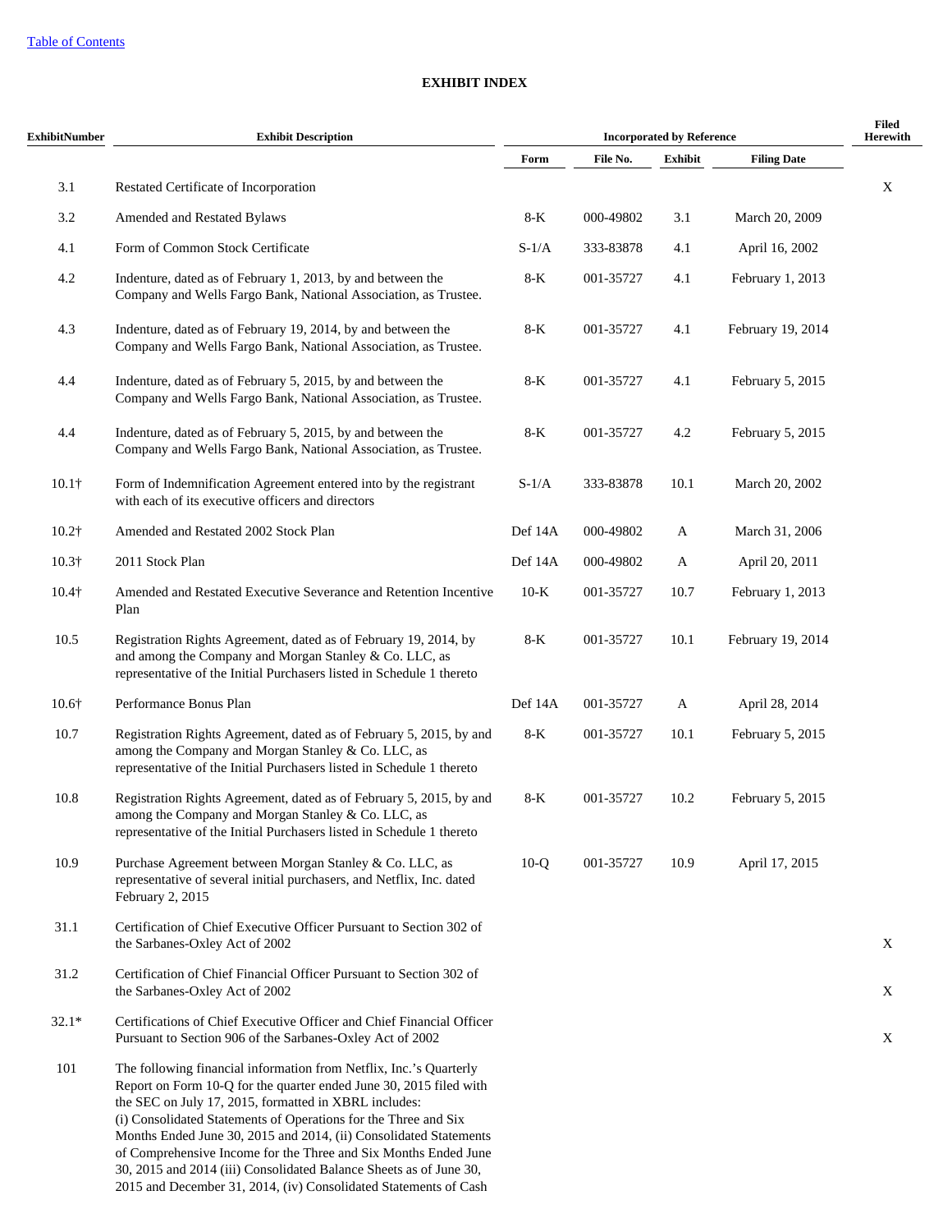[Table of Contents](#)

## EXHIBIT INDEX

| Exhibit Number | Exhibit Description | Incorporated by Reference | | | | Filed Herewith |
|---|---|---|---|---|---|---|
| | | Form | File No. | Exhibit | Filing Date | |
| 3.1 | Restated Certificate of Incorporation | | | | | X |
| 3.2 | Amended and Restated Bylaws | 8-K | 000-49802 | 3.1 | March 20, 2009 | |
| 4.1 | Form of Common Stock Certificate | S-1/A | 333-83878 | 4.1 | April 16, 2002 | |
| 4.2 | Indenture, dated as of February 1, 2013, by and between the Company and Wells Fargo Bank, National Association, as Trustee. | 8-K | 001-35727 | 4.1 | February 1, 2013 | |
| 4.3 | Indenture, dated as of February 19, 2014, by and between the Company and Wells Fargo Bank, National Association, as Trustee. | 8-K | 001-35727 | 4.1 | February 19, 2014 | |
| 4.4 | Indenture, dated as of February 5, 2015, by and between the Company and Wells Fargo Bank, National Association, as Trustee. | 8-K | 001-35727 | 4.1 | February 5, 2015 | |
| 4.4 | Indenture, dated as of February 5, 2015, by and between the Company and Wells Fargo Bank, National Association, as Trustee. | 8-K | 001-35727 | 4.2 | February 5, 2015 | |
| 10.1† | Form of Indemnification Agreement entered into by the registrant with each of its executive officers and directors | S-1/A | 333-83878 | 10.1 | March 20, 2002 | |
| 10.2† | Amended and Restated 2002 Stock Plan | Def 14A | 000-49802 | A | March 31, 2006 | |
| 10.3† | 2011 Stock Plan | Def 14A | 000-49802 | A | April 20, 2011 | |
| 10.4† | Amended and Restated Executive Severance and Retention Incentive Plan | 10-K | 001-35727 | 10.7 | February 1, 2013 | |
| 10.5 | Registration Rights Agreement, dated as of February 19, 2014, by and among the Company and Morgan Stanley & Co. LLC, as representative of the Initial Purchasers listed in Schedule 1 thereto | 8-K | 001-35727 | 10.1 | February 19, 2014 | |
| 10.6† | Performance Bonus Plan | Def 14A | 001-35727 | A | April 28, 2014 | |
| 10.7 | Registration Rights Agreement, dated as of February 5, 2015, by and among the Company and Morgan Stanley & Co. LLC, as representative of the Initial Purchasers listed in Schedule 1 thereto | 8-K | 001-35727 | 10.1 | February 5, 2015 | |
| 10.8 | Registration Rights Agreement, dated as of February 5, 2015, by and among the Company and Morgan Stanley & Co. LLC, as representative of the Initial Purchasers listed in Schedule 1 thereto | 8-K | 001-35727 | 10.2 | February 5, 2015 | |
| 10.9 | Purchase Agreement between Morgan Stanley & Co. LLC, as representative of several initial purchasers, and Netflix, Inc. dated February 2, 2015 | 10-Q | 001-35727 | 10.9 | April 17, 2015 | |
| 31.1 | Certification of Chief Executive Officer Pursuant to Section 302 of the Sarbanes-Oxley Act of 2002 | | | | | X |
| 31.2 | Certification of Chief Financial Officer Pursuant to Section 302 of the Sarbanes-Oxley Act of 2002 | | | | | X |
| 32.1* | Certifications of Chief Executive Officer and Chief Financial Officer Pursuant to Section 906 of the Sarbanes-Oxley Act of 2002 | | | | | X |
| 101 | The following financial information from Netflix, Inc.'s Quarterly Report on Form 10-Q for the quarter ended June 30, 2015 filed with the SEC on July 17, 2015, formatted in XBRL includes: (i) Consolidated Statements of Operations for the Three and Six Months Ended June 30, 2015 and 2014, (ii) Consolidated Statements of Comprehensive Income for the Three and Six Months Ended June 30, 2015 and 2014 (iii) Consolidated Balance Sheets as of June 30, 2015 and December 31, 2014, (iv) Consolidated Statements of Cash | | | | | |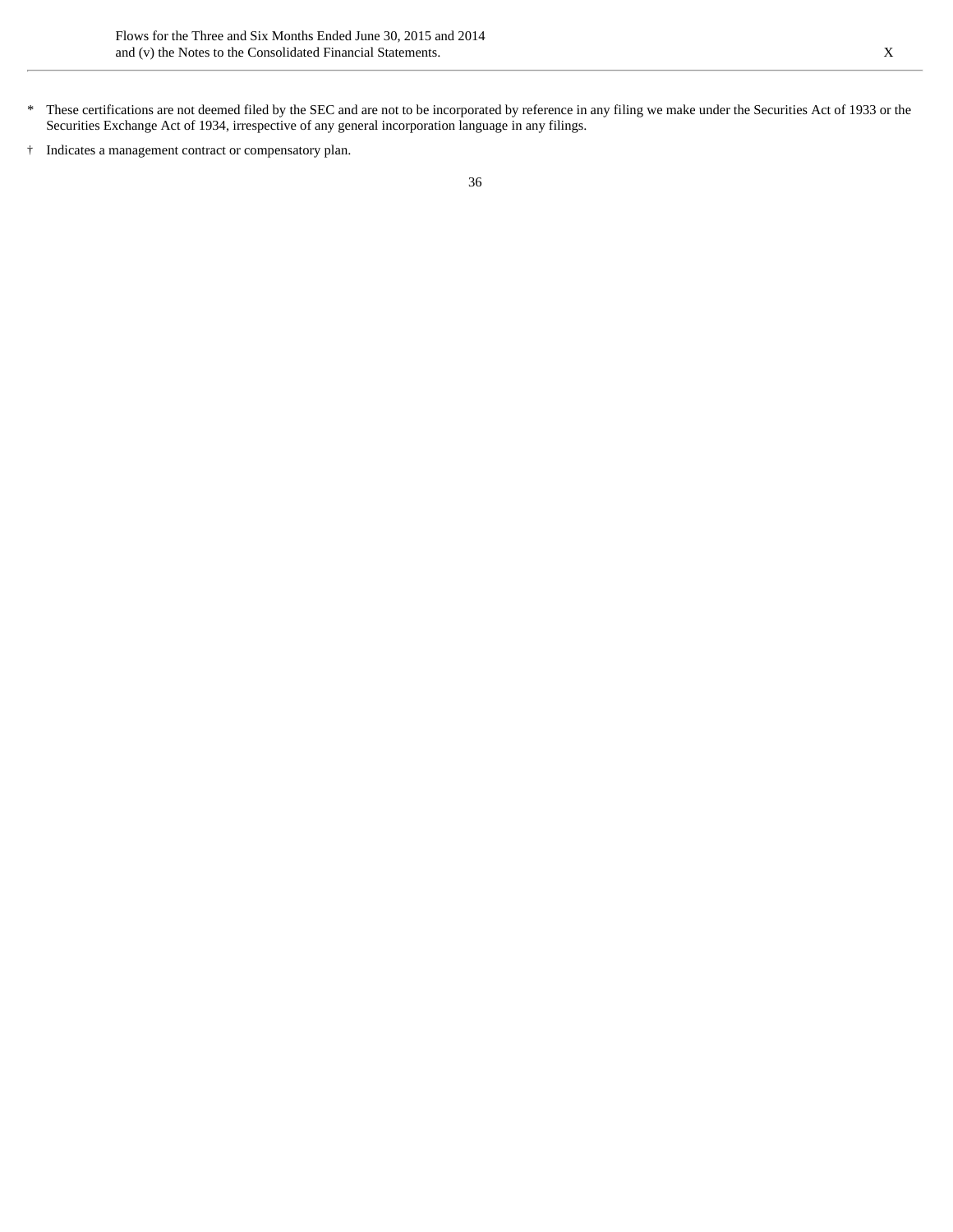| | | |
|---|---|---|
| | Flows for the Three and Six Months Ended June 30, 2015 and 2014 and (v) the Notes to the Consolidated Financial Statements. | X |

\* These certifications are not deemed filed by the SEC and are not to be incorporated by reference in any filing we make under the Securities Act of 1933 or the Securities Exchange Act of 1934, irrespective of any general incorporation language in any filings.

† Indicates a management contract or compensatory plan.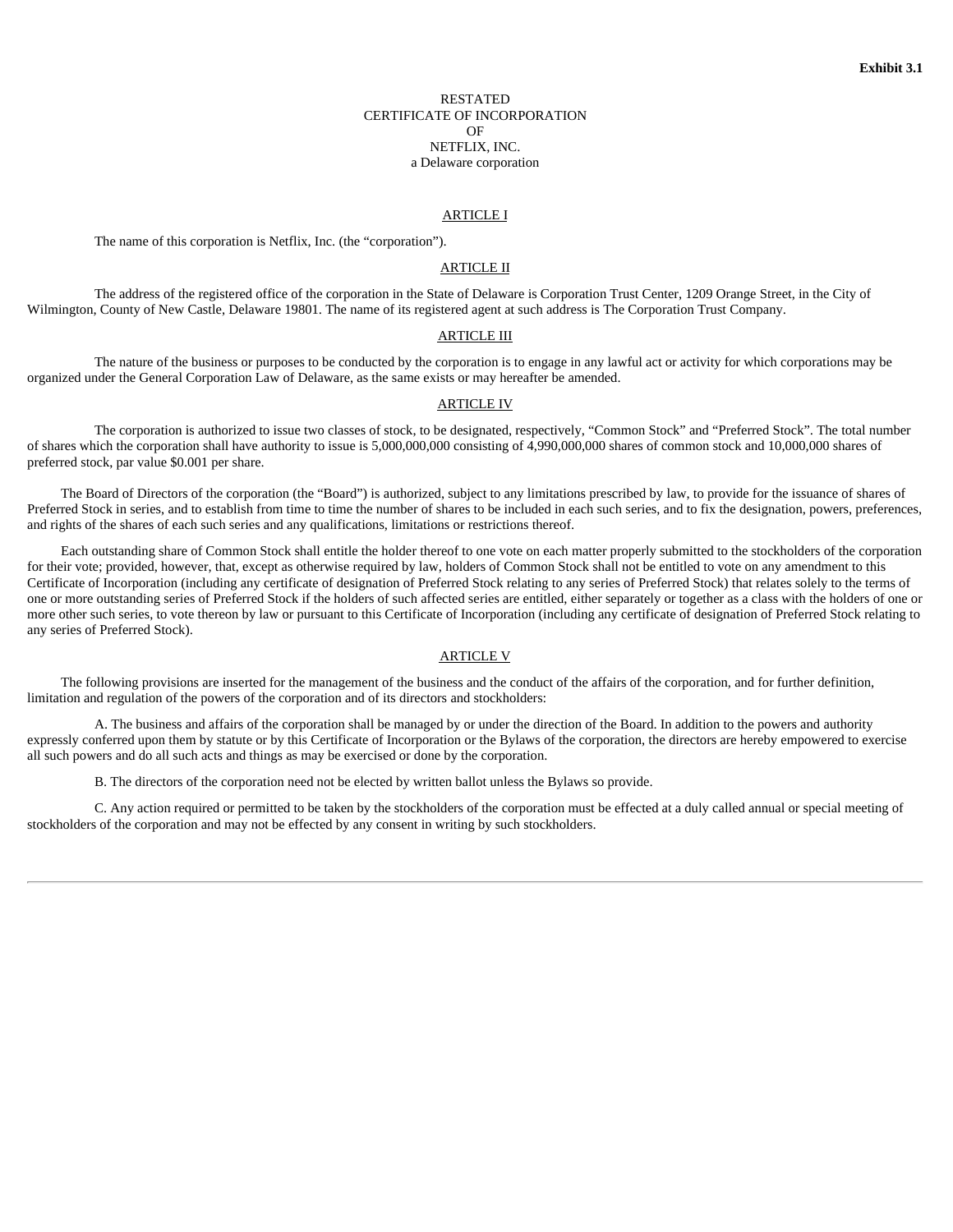**Exhibit 3.1**

RESTATED
CERTIFICATE OF INCORPORATION
OF
NETFLIX, INC.
a Delaware corporation

ARTICLE I

The name of this corporation is Netflix, Inc. (the "corporation").

ARTICLE II

The address of the registered office of the corporation in the State of Delaware is Corporation Trust Center, 1209 Orange Street, in the City of Wilmington, County of New Castle, Delaware 19801. The name of its registered agent at such address is The Corporation Trust Company.

ARTICLE III

The nature of the business or purposes to be conducted by the corporation is to engage in any lawful act or activity for which corporations may be organized under the General Corporation Law of Delaware, as the same exists or may hereafter be amended.

ARTICLE IV

The corporation is authorized to issue two classes of stock, to be designated, respectively, "Common Stock" and "Preferred Stock". The total number of shares which the corporation shall have authority to issue is 5,000,000,000 consisting of 4,990,000,000 shares of common stock and 10,000,000 shares of preferred stock, par value $0.001 per share.

The Board of Directors of the corporation (the "Board") is authorized, subject to any limitations prescribed by law, to provide for the issuance of shares of Preferred Stock in series, and to establish from time to time the number of shares to be included in each such series, and to fix the designation, powers, preferences, and rights of the shares of each such series and any qualifications, limitations or restrictions thereof.

Each outstanding share of Common Stock shall entitle the holder thereof to one vote on each matter properly submitted to the stockholders of the corporation for their vote; provided, however, that, except as otherwise required by law, holders of Common Stock shall not be entitled to vote on any amendment to this Certificate of Incorporation (including any certificate of designation of Preferred Stock relating to any series of Preferred Stock) that relates solely to the terms of one or more outstanding series of Preferred Stock if the holders of such affected series are entitled, either separately or together as a class with the holders of one or more other such series, to vote thereon by law or pursuant to this Certificate of Incorporation (including any certificate of designation of Preferred Stock relating to any series of Preferred Stock).

ARTICLE V

The following provisions are inserted for the management of the business and the conduct of the affairs of the corporation, and for further definition, limitation and regulation of the powers of the corporation and of its directors and stockholders:

A. The business and affairs of the corporation shall be managed by or under the direction of the Board. In addition to the powers and authority expressly conferred upon them by statute or by this Certificate of Incorporation or the Bylaws of the corporation, the directors are hereby empowered to exercise all such powers and do all such acts and things as may be exercised or done by the corporation.

B. The directors of the corporation need not be elected by written ballot unless the Bylaws so provide.

C. Any action required or permitted to be taken by the stockholders of the corporation must be effected at a duly called annual or special meeting of stockholders of the corporation and may not be effected by any consent in writing by such stockholders.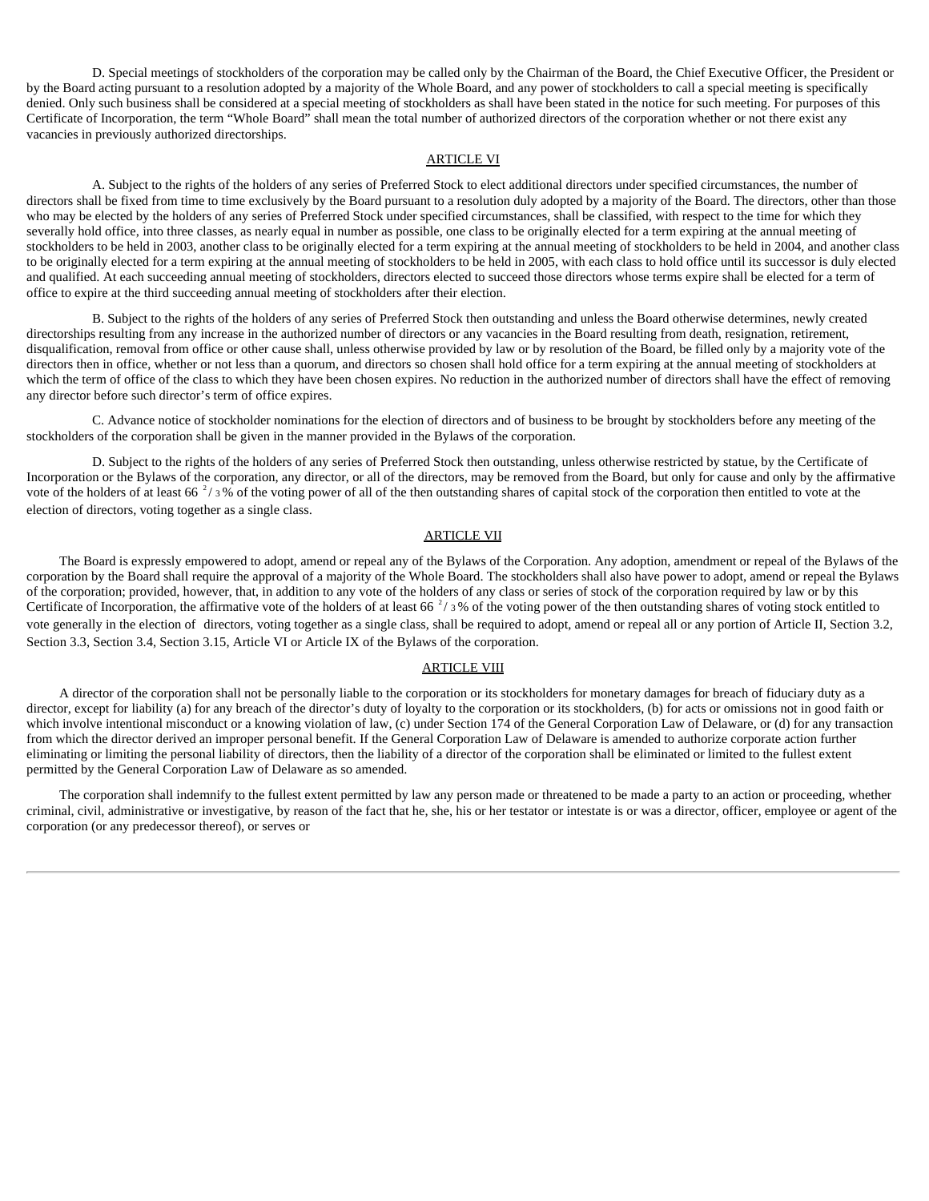D. Special meetings of stockholders of the corporation may be called only by the Chairman of the Board, the Chief Executive Officer, the President or by the Board acting pursuant to a resolution adopted by a majority of the Whole Board, and any power of stockholders to call a special meeting is specifically denied. Only such business shall be considered at a special meeting of stockholders as shall have been stated in the notice for such meeting. For purposes of this Certificate of Incorporation, the term "Whole Board" shall mean the total number of authorized directors of the corporation whether or not there exist any vacancies in previously authorized directorships.

## ARTICLE VI

A. Subject to the rights of the holders of any series of Preferred Stock to elect additional directors under specified circumstances, the number of directors shall be fixed from time to time exclusively by the Board pursuant to a resolution duly adopted by a majority of the Board. The directors, other than those who may be elected by the holders of any series of Preferred Stock under specified circumstances, shall be classified, with respect to the time for which they severally hold office, into three classes, as nearly equal in number as possible, one class to be originally elected for a term expiring at the annual meeting of stockholders to be held in 2003, another class to be originally elected for a term expiring at the annual meeting of stockholders to be held in 2004, and another class to be originally elected for a term expiring at the annual meeting of stockholders to be held in 2005, with each class to hold office until its successor is duly elected and qualified. At each succeeding annual meeting of stockholders, directors elected to succeed those directors whose terms expire shall be elected for a term of office to expire at the third succeeding annual meeting of stockholders after their election.

B. Subject to the rights of the holders of any series of Preferred Stock then outstanding and unless the Board otherwise determines, newly created directorships resulting from any increase in the authorized number of directors or any vacancies in the Board resulting from death, resignation, retirement, disqualification, removal from office or other cause shall, unless otherwise provided by law or by resolution of the Board, be filled only by a majority vote of the directors then in office, whether or not less than a quorum, and directors so chosen shall hold office for a term expiring at the annual meeting of stockholders at which the term of office of the class to which they have been chosen expires. No reduction in the authorized number of directors shall have the effect of removing any director before such director's term of office expires.

C. Advance notice of stockholder nominations for the election of directors and of business to be brought by stockholders before any meeting of the stockholders of the corporation shall be given in the manner provided in the Bylaws of the corporation.

D. Subject to the rights of the holders of any series of Preferred Stock then outstanding, unless otherwise restricted by statue, by the Certificate of Incorporation or the Bylaws of the corporation, any director, or all of the directors, may be removed from the Board, but only for cause and only by the affirmative vote of the holders of at least 66 $^{2}/_{3}$% of the voting power of all of the then outstanding shares of capital stock of the corporation then entitled to vote at the election of directors, voting together as a single class.

## ARTICLE VII

The Board is expressly empowered to adopt, amend or repeal any of the Bylaws of the Corporation. Any adoption, amendment or repeal of the Bylaws of the corporation by the Board shall require the approval of a majority of the Whole Board. The stockholders shall also have power to adopt, amend or repeal the Bylaws of the corporation; provided, however, that, in addition to any vote of the holders of any class or series of stock of the corporation required by law or by this Certificate of Incorporation, the affirmative vote of the holders of at least 66 $^{2}/_{3}$% of the voting power of the then outstanding shares of voting stock entitled to vote generally in the election of directors, voting together as a single class, shall be required to adopt, amend or repeal all or any portion of Article II, Section 3.2, Section 3.3, Section 3.4, Section 3.15, Article VI or Article IX of the Bylaws of the corporation.

## ARTICLE VIII

A director of the corporation shall not be personally liable to the corporation or its stockholders for monetary damages for breach of fiduciary duty as a director, except for liability (a) for any breach of the director's duty of loyalty to the corporation or its stockholders, (b) for acts or omissions not in good faith or which involve intentional misconduct or a knowing violation of law, (c) under Section 174 of the General Corporation Law of Delaware, or (d) for any transaction from which the director derived an improper personal benefit. If the General Corporation Law of Delaware is amended to authorize corporate action further eliminating or limiting the personal liability of directors, then the liability of a director of the corporation shall be eliminated or limited to the fullest extent permitted by the General Corporation Law of Delaware as so amended.

The corporation shall indemnify to the fullest extent permitted by law any person made or threatened to be made a party to an action or proceeding, whether criminal, civil, administrative or investigative, by reason of the fact that he, she, his or her testator or intestate is or was a director, officer, employee or agent of the corporation (or any predecessor thereof), or serves or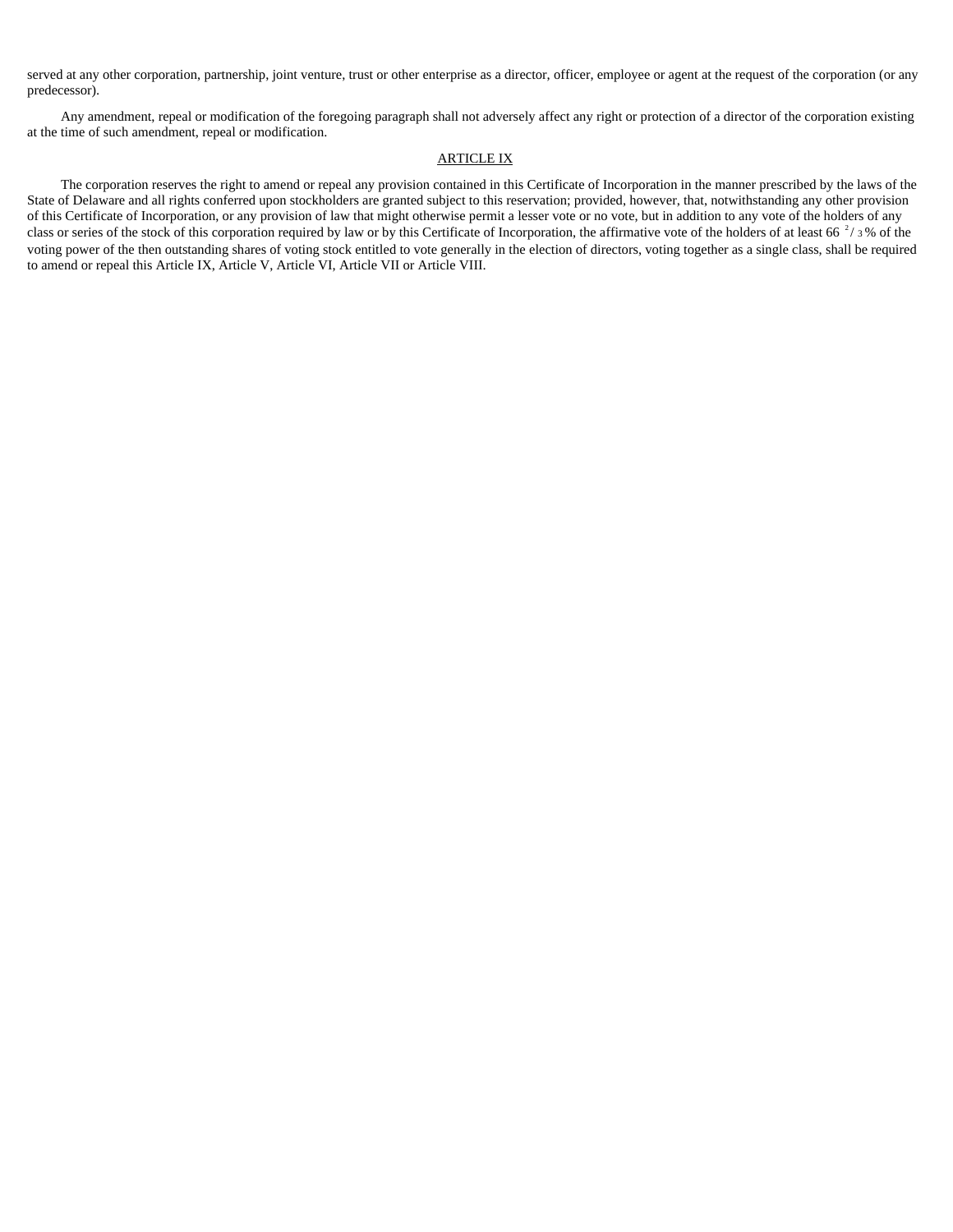served at any other corporation, partnership, joint venture, trust or other enterprise as a director, officer, employee or agent at the request of the corporation (or any predecessor).

Any amendment, repeal or modification of the foregoing paragraph shall not adversely affect any right or protection of a director of the corporation existing at the time of such amendment, repeal or modification.

ARTICLE IX

The corporation reserves the right to amend or repeal any provision contained in this Certificate of Incorporation in the manner prescribed by the laws of the State of Delaware and all rights conferred upon stockholders are granted subject to this reservation; provided, however, that, notwithstanding any other provision of this Certificate of Incorporation, or any provision of law that might otherwise permit a lesser vote or no vote, but in addition to any vote of the holders of any class or series of the stock of this corporation required by law or by this Certificate of Incorporation, the affirmative vote of the holders of at least 66 $^{2}/_{3}$% of the voting power of the then outstanding shares of voting stock entitled to vote generally in the election of directors, voting together as a single class, shall be required to amend or repeal this Article IX, Article V, Article VI, Article VII or Article VIII.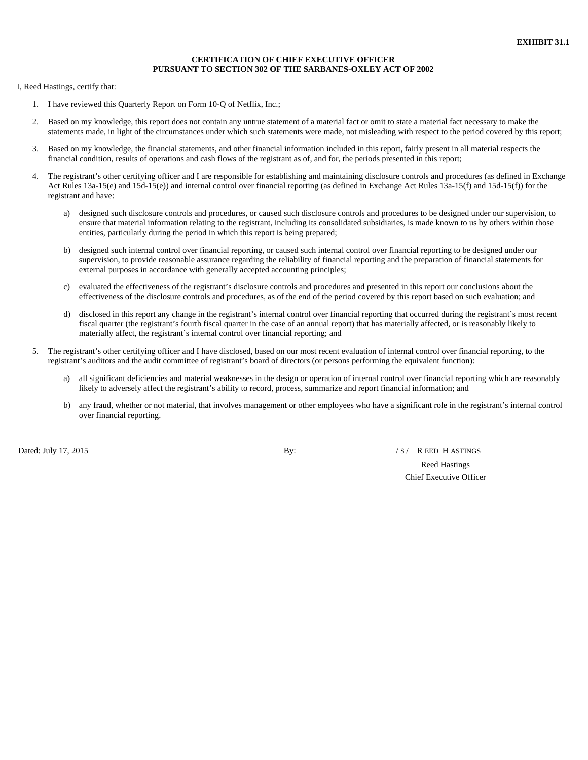**EXHIBIT 31.1**

**CERTIFICATION OF CHIEF EXECUTIVE OFFICER**
**PURSUANT TO SECTION 302 OF THE SARBANES-OXLEY ACT OF 2002**

I, Reed Hastings, certify that:

1. I have reviewed this Quarterly Report on Form 10-Q of Netflix, Inc.;

2. Based on my knowledge, this report does not contain any untrue statement of a material fact or omit to state a material fact necessary to make the statements made, in light of the circumstances under which such statements were made, not misleading with respect to the period covered by this report;

3. Based on my knowledge, the financial statements, and other financial information included in this report, fairly present in all material respects the financial condition, results of operations and cash flows of the registrant as of, and for, the periods presented in this report;

4. The registrant's other certifying officer and I are responsible for establishing and maintaining disclosure controls and procedures (as defined in Exchange Act Rules 13a-15(e) and 15d-15(e)) and internal control over financial reporting (as defined in Exchange Act Rules 13a-15(f) and 15d-15(f)) for the registrant and have:

   a) designed such disclosure controls and procedures, or caused such disclosure controls and procedures to be designed under our supervision, to ensure that material information relating to the registrant, including its consolidated subsidiaries, is made known to us by others within those entities, particularly during the period in which this report is being prepared;

   b) designed such internal control over financial reporting, or caused such internal control over financial reporting to be designed under our supervision, to provide reasonable assurance regarding the reliability of financial reporting and the preparation of financial statements for external purposes in accordance with generally accepted accounting principles;

   c) evaluated the effectiveness of the registrant's disclosure controls and procedures and presented in this report our conclusions about the effectiveness of the disclosure controls and procedures, as of the end of the period covered by this report based on such evaluation; and

   d) disclosed in this report any change in the registrant's internal control over financial reporting that occurred during the registrant's most recent fiscal quarter (the registrant's fourth fiscal quarter in the case of an annual report) that has materially affected, or is reasonably likely to materially affect, the registrant's internal control over financial reporting; and

5. The registrant's other certifying officer and I have disclosed, based on our most recent evaluation of internal control over financial reporting, to the registrant's auditors and the audit committee of registrant's board of directors (or persons performing the equivalent function):

   a) all significant deficiencies and material weaknesses in the design or operation of internal control over financial reporting which are reasonably likely to adversely affect the registrant's ability to record, process, summarize and report financial information; and

   b) any fraud, whether or not material, that involves management or other employees who have a significant role in the registrant's internal control over financial reporting.

Dated: July 17, 2015

By: /s/ Reed Hastings

Reed Hastings

Chief Executive Officer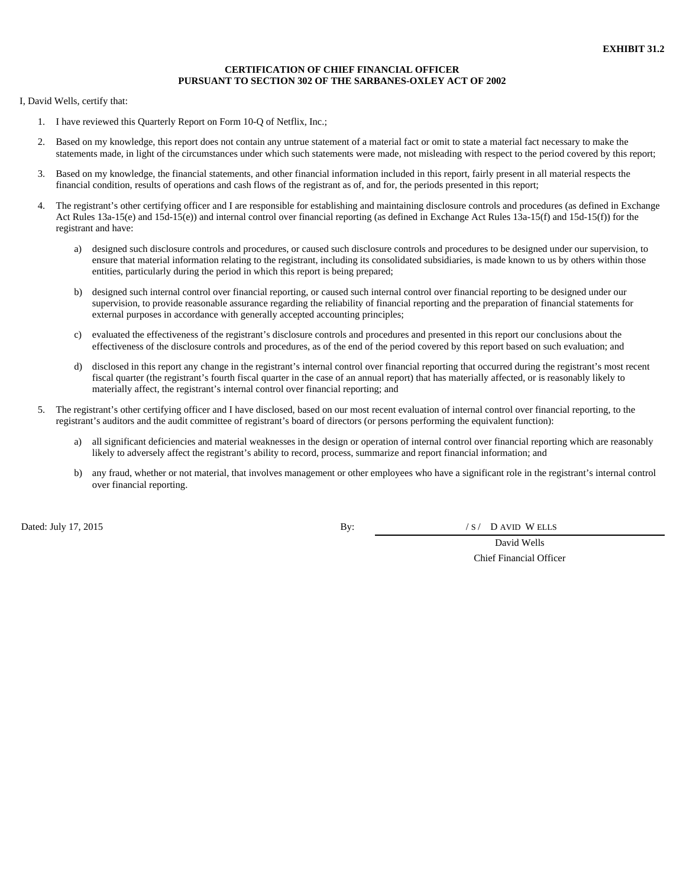**EXHIBIT 31.2**

**CERTIFICATION OF CHIEF FINANCIAL OFFICER PURSUANT TO SECTION 302 OF THE SARBANES-OXLEY ACT OF 2002**

I, David Wells, certify that:

1. I have reviewed this Quarterly Report on Form 10-Q of Netflix, Inc.;
2. Based on my knowledge, this report does not contain any untrue statement of a material fact or omit to state a material fact necessary to make the statements made, in light of the circumstances under which such statements were made, not misleading with respect to the period covered by this report;
3. Based on my knowledge, the financial statements, and other financial information included in this report, fairly present in all material respects the financial condition, results of operations and cash flows of the registrant as of, and for, the periods presented in this report;
4. The registrant's other certifying officer and I are responsible for establishing and maintaining disclosure controls and procedures (as defined in Exchange Act Rules 13a-15(e) and 15d-15(e)) and internal control over financial reporting (as defined in Exchange Act Rules 13a-15(f) and 15d-15(f)) for the registrant and have:
   a) designed such disclosure controls and procedures, or caused such disclosure controls and procedures to be designed under our supervision, to ensure that material information relating to the registrant, including its consolidated subsidiaries, is made known to us by others within those entities, particularly during the period in which this report is being prepared;
   b) designed such internal control over financial reporting, or caused such internal control over financial reporting to be designed under our supervision, to provide reasonable assurance regarding the reliability of financial reporting and the preparation of financial statements for external purposes in accordance with generally accepted accounting principles;
   c) evaluated the effectiveness of the registrant's disclosure controls and procedures and presented in this report our conclusions about the effectiveness of the disclosure controls and procedures, as of the end of the period covered by this report based on such evaluation; and
   d) disclosed in this report any change in the registrant's internal control over financial reporting that occurred during the registrant's most recent fiscal quarter (the registrant's fourth fiscal quarter in the case of an annual report) that has materially affected, or is reasonably likely to materially affect, the registrant's internal control over financial reporting; and
5. The registrant's other certifying officer and I have disclosed, based on our most recent evaluation of internal control over financial reporting, to the registrant's auditors and the audit committee of registrant's board of directors (or persons performing the equivalent function):
   a) all significant deficiencies and material weaknesses in the design or operation of internal control over financial reporting which are reasonably likely to adversely affect the registrant's ability to record, process, summarize and report financial information; and
   b) any fraud, whether or not material, that involves management or other employees who have a significant role in the registrant's internal control over financial reporting.

Dated: July 17, 2015

By: /s/ David Wells

David Wells

Chief Financial Officer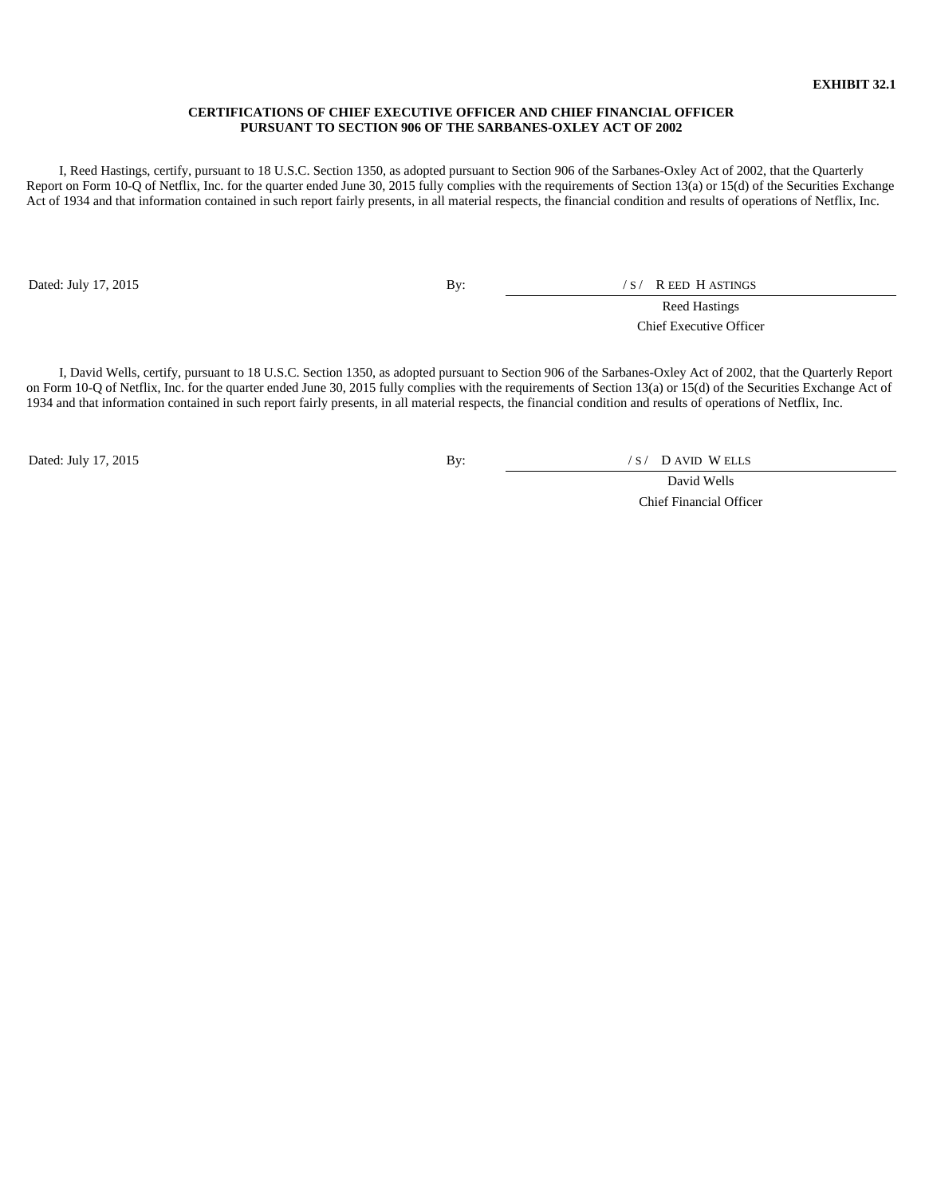**EXHIBIT 32.1**

**CERTIFICATIONS OF CHIEF EXECUTIVE OFFICER AND CHIEF FINANCIAL OFFICER PURSUANT TO SECTION 906 OF THE SARBANES-OXLEY ACT OF 2002**

I, Reed Hastings, certify, pursuant to 18 U.S.C. Section 1350, as adopted pursuant to Section 906 of the Sarbanes-Oxley Act of 2002, that the Quarterly Report on Form 10-Q of Netflix, Inc. for the quarter ended June 30, 2015 fully complies with the requirements of Section 13(a) or 15(d) of the Securities Exchange Act of 1934 and that information contained in such report fairly presents, in all material respects, the financial condition and results of operations of Netflix, Inc.

| | | |
|---|---|---|
| Dated: July 17, 2015 | By: | /s/ Reed Hastings |
| | | Reed Hastings |
| | | Chief Executive Officer |

I, David Wells, certify, pursuant to 18 U.S.C. Section 1350, as adopted pursuant to Section 906 of the Sarbanes-Oxley Act of 2002, that the Quarterly Report on Form 10-Q of Netflix, Inc. for the quarter ended June 30, 2015 fully complies with the requirements of Section 13(a) or 15(d) of the Securities Exchange Act of 1934 and that information contained in such report fairly presents, in all material respects, the financial condition and results of operations of Netflix, Inc.

| | | |
|---|---|---|
| Dated: July 17, 2015 | By: | /s/ David Wells |
| | | David Wells |
| | | Chief Financial Officer |